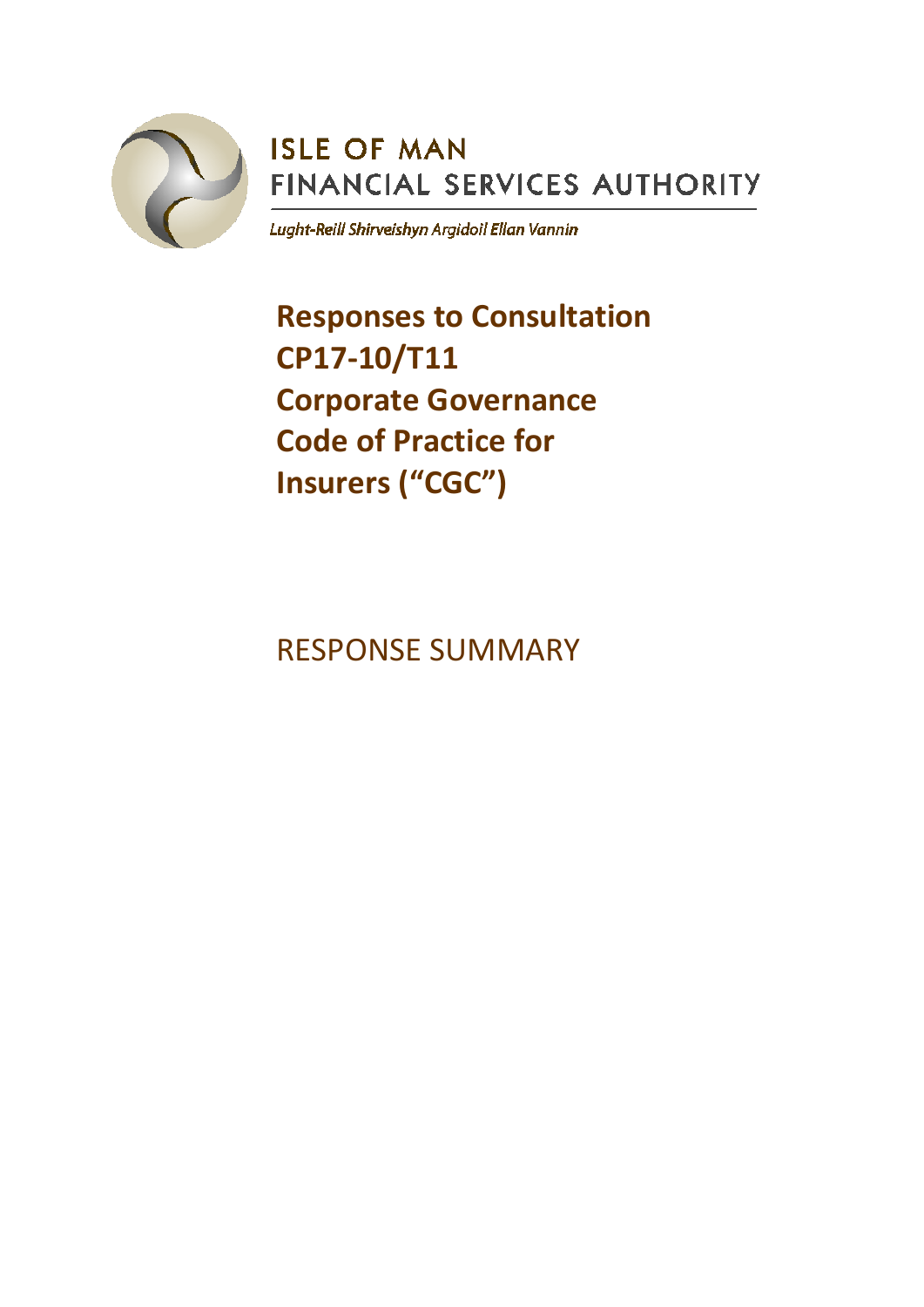ISLE OF MAN
FINANCIAL SERVICES AUTHORITY

*Lught-Reill Shirveishyn Argidoil Ellan Vannin*

# Responses to Consultation CP17-10/T11 Corporate Governance Code of Practice for Insurers (“CGC”)

## RESPONSE SUMMARY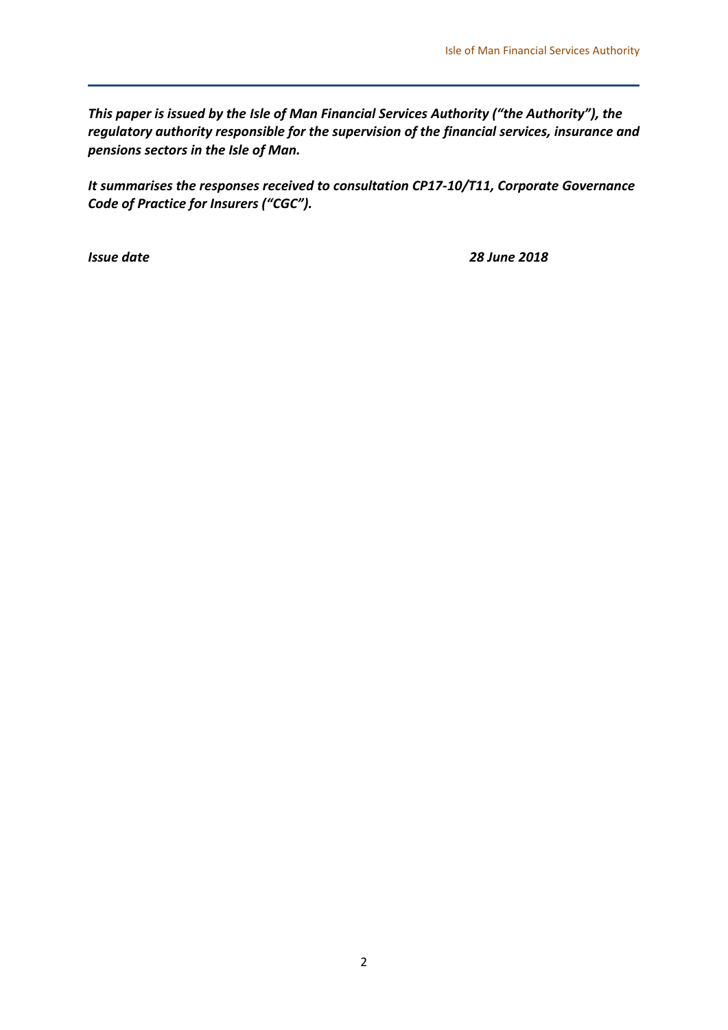***This paper is issued by the Isle of Man Financial Services Authority ("the Authority"), the regulatory authority responsible for the supervision of the financial services, insurance and pensions sectors in the Isle of Man.***

***It summarises the responses received to consultation CP17-10/T11, Corporate Governance Code of Practice for Insurers ("CGC").***

***Issue date*** ***28 June 2018***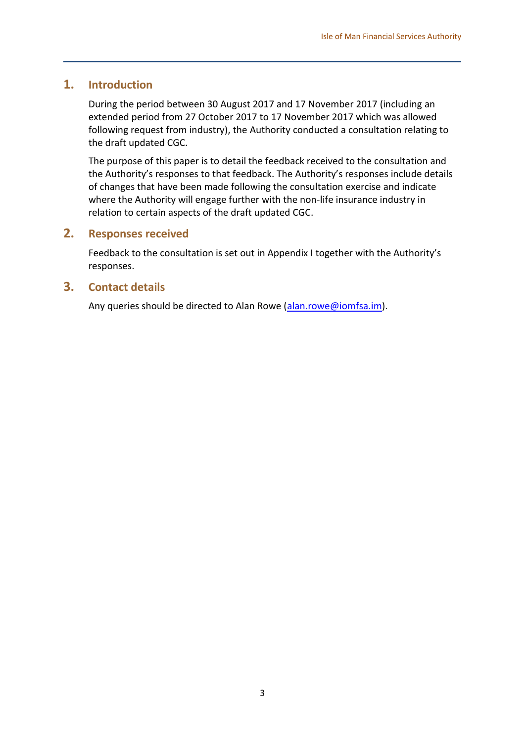## 1. Introduction

During the period between 30 August 2017 and 17 November 2017 (including an extended period from 27 October 2017 to 17 November 2017 which was allowed following request from industry), the Authority conducted a consultation relating to the draft updated CGC.

The purpose of this paper is to detail the feedback received to the consultation and the Authority's responses to that feedback. The Authority's responses include details of changes that have been made following the consultation exercise and indicate where the Authority will engage further with the non-life insurance industry in relation to certain aspects of the draft updated CGC.

## 2. Responses received

Feedback to the consultation is set out in Appendix I together with the Authority's responses.

## 3. Contact details

Any queries should be directed to Alan Rowe (alan.rowe@iomfsa.im).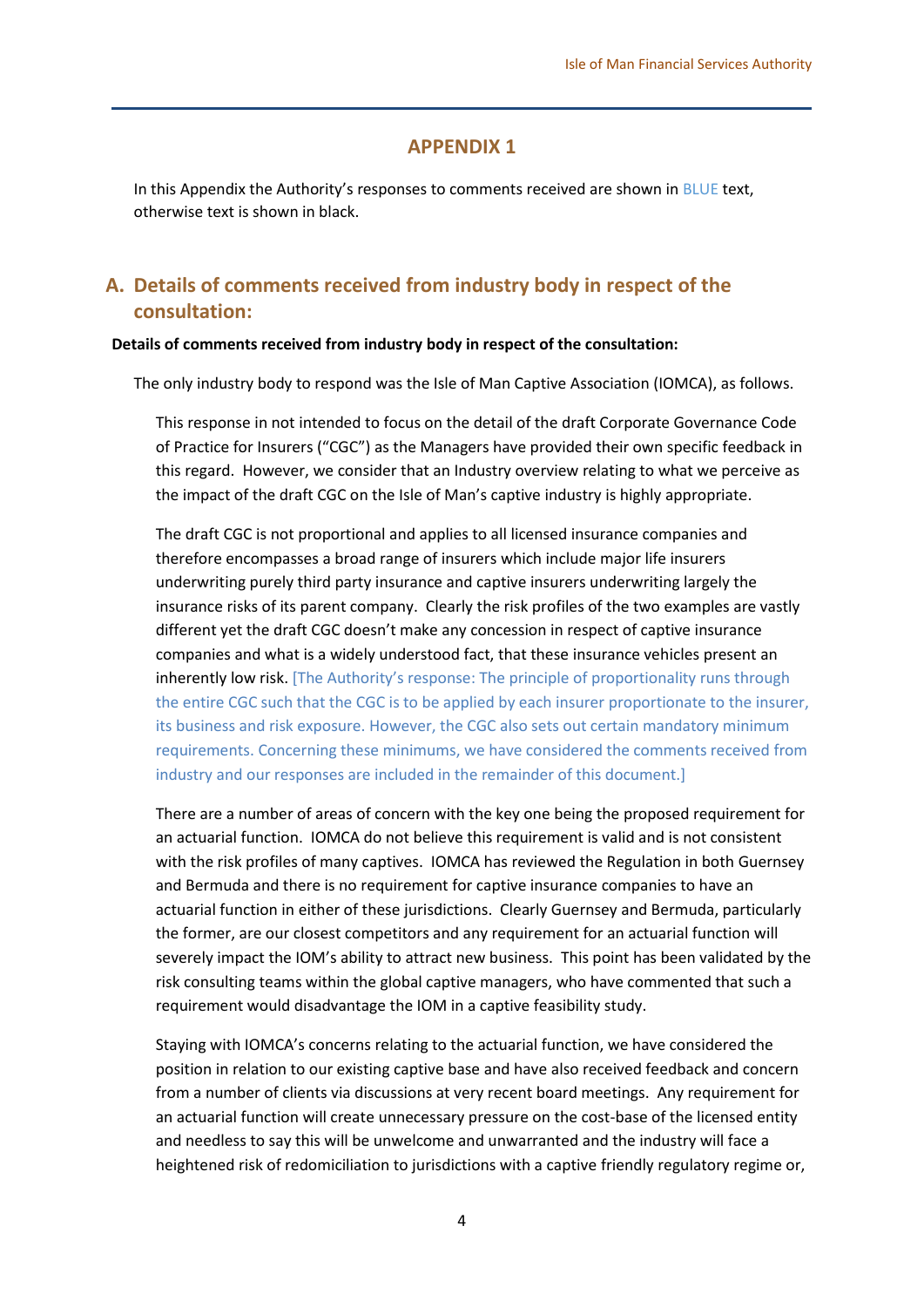## APPENDIX 1

In this Appendix the Authority's responses to comments received are shown in BLUE text, otherwise text is shown in black.

## A. Details of comments received from industry body in respect of the consultation:

**Details of comments received from industry body in respect of the consultation:**

The only industry body to respond was the Isle of Man Captive Association (IOMCA), as follows.

This response in not intended to focus on the detail of the draft Corporate Governance Code of Practice for Insurers ("CGC") as the Managers have provided their own specific feedback in this regard. However, we consider that an Industry overview relating to what we perceive as the impact of the draft CGC on the Isle of Man's captive industry is highly appropriate.

The draft CGC is not proportional and applies to all licensed insurance companies and therefore encompasses a broad range of insurers which include major life insurers underwriting purely third party insurance and captive insurers underwriting largely the insurance risks of its parent company. Clearly the risk profiles of the two examples are vastly different yet the draft CGC doesn't make any concession in respect of captive insurance companies and what is a widely understood fact, that these insurance vehicles present an inherently low risk. [The Authority's response: The principle of proportionality runs through the entire CGC such that the CGC is to be applied by each insurer proportionate to the insurer, its business and risk exposure. However, the CGC also sets out certain mandatory minimum requirements. Concerning these minimums, we have considered the comments received from industry and our responses are included in the remainder of this document.]

There are a number of areas of concern with the key one being the proposed requirement for an actuarial function. IOMCA do not believe this requirement is valid and is not consistent with the risk profiles of many captives. IOMCA has reviewed the Regulation in both Guernsey and Bermuda and there is no requirement for captive insurance companies to have an actuarial function in either of these jurisdictions. Clearly Guernsey and Bermuda, particularly the former, are our closest competitors and any requirement for an actuarial function will severely impact the IOM's ability to attract new business. This point has been validated by the risk consulting teams within the global captive managers, who have commented that such a requirement would disadvantage the IOM in a captive feasibility study.

Staying with IOMCA's concerns relating to the actuarial function, we have considered the position in relation to our existing captive base and have also received feedback and concern from a number of clients via discussions at very recent board meetings. Any requirement for an actuarial function will create unnecessary pressure on the cost-base of the licensed entity and needless to say this will be unwelcome and unwarranted and the industry will face a heightened risk of redomiciliation to jurisdictions with a captive friendly regulatory regime or,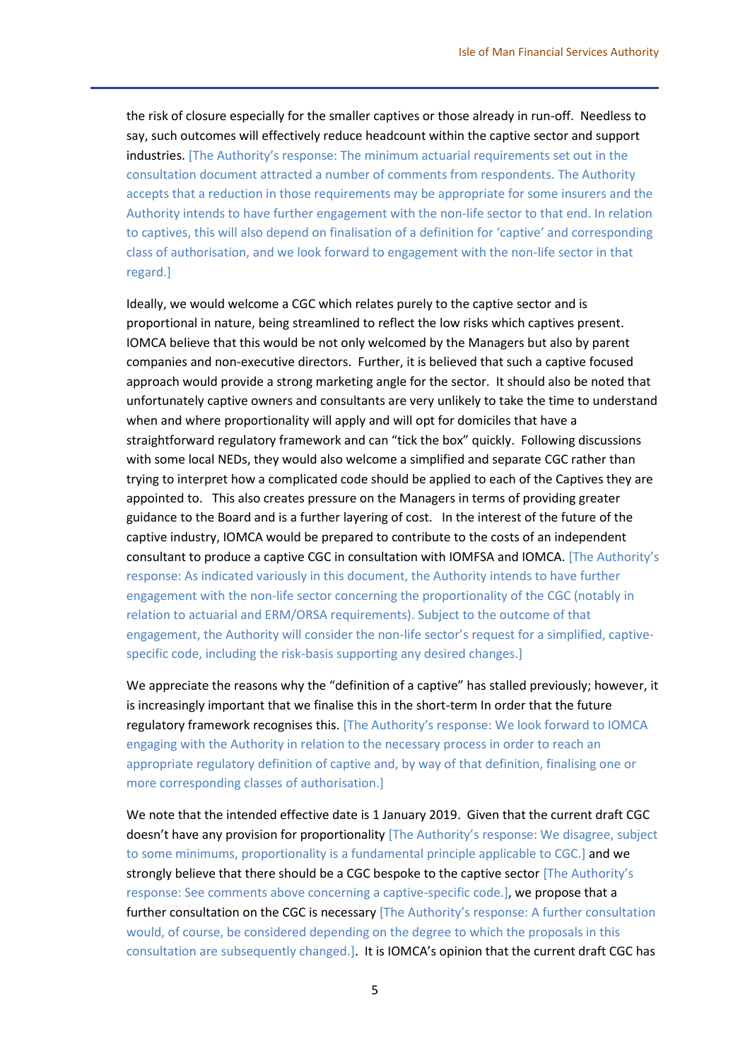the risk of closure especially for the smaller captives or those already in run-off. Needless to say, such outcomes will effectively reduce headcount within the captive sector and support industries. [The Authority's response: The minimum actuarial requirements set out in the consultation document attracted a number of comments from respondents. The Authority accepts that a reduction in those requirements may be appropriate for some insurers and the Authority intends to have further engagement with the non-life sector to that end. In relation to captives, this will also depend on finalisation of a definition for 'captive' and corresponding class of authorisation, and we look forward to engagement with the non-life sector in that regard.]

Ideally, we would welcome a CGC which relates purely to the captive sector and is proportional in nature, being streamlined to reflect the low risks which captives present. IOMCA believe that this would be not only welcomed by the Managers but also by parent companies and non-executive directors. Further, it is believed that such a captive focused approach would provide a strong marketing angle for the sector. It should also be noted that unfortunately captive owners and consultants are very unlikely to take the time to understand when and where proportionality will apply and will opt for domiciles that have a straightforward regulatory framework and can "tick the box" quickly. Following discussions with some local NEDs, they would also welcome a simplified and separate CGC rather than trying to interpret how a complicated code should be applied to each of the Captives they are appointed to. This also creates pressure on the Managers in terms of providing greater guidance to the Board and is a further layering of cost. In the interest of the future of the captive industry, IOMCA would be prepared to contribute to the costs of an independent consultant to produce a captive CGC in consultation with IOMFSA and IOMCA. [The Authority's response: As indicated variously in this document, the Authority intends to have further engagement with the non-life sector concerning the proportionality of the CGC (notably in relation to actuarial and ERM/ORSA requirements). Subject to the outcome of that engagement, the Authority will consider the non-life sector's request for a simplified, captive-specific code, including the risk-basis supporting any desired changes.]

We appreciate the reasons why the "definition of a captive" has stalled previously; however, it is increasingly important that we finalise this in the short-term In order that the future regulatory framework recognises this. [The Authority's response: We look forward to IOMCA engaging with the Authority in relation to the necessary process in order to reach an appropriate regulatory definition of captive and, by way of that definition, finalising one or more corresponding classes of authorisation.]

We note that the intended effective date is 1 January 2019. Given that the current draft CGC doesn't have any provision for proportionality [The Authority's response: We disagree, subject to some minimums, proportionality is a fundamental principle applicable to CGC.] and we strongly believe that there should be a CGC bespoke to the captive sector [The Authority's response: See comments above concerning a captive-specific code.], we propose that a further consultation on the CGC is necessary [The Authority's response: A further consultation would, of course, be considered depending on the degree to which the proposals in this consultation are subsequently changed.]. It is IOMCA's opinion that the current draft CGC has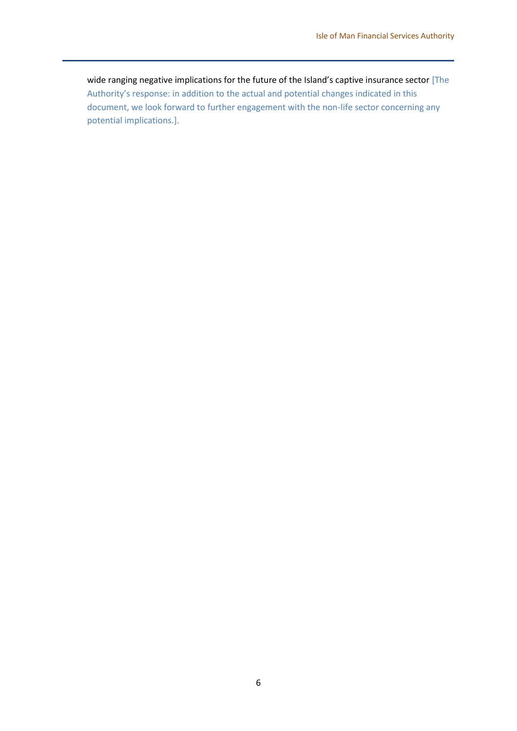wide ranging negative implications for the future of the Island's captive insurance sector [The Authority's response: in addition to the actual and potential changes indicated in this document, we look forward to further engagement with the non-life sector concerning any potential implications.].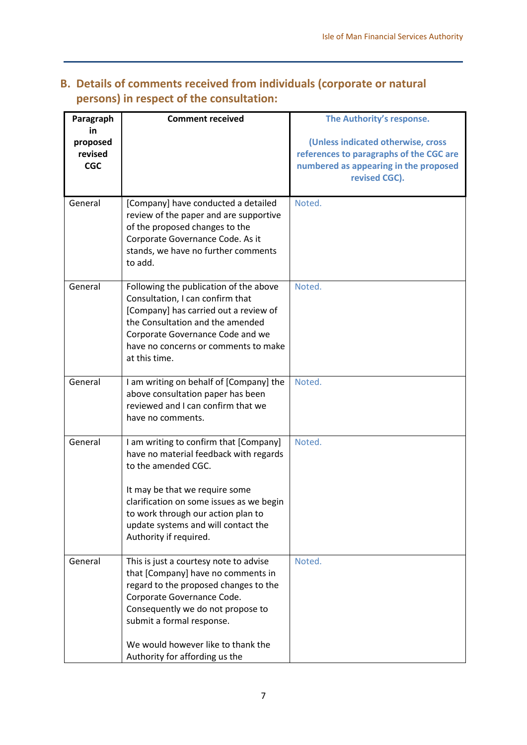## B. Details of comments received from individuals (corporate or natural persons) in respect of the consultation:

| Paragraph in proposed revised CGC | Comment received | The Authority's response. (Unless indicated otherwise, cross references to paragraphs of the CGC are numbered as appearing in the proposed revised CGC). |
|---|---|---|
| General | [Company] have conducted a detailed review of the paper and are supportive of the proposed changes to the Corporate Governance Code. As it stands, we have no further comments to add. | Noted. |
| General | Following the publication of the above Consultation, I can confirm that [Company] has carried out a review of the Consultation and the amended Corporate Governance Code and we have no concerns or comments to make at this time. | Noted. |
| General | I am writing on behalf of [Company] the above consultation paper has been reviewed and I can confirm that we have no comments. | Noted. |
| General | I am writing to confirm that [Company] have no material feedback with regards to the amended CGC.<br><br>It may be that we require some clarification on some issues as we begin to work through our action plan to update systems and will contact the Authority if required. | Noted. |
| General | This is just a courtesy note to advise that [Company] have no comments in regard to the proposed changes to the Corporate Governance Code. Consequently we do not propose to submit a formal response.<br><br>We would however like to thank the Authority for affording us the | Noted. |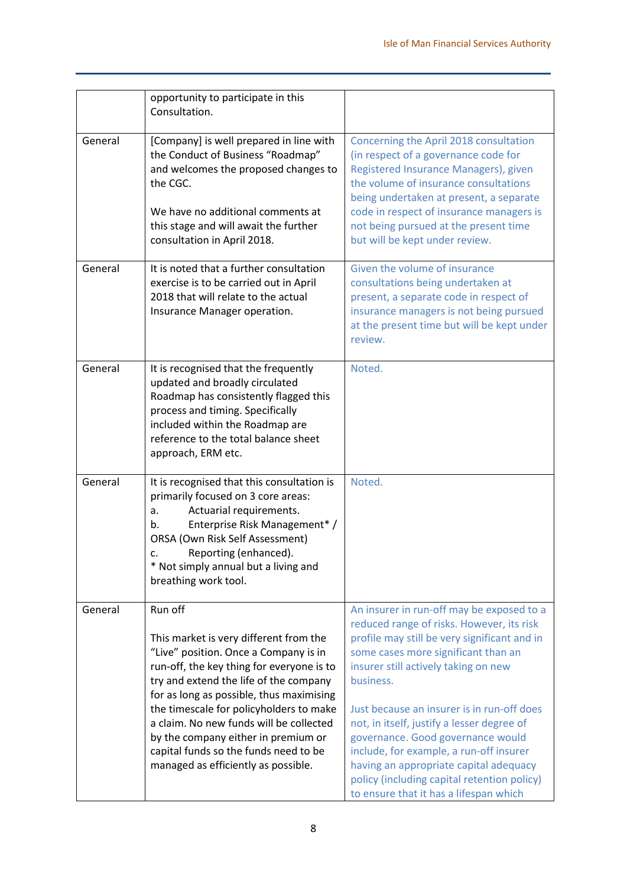| | | |
|---|---|---|
| | opportunity to participate in this Consultation. | |
| General | [Company] is well prepared in line with the Conduct of Business "Roadmap" and welcomes the proposed changes to the CGC.<br><br>We have no additional comments at this stage and will await the further consultation in April 2018. | Concerning the April 2018 consultation (in respect of a governance code for Registered Insurance Managers), given the volume of insurance consultations being undertaken at present, a separate code in respect of insurance managers is not being pursued at the present time but will be kept under review. |
| General | It is noted that a further consultation exercise is to be carried out in April 2018 that will relate to the actual Insurance Manager operation. | Given the volume of insurance consultations being undertaken at present, a separate code in respect of insurance managers is not being pursued at the present time but will be kept under review. |
| General | It is recognised that the frequently updated and broadly circulated Roadmap has consistently flagged this process and timing. Specifically included within the Roadmap are reference to the total balance sheet approach, ERM etc. | Noted. |
| General | It is recognised that this consultation is primarily focused on 3 core areas:<br>a. Actuarial requirements.<br>b. Enterprise Risk Management* / ORSA (Own Risk Self Assessment)<br>c. Reporting (enhanced).<br>* Not simply annual but a living and breathing work tool. | Noted. |
| General | Run off<br><br>This market is very different from the "Live" position. Once a Company is in run-off, the key thing for everyone is to try and extend the life of the company for as long as possible, thus maximising the timescale for policyholders to make a claim. No new funds will be collected by the company either in premium or capital funds so the funds need to be managed as efficiently as possible. | An insurer in run-off may be exposed to a reduced range of risks. However, its risk profile may still be very significant and in some cases more significant than an insurer still actively taking on new business.<br><br>Just because an insurer is in run-off does not, in itself, justify a lesser degree of governance. Good governance would include, for example, a run-off insurer having an appropriate capital adequacy policy (including capital retention policy) to ensure that it has a lifespan which |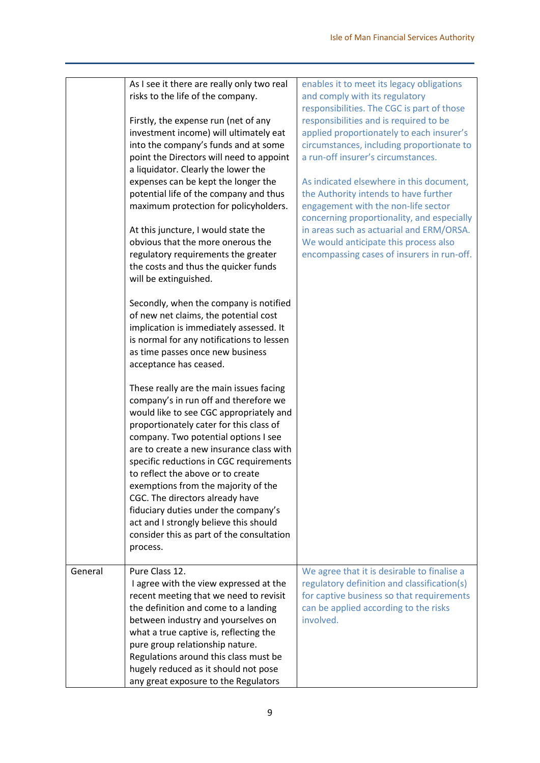| | | |
|---|---|---|
| | As I see it there are really only two real risks to the life of the company.<br><br>Firstly, the expense run (net of any investment income) will ultimately eat into the company's funds and at some point the Directors will need to appoint a liquidator. Clearly the lower the expenses can be kept the longer the potential life of the company and thus maximum protection for policyholders.<br><br>At this juncture, I would state the obvious that the more onerous the regulatory requirements the greater the costs and thus the quicker funds will be extinguished.<br><br>Secondly, when the company is notified of new net claims, the potential cost implication is immediately assessed. It is normal for any notifications to lessen as time passes once new business acceptance has ceased.<br><br>These really are the main issues facing company's in run off and therefore we would like to see CGC appropriately and proportionately cater for this class of company. Two potential options I see are to create a new insurance class with specific reductions in CGC requirements to reflect the above or to create exemptions from the majority of the CGC. The directors already have fiduciary duties under the company's act and I strongly believe this should consider this as part of the consultation process. | enables it to meet its legacy obligations and comply with its regulatory responsibilities. The CGC is part of those responsibilities and is required to be applied proportionately to each insurer's circumstances, including proportionate to a run-off insurer's circumstances.<br><br>As indicated elsewhere in this document, the Authority intends to have further engagement with the non-life sector concerning proportionality, and especially in areas such as actuarial and ERM/ORSA. We would anticipate this process also encompassing cases of insurers in run-off. |
| General | Pure Class 12.<br>I agree with the view expressed at the recent meeting that we need to revisit the definition and come to a landing between industry and yourselves on what a true captive is, reflecting the pure group relationship nature. Regulations around this class must be hugely reduced as it should not pose any great exposure to the Regulators | We agree that it is desirable to finalise a regulatory definition and classification(s) for captive business so that requirements can be applied according to the risks involved. |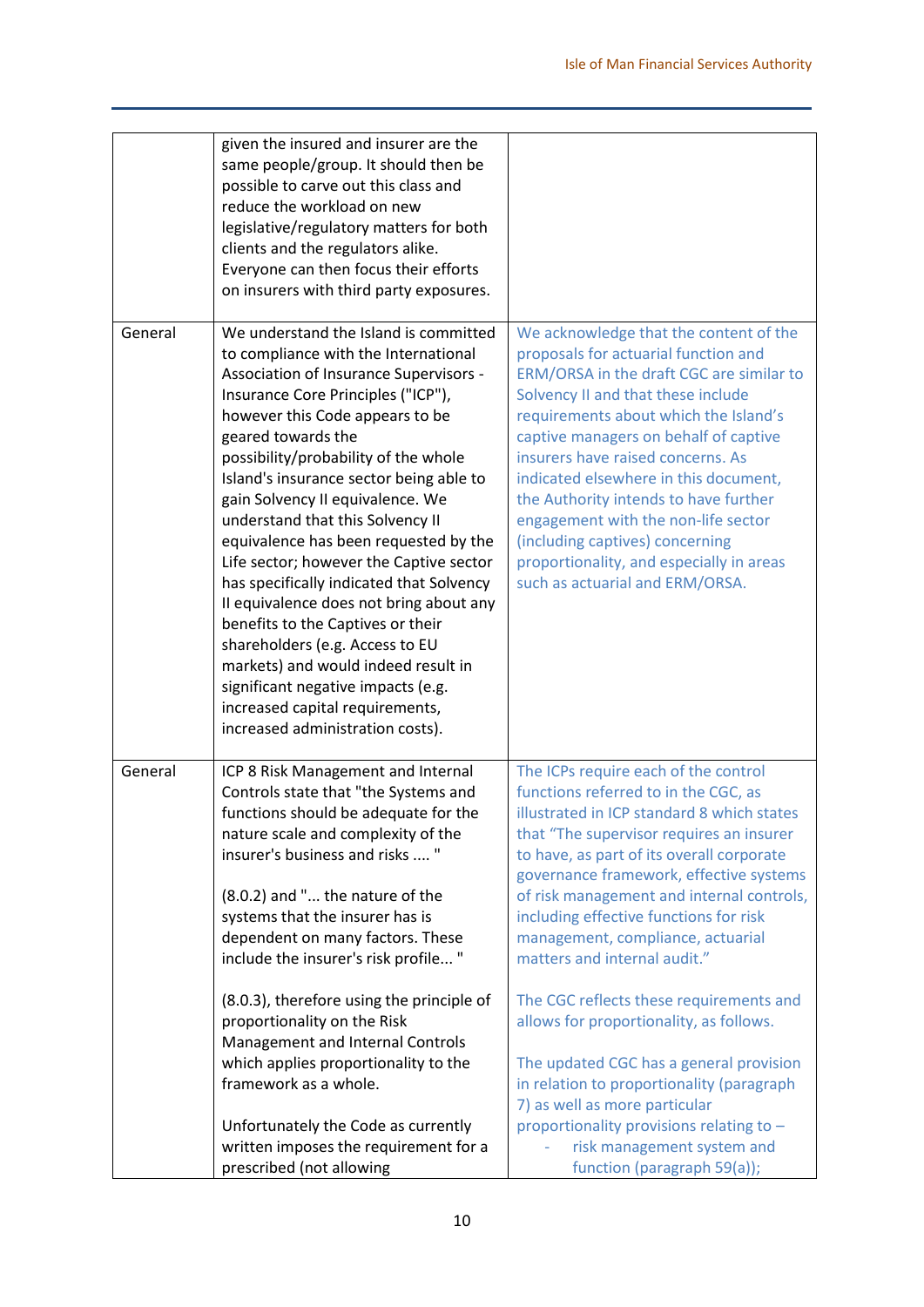| | | |
|---|---|---|
| | given the insured and insurer are the same people/group. It should then be possible to carve out this class and reduce the workload on new legislative/regulatory matters for both clients and the regulators alike. Everyone can then focus their efforts on insurers with third party exposures. | |
| General | We understand the Island is committed to compliance with the International Association of Insurance Supervisors - Insurance Core Principles ("ICP"), however this Code appears to be geared towards the possibility/probability of the whole Island's insurance sector being able to gain Solvency II equivalence. We understand that this Solvency II equivalence has been requested by the Life sector; however the Captive sector has specifically indicated that Solvency II equivalence does not bring about any benefits to the Captives or their shareholders (e.g. Access to EU markets) and would indeed result in significant negative impacts (e.g. increased capital requirements, increased administration costs). | We acknowledge that the content of the proposals for actuarial function and ERM/ORSA in the draft CGC are similar to Solvency II and that these include requirements about which the Island's captive managers on behalf of captive insurers have raised concerns. As indicated elsewhere in this document, the Authority intends to have further engagement with the non-life sector (including captives) concerning proportionality, and especially in areas such as actuarial and ERM/ORSA. |
| General | ICP 8 Risk Management and Internal Controls state that "the Systems and functions should be adequate for the nature scale and complexity of the insurer's business and risks .... "<br><br>(8.0.2) and "... the nature of the systems that the insurer has is dependent on many factors. These include the insurer's risk profile... "<br><br>(8.0.3), therefore using the principle of proportionality on the Risk Management and Internal Controls which applies proportionality to the framework as a whole.<br><br>Unfortunately the Code as currently written imposes the requirement for a prescribed (not allowing | The ICPs require each of the control functions referred to in the CGC, as illustrated in ICP standard 8 which states that "The supervisor requires an insurer to have, as part of its overall corporate governance framework, effective systems of risk management and internal controls, including effective functions for risk management, compliance, actuarial matters and internal audit."<br><br>The CGC reflects these requirements and allows for proportionality, as follows.<br><br>The updated CGC has a general provision in relation to proportionality (paragraph 7) as well as more particular proportionality provisions relating to –<br>- risk management system and function (paragraph 59(a)); |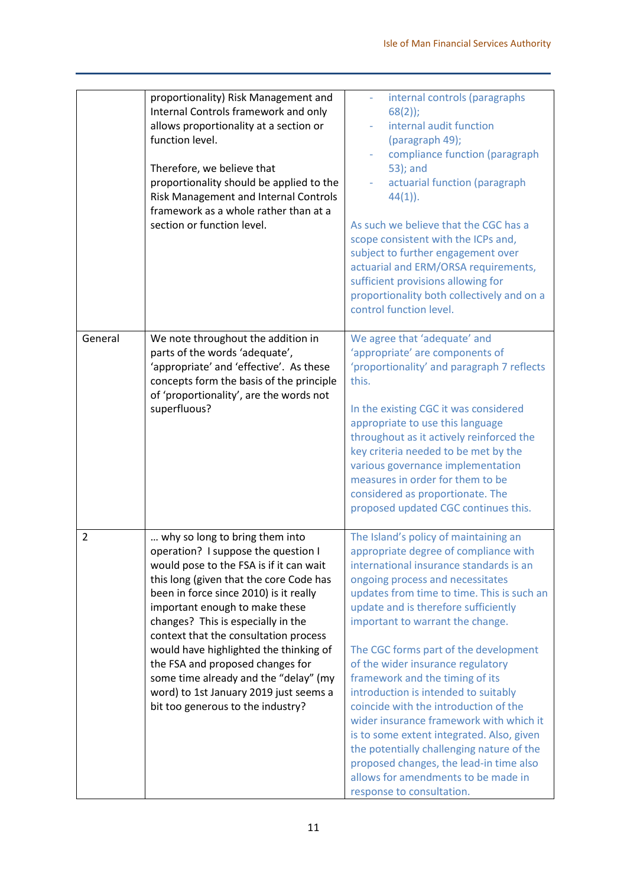| | | |
|---|---|---|
| | proportionality) Risk Management and Internal Controls framework and only allows proportionality at a section or function level.<br><br>Therefore, we believe that proportionality should be applied to the Risk Management and Internal Controls framework as a whole rather than at a section or function level. | - internal controls (paragraphs 68(2));<br>- internal audit function (paragraph 49);<br>- compliance function (paragraph 53); and<br>- actuarial function (paragraph 44(1)).<br><br>As such we believe that the CGC has a scope consistent with the ICPs and, subject to further engagement over actuarial and ERM/ORSA requirements, sufficient provisions allowing for proportionality both collectively and on a control function level. |
| General | We note throughout the addition in parts of the words 'adequate', 'appropriate' and 'effective'. As these concepts form the basis of the principle of 'proportionality', are the words not superfluous? | We agree that 'adequate' and 'appropriate' are components of 'proportionality' and paragraph 7 reflects this.<br><br>In the existing CGC it was considered appropriate to use this language throughout as it actively reinforced the key criteria needed to be met by the various governance implementation measures in order for them to be considered as proportionate. The proposed updated CGC continues this. |
| 2 | … why so long to bring them into operation? I suppose the question I would pose to the FSA is if it can wait this long (given that the core Code has been in force since 2010) is it really important enough to make these changes? This is especially in the context that the consultation process would have highlighted the thinking of the FSA and proposed changes for some time already and the "delay" (my word) to 1st January 2019 just seems a bit too generous to the industry? | The Island's policy of maintaining an appropriate degree of compliance with international insurance standards is an ongoing process and necessitates updates from time to time. This is such an update and is therefore sufficiently important to warrant the change.<br><br>The CGC forms part of the development of the wider insurance regulatory framework and the timing of its introduction is intended to suitably coincide with the introduction of the wider insurance framework with which it is to some extent integrated. Also, given the potentially challenging nature of the proposed changes, the lead-in time also allows for amendments to be made in response to consultation. |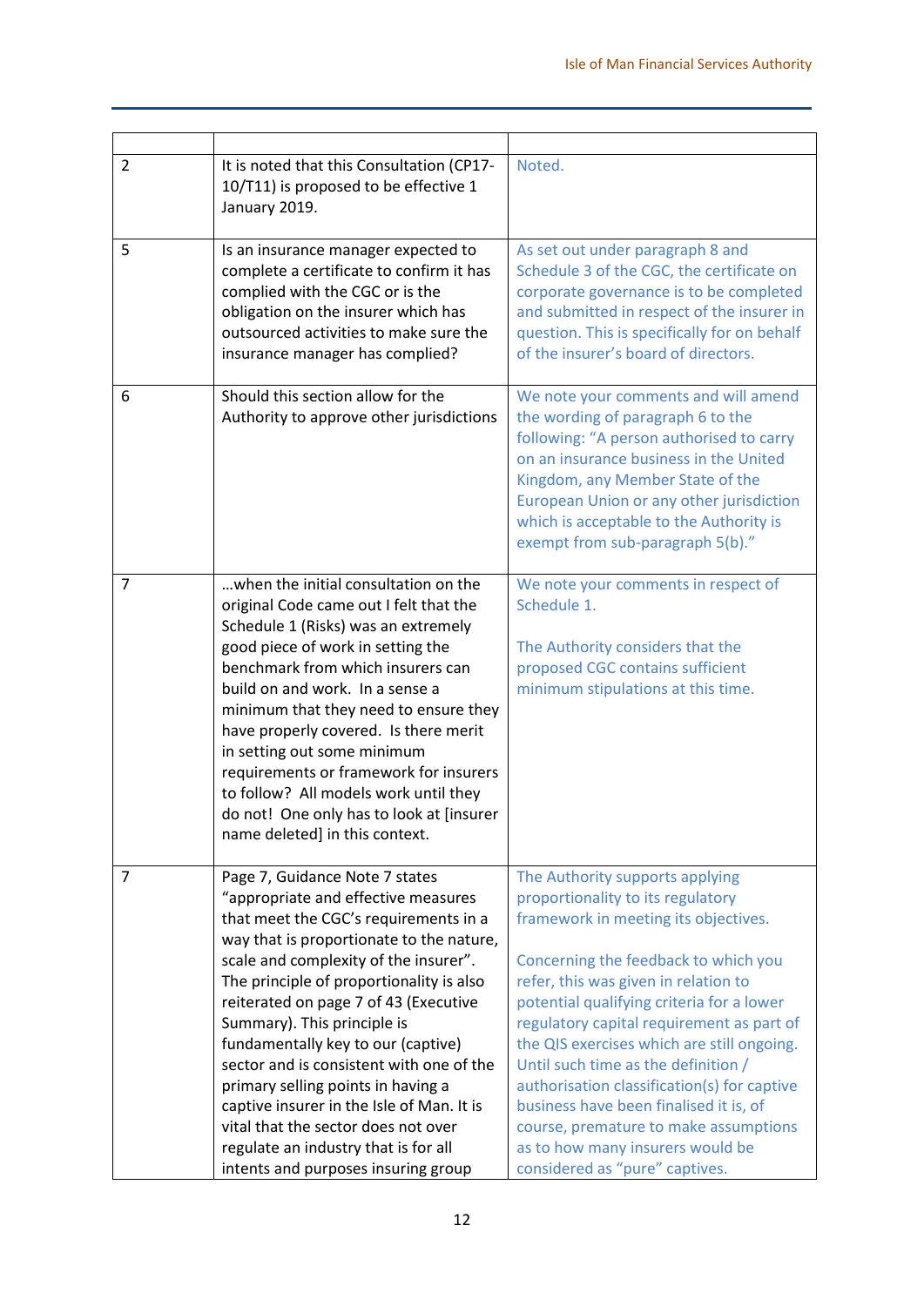| | | |
|---|---|---|
| 2 | It is noted that this Consultation (CP17-10/T11) is proposed to be effective 1 January 2019. | Noted. |
| 5 | Is an insurance manager expected to complete a certificate to confirm it has complied with the CGC or is the obligation on the insurer which has outsourced activities to make sure the insurance manager has complied? | As set out under paragraph 8 and Schedule 3 of the CGC, the certificate on corporate governance is to be completed and submitted in respect of the insurer in question. This is specifically for on behalf of the insurer's board of directors. |
| 6 | Should this section allow for the Authority to approve other jurisdictions | We note your comments and will amend the wording of paragraph 6 to the following: "A person authorised to carry on an insurance business in the United Kingdom, any Member State of the European Union or any other jurisdiction which is acceptable to the Authority is exempt from sub-paragraph 5(b)." |
| 7 | …when the initial consultation on the original Code came out I felt that the Schedule 1 (Risks) was an extremely good piece of work in setting the benchmark from which insurers can build on and work. In a sense a minimum that they need to ensure they have properly covered. Is there merit in setting out some minimum requirements or framework for insurers to follow? All models work until they do not! One only has to look at [insurer name deleted] in this context. | We note your comments in respect of Schedule 1.<br><br>The Authority considers that the proposed CGC contains sufficient minimum stipulations at this time. |
| 7 | Page 7, Guidance Note 7 states "appropriate and effective measures that meet the CGC's requirements in a way that is proportionate to the nature, scale and complexity of the insurer". The principle of proportionality is also reiterated on page 7 of 43 (Executive Summary). This principle is fundamentally key to our (captive) sector and is consistent with one of the primary selling points in having a captive insurer in the Isle of Man. It is vital that the sector does not over regulate an industry that is for all intents and purposes insuring group | The Authority supports applying proportionality to its regulatory framework in meeting its objectives.<br><br>Concerning the feedback to which you refer, this was given in relation to potential qualifying criteria for a lower regulatory capital requirement as part of the QIS exercises which are still ongoing. Until such time as the definition / authorisation classification(s) for captive business have been finalised it is, of course, premature to make assumptions as to how many insurers would be considered as "pure" captives. |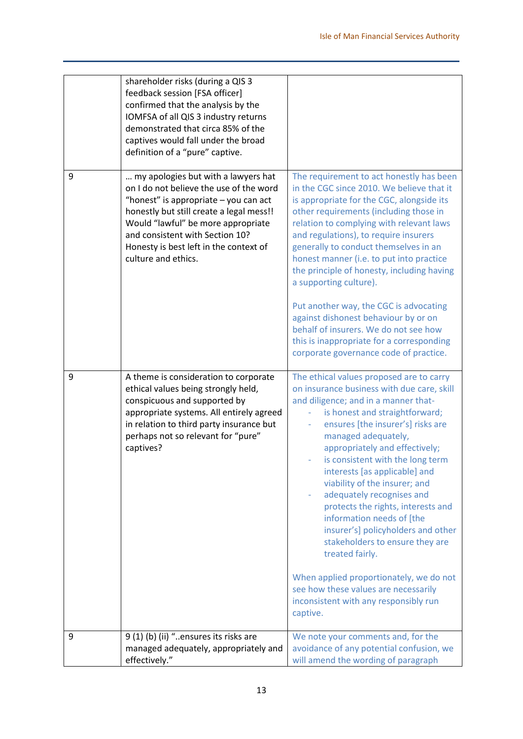|  |  |  |
|---|---|---|
|  | shareholder risks (during a QIS 3 feedback session [FSA officer] confirmed that the analysis by the IOMFSA of all QIS 3 industry returns demonstrated that circa 85% of the captives would fall under the broad definition of a "pure" captive. |  |
| 9 | … my apologies but with a lawyers hat on I do not believe the use of the word "honest" is appropriate – you can act honestly but still create a legal mess!! Would "lawful" be more appropriate and consistent with Section 10? Honesty is best left in the context of culture and ethics. | The requirement to act honestly has been in the CGC since 2010. We believe that it is appropriate for the CGC, alongside its other requirements (including those in relation to complying with relevant laws and regulations), to require insurers generally to conduct themselves in an honest manner (i.e. to put into practice the principle of honesty, including having a supporting culture).<br><br>Put another way, the CGC is advocating against dishonest behaviour by or on behalf of insurers. We do not see how this is inappropriate for a corresponding corporate governance code of practice. |
| 9 | A theme is consideration to corporate ethical values being strongly held, conspicuous and supported by appropriate systems. All entirely agreed in relation to third party insurance but perhaps not so relevant for "pure" captives? | The ethical values proposed are to carry on insurance business with due care, skill and diligence; and in a manner that-<br>- is honest and straightforward;<br>- ensures [the insurer's] risks are managed adequately, appropriately and effectively;<br>- is consistent with the long term interests [as applicable] and viability of the insurer; and<br>- adequately recognises and protects the rights, interests and information needs of [the insurer's] policyholders and other stakeholders to ensure they are treated fairly.<br><br>When applied proportionately, we do not see how these values are necessarily inconsistent with any responsibly run captive. |
| 9 | 9 (1) (b) (ii) "..ensures its risks are managed adequately, appropriately and effectively." | We note your comments and, for the avoidance of any potential confusion, we will amend the wording of paragraph |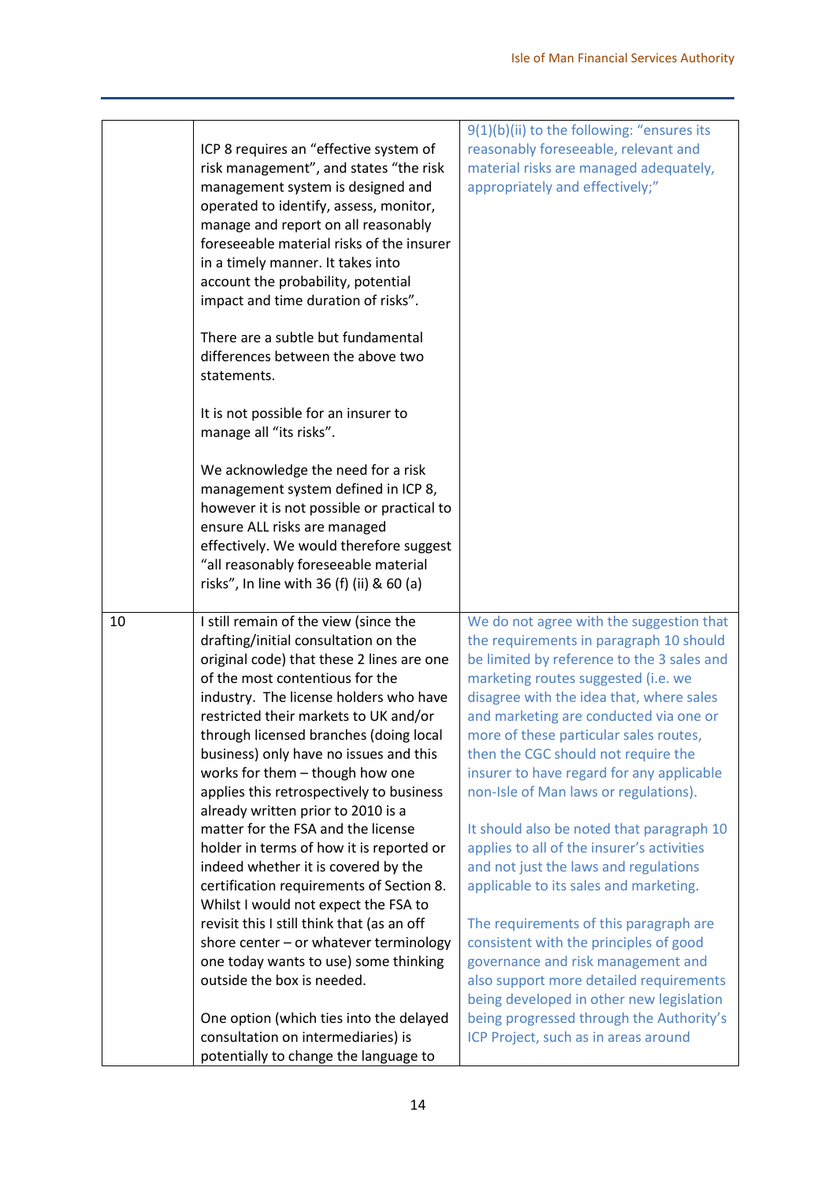| | | |
|---|---|---|
| | ICP 8 requires an "effective system of risk management", and states "the risk management system is designed and operated to identify, assess, monitor, manage and report on all reasonably foreseeable material risks of the insurer in a timely manner. It takes into account the probability, potential impact and time duration of risks".<br><br>There are a subtle but fundamental differences between the above two statements.<br><br>It is not possible for an insurer to manage all "its risks".<br><br>We acknowledge the need for a risk management system defined in ICP 8, however it is not possible or practical to ensure ALL risks are managed effectively. We would therefore suggest "all reasonably foreseeable material risks", In line with 36 (f) (ii) & 60 (a) | 9(1)(b)(ii) to the following: "ensures its reasonably foreseeable, relevant and material risks are managed adequately, appropriately and effectively;" |
| 10 | I still remain of the view (since the drafting/initial consultation on the original code) that these 2 lines are one of the most contentious for the industry. The license holders who have restricted their markets to UK and/or through licensed branches (doing local business) only have no issues and this works for them – though how one applies this retrospectively to business already written prior to 2010 is a matter for the FSA and the license holder in terms of how it is reported or indeed whether it is covered by the certification requirements of Section 8. Whilst I would not expect the FSA to revisit this I still think that (as an off shore center – or whatever terminology one today wants to use) some thinking outside the box is needed.<br><br>One option (which ties into the delayed consultation on intermediaries) is potentially to change the language to | We do not agree with the suggestion that the requirements in paragraph 10 should be limited by reference to the 3 sales and marketing routes suggested (i.e. we disagree with the idea that, where sales and marketing are conducted via one or more of these particular sales routes, then the CGC should not require the insurer to have regard for any applicable non-Isle of Man laws or regulations).<br><br>It should also be noted that paragraph 10 applies to all of the insurer's activities and not just the laws and regulations applicable to its sales and marketing.<br><br>The requirements of this paragraph are consistent with the principles of good governance and risk management and also support more detailed requirements being developed in other new legislation being progressed through the Authority's ICP Project, such as in areas around |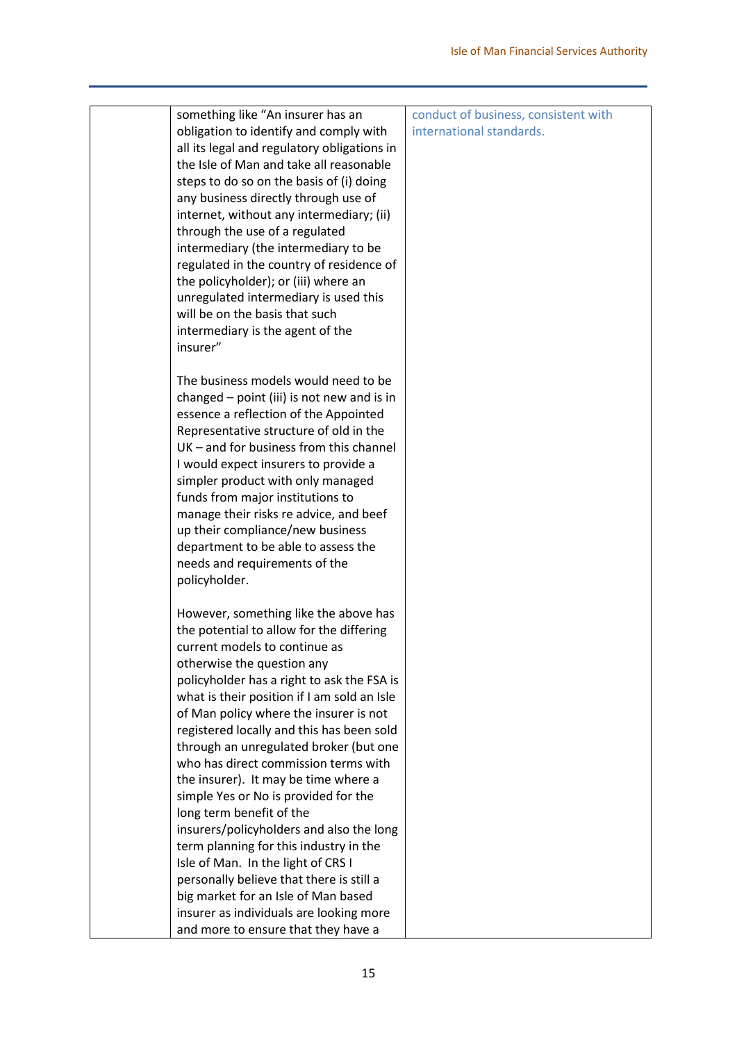| | | |
|---|---|---|
| | something like "An insurer has an obligation to identify and comply with all its legal and regulatory obligations in the Isle of Man and take all reasonable steps to do so on the basis of (i) doing any business directly through use of internet, without any intermediary; (ii) through the use of a regulated intermediary (the intermediary to be regulated in the country of residence of the policyholder); or (iii) where an unregulated intermediary is used this will be on the basis that such intermediary is the agent of the insurer"<br><br>The business models would need to be changed – point (iii) is not new and is in essence a reflection of the Appointed Representative structure of old in the UK – and for business from this channel I would expect insurers to provide a simpler product with only managed funds from major institutions to manage their risks re advice, and beef up their compliance/new business department to be able to assess the needs and requirements of the policyholder.<br><br>However, something like the above has the potential to allow for the differing current models to continue as otherwise the question any policyholder has a right to ask the FSA is what is their position if I am sold an Isle of Man policy where the insurer is not registered locally and this has been sold through an unregulated broker (but one who has direct commission terms with the insurer). It may be time where a simple Yes or No is provided for the long term benefit of the insurers/policyholders and also the long term planning for this industry in the Isle of Man. In the light of CRS I personally believe that there is still a big market for an Isle of Man based insurer as individuals are looking more and more to ensure that they have a | conduct of business, consistent with international standards. |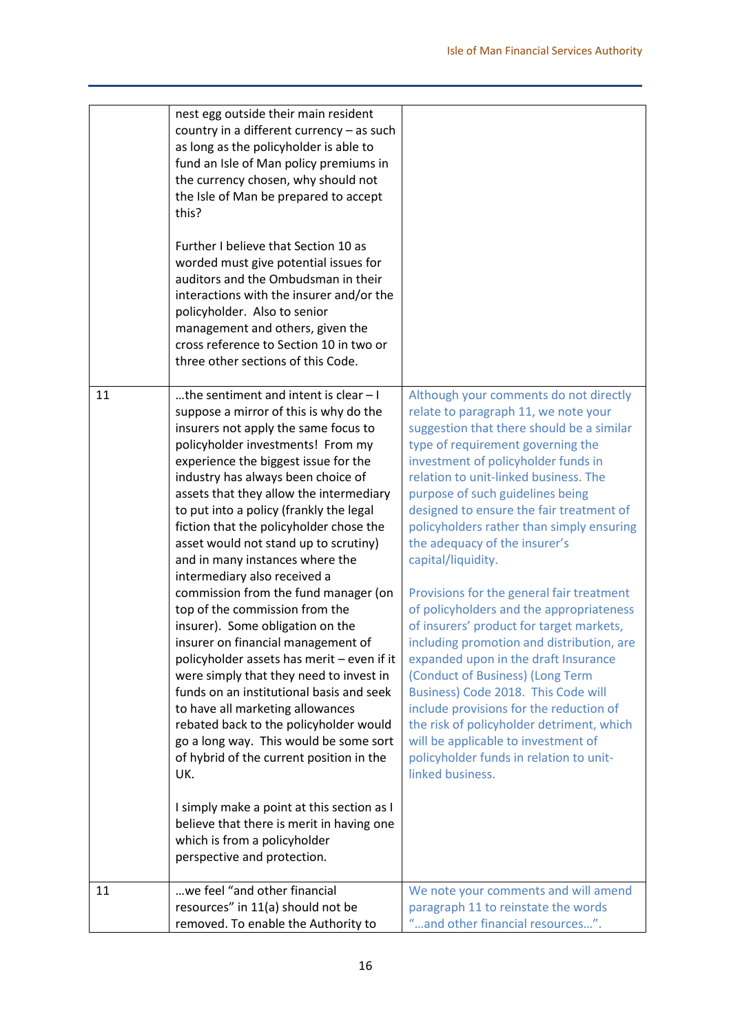| | | |
|---|---|---|
| | nest egg outside their main resident country in a different currency – as such as long as the policyholder is able to fund an Isle of Man policy premiums in the currency chosen, why should not the Isle of Man be prepared to accept this?<br><br>Further I believe that Section 10 as worded must give potential issues for auditors and the Ombudsman in their interactions with the insurer and/or the policyholder. Also to senior management and others, given the cross reference to Section 10 in two or three other sections of this Code. | |
| 11 | …the sentiment and intent is clear – I suppose a mirror of this is why do the insurers not apply the same focus to policyholder investments! From my experience the biggest issue for the industry has always been choice of assets that they allow the intermediary to put into a policy (frankly the legal fiction that the policyholder chose the asset would not stand up to scrutiny) and in many instances where the intermediary also received a commission from the fund manager (on top of the commission from the insurer). Some obligation on the insurer on financial management of policyholder assets has merit – even if it were simply that they need to invest in funds on an institutional basis and seek to have all marketing allowances rebated back to the policyholder would go a long way. This would be some sort of hybrid of the current position in the UK.<br><br>I simply make a point at this section as I believe that there is merit in having one which is from a policyholder perspective and protection. | Although your comments do not directly relate to paragraph 11, we note your suggestion that there should be a similar type of requirement governing the investment of policyholder funds in relation to unit-linked business. The purpose of such guidelines being designed to ensure the fair treatment of policyholders rather than simply ensuring the adequacy of the insurer's capital/liquidity.<br><br>Provisions for the general fair treatment of policyholders and the appropriateness of insurers' product for target markets, including promotion and distribution, are expanded upon in the draft Insurance (Conduct of Business) (Long Term Business) Code 2018. This Code will include provisions for the reduction of the risk of policyholder detriment, which will be applicable to investment of policyholder funds in relation to unit-linked business. |
| 11 | …we feel "and other financial resources" in 11(a) should not be removed. To enable the Authority to | We note your comments and will amend paragraph 11 to reinstate the words "…and other financial resources…". |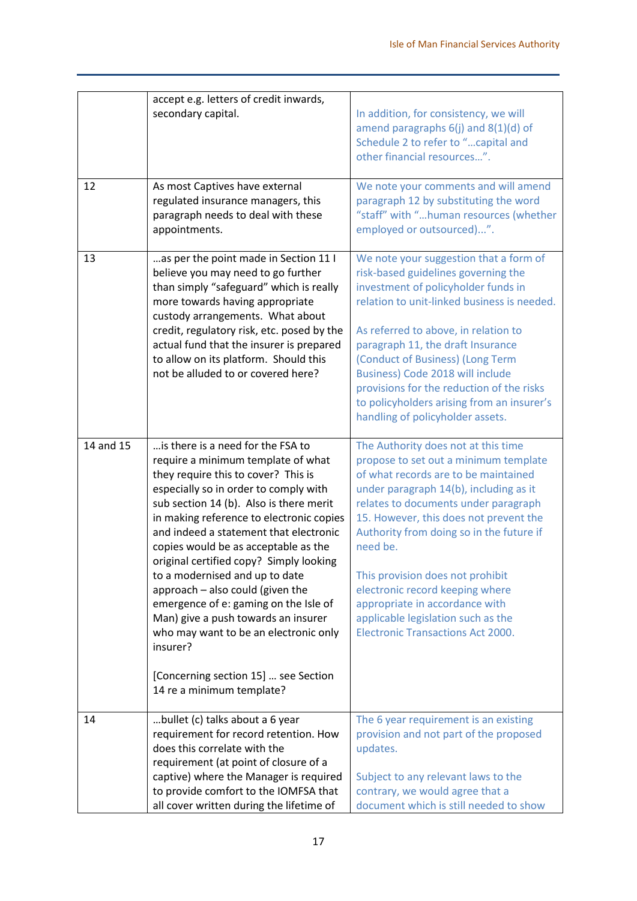| | | |
|---|---|---|
| | accept e.g. letters of credit inwards, secondary capital. | In addition, for consistency, we will amend paragraphs 6(j) and 8(1)(d) of Schedule 2 to refer to "…capital and other financial resources…". |
| 12 | As most Captives have external regulated insurance managers, this paragraph needs to deal with these appointments. | We note your comments and will amend paragraph 12 by substituting the word "staff" with "…human resources (whether employed or outsourced)…". |
| 13 | …as per the point made in Section 11 I believe you may need to go further than simply "safeguard" which is really more towards having appropriate custody arrangements. What about credit, regulatory risk, etc. posed by the actual fund that the insurer is prepared to allow on its platform. Should this not be alluded to or covered here? | We note your suggestion that a form of risk-based guidelines governing the investment of policyholder funds in relation to unit-linked business is needed.<br><br>As referred to above, in relation to paragraph 11, the draft Insurance (Conduct of Business) (Long Term Business) Code 2018 will include provisions for the reduction of the risks to policyholders arising from an insurer's handling of policyholder assets. |
| 14 and 15 | …is there is a need for the FSA to require a minimum template of what they require this to cover? This is especially so in order to comply with sub section 14 (b). Also is there merit in making reference to electronic copies and indeed a statement that electronic copies would be as acceptable as the original certified copy? Simply looking to a modernised and up to date approach – also could (given the emergence of e: gaming on the Isle of Man) give a push towards an insurer who may want to be an electronic only insurer?<br><br>[Concerning section 15] … see Section 14 re a minimum template? | The Authority does not at this time propose to set out a minimum template of what records are to be maintained under paragraph 14(b), including as it relates to documents under paragraph 15. However, this does not prevent the Authority from doing so in the future if need be.<br><br>This provision does not prohibit electronic record keeping where appropriate in accordance with applicable legislation such as the Electronic Transactions Act 2000. |
| 14 | …bullet (c) talks about a 6 year requirement for record retention. How does this correlate with the requirement (at point of closure of a captive) where the Manager is required to provide comfort to the IOMFSA that all cover written during the lifetime of | The 6 year requirement is an existing provision and not part of the proposed updates.<br><br>Subject to any relevant laws to the contrary, we would agree that a document which is still needed to show |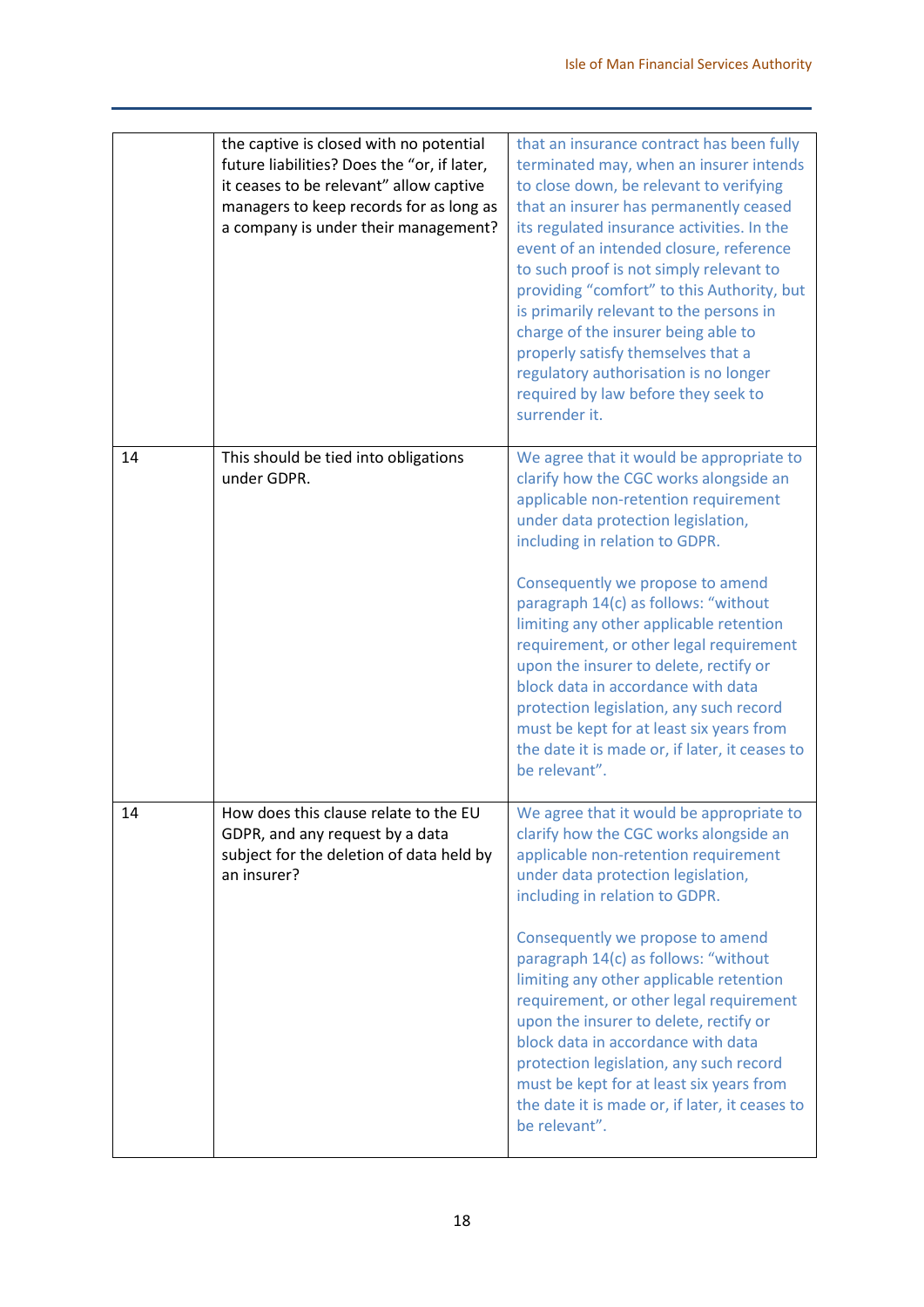| | | |
|---|---|---|
| | the captive is closed with no potential future liabilities? Does the "or, if later, it ceases to be relevant" allow captive managers to keep records for as long as a company is under their management? | that an insurance contract has been fully terminated may, when an insurer intends to close down, be relevant to verifying that an insurer has permanently ceased its regulated insurance activities. In the event of an intended closure, reference to such proof is not simply relevant to providing "comfort" to this Authority, but is primarily relevant to the persons in charge of the insurer being able to properly satisfy themselves that a regulatory authorisation is no longer required by law before they seek to surrender it. |
| 14 | This should be tied into obligations under GDPR. | We agree that it would be appropriate to clarify how the CGC works alongside an applicable non-retention requirement under data protection legislation, including in relation to GDPR.<br><br>Consequently we propose to amend paragraph 14(c) as follows: "without limiting any other applicable retention requirement, or other legal requirement upon the insurer to delete, rectify or block data in accordance with data protection legislation, any such record must be kept for at least six years from the date it is made or, if later, it ceases to be relevant". |
| 14 | How does this clause relate to the EU GDPR, and any request by a data subject for the deletion of data held by an insurer? | We agree that it would be appropriate to clarify how the CGC works alongside an applicable non-retention requirement under data protection legislation, including in relation to GDPR.<br><br>Consequently we propose to amend paragraph 14(c) as follows: "without limiting any other applicable retention requirement, or other legal requirement upon the insurer to delete, rectify or block data in accordance with data protection legislation, any such record must be kept for at least six years from the date it is made or, if later, it ceases to be relevant". |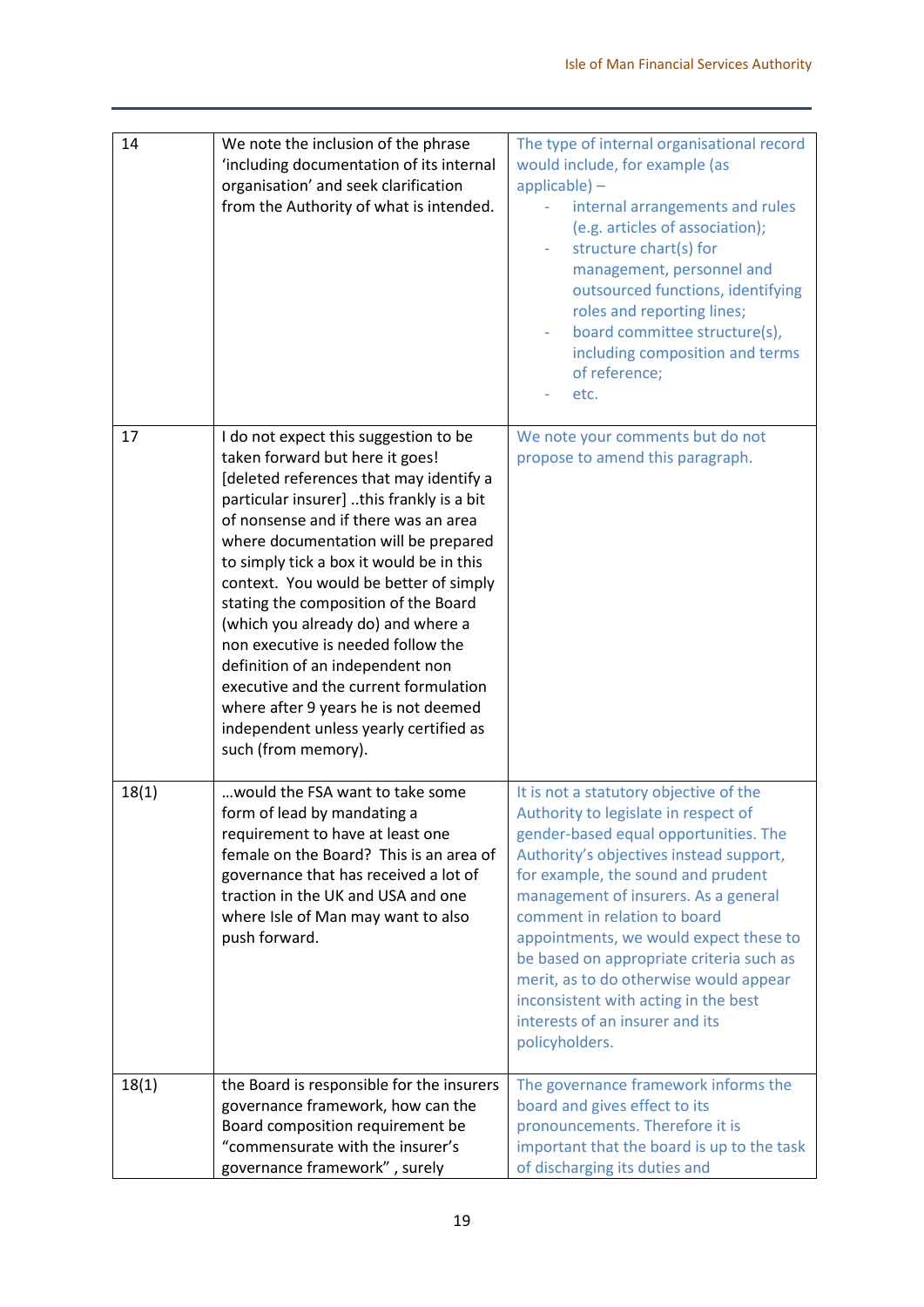| | | |
|---|---|---|
| 14 | We note the inclusion of the phrase 'including documentation of its internal organisation' and seek clarification from the Authority of what is intended. | The type of internal organisational record would include, for example (as applicable) – <br>- internal arrangements and rules (e.g. articles of association);<br>- structure chart(s) for management, personnel and outsourced functions, identifying roles and reporting lines;<br>- board committee structure(s), including composition and terms of reference;<br>- etc. |
| 17 | I do not expect this suggestion to be taken forward but here it goes! [deleted references that may identify a particular insurer] ..this frankly is a bit of nonsense and if there was an area where documentation will be prepared to simply tick a box it would be in this context. You would be better of simply stating the composition of the Board (which you already do) and where a non executive is needed follow the definition of an independent non executive and the current formulation where after 9 years he is not deemed independent unless yearly certified as such (from memory). | We note your comments but do not propose to amend this paragraph. |
| 18(1) | …would the FSA want to take some form of lead by mandating a requirement to have at least one female on the Board? This is an area of governance that has received a lot of traction in the UK and USA and one where Isle of Man may want to also push forward. | It is not a statutory objective of the Authority to legislate in respect of gender-based equal opportunities. The Authority's objectives instead support, for example, the sound and prudent management of insurers. As a general comment in relation to board appointments, we would expect these to be based on appropriate criteria such as merit, as to do otherwise would appear inconsistent with acting in the best interests of an insurer and its policyholders. |
| 18(1) | the Board is responsible for the insurers governance framework, how can the Board composition requirement be "commensurate with the insurer's governance framework" , surely | The governance framework informs the board and gives effect to its pronouncements. Therefore it is important that the board is up to the task of discharging its duties and |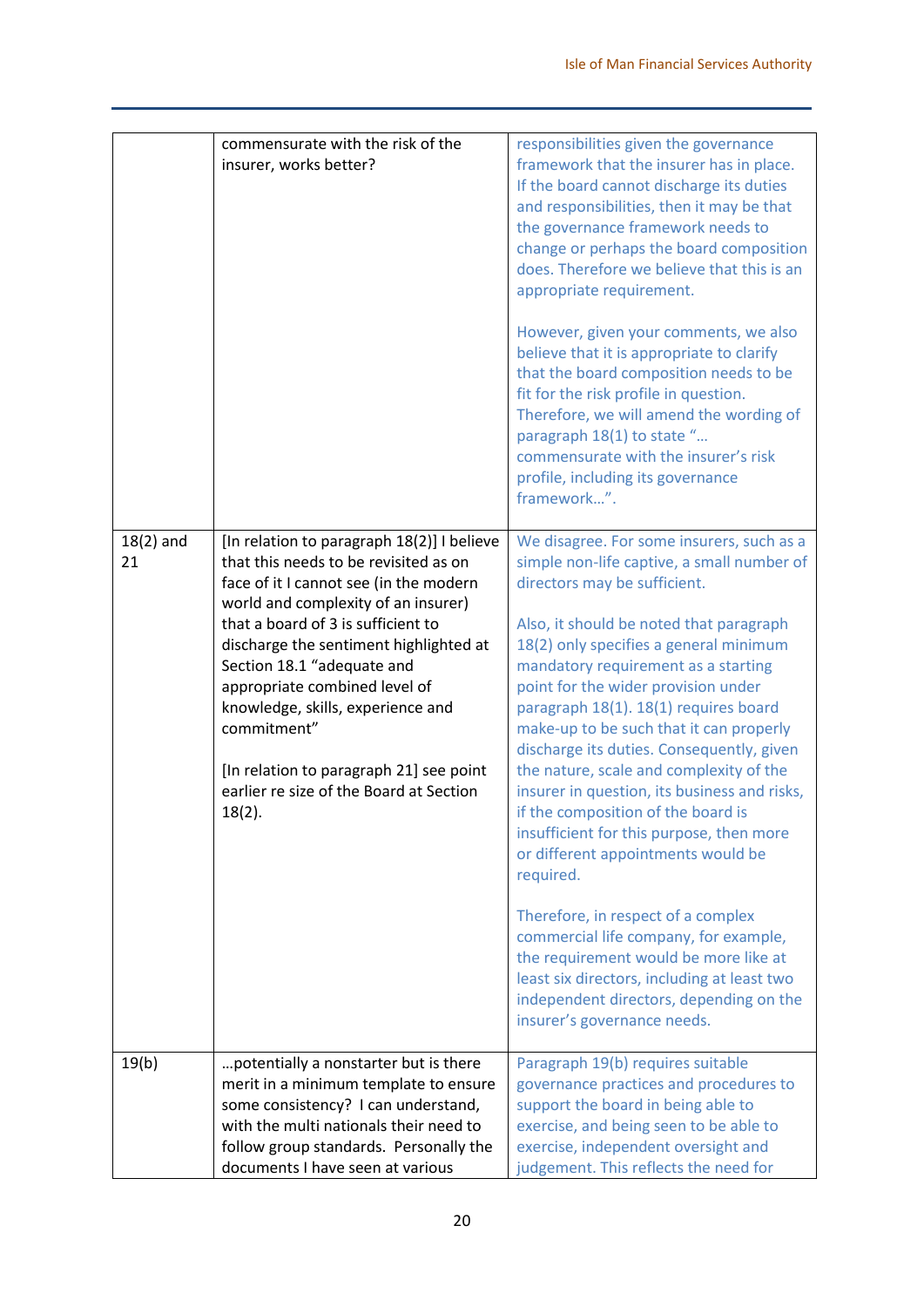| | | |
|---|---|---|
| | commensurate with the risk of the insurer, works better? | responsibilities given the governance framework that the insurer has in place. If the board cannot discharge its duties and responsibilities, then it may be that the governance framework needs to change or perhaps the board composition does. Therefore we believe that this is an appropriate requirement.<br><br>However, given your comments, we also believe that it is appropriate to clarify that the board composition needs to be fit for the risk profile in question. Therefore, we will amend the wording of paragraph 18(1) to state "… commensurate with the insurer's risk profile, including its governance framework…". |
| 18(2) and 21 | [In relation to paragraph 18(2)] I believe that this needs to be revisited as on face of it I cannot see (in the modern world and complexity of an insurer) that a board of 3 is sufficient to discharge the sentiment highlighted at Section 18.1 "adequate and appropriate combined level of knowledge, skills, experience and commitment"<br><br>[In relation to paragraph 21] see point earlier re size of the Board at Section 18(2). | We disagree. For some insurers, such as a simple non-life captive, a small number of directors may be sufficient.<br><br>Also, it should be noted that paragraph 18(2) only specifies a general minimum mandatory requirement as a starting point for the wider provision under paragraph 18(1). 18(1) requires board make-up to be such that it can properly discharge its duties. Consequently, given the nature, scale and complexity of the insurer in question, its business and risks, if the composition of the board is insufficient for this purpose, then more or different appointments would be required.<br><br>Therefore, in respect of a complex commercial life company, for example, the requirement would be more like at least six directors, including at least two independent directors, depending on the insurer's governance needs. |
| 19(b) | …potentially a nonstarter but is there merit in a minimum template to ensure some consistency? I can understand, with the multi nationals their need to follow group standards. Personally the documents I have seen at various | Paragraph 19(b) requires suitable governance practices and procedures to support the board in being able to exercise, and being seen to be able to exercise, independent oversight and judgement. This reflects the need for |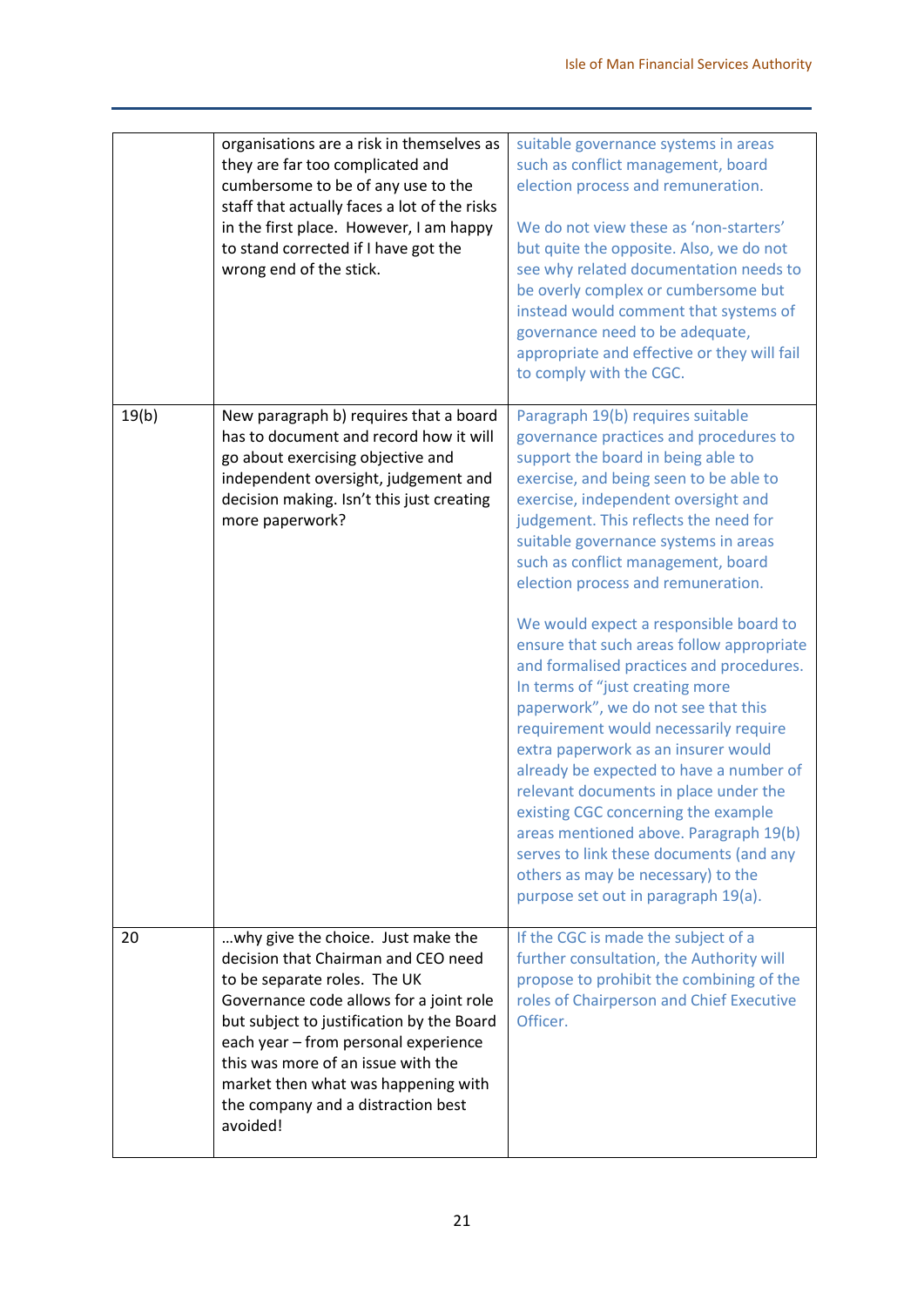| | | |
|---|---|---|
| | organisations are a risk in themselves as they are far too complicated and cumbersome to be of any use to the staff that actually faces a lot of the risks in the first place. However, I am happy to stand corrected if I have got the wrong end of the stick. | suitable governance systems in areas such as conflict management, board election process and remuneration.<br><br>We do not view these as 'non-starters' but quite the opposite. Also, we do not see why related documentation needs to be overly complex or cumbersome but instead would comment that systems of governance need to be adequate, appropriate and effective or they will fail to comply with the CGC. |
| 19(b) | New paragraph b) requires that a board has to document and record how it will go about exercising objective and independent oversight, judgement and decision making. Isn't this just creating more paperwork? | Paragraph 19(b) requires suitable governance practices and procedures to support the board in being able to exercise, and being seen to be able to exercise, independent oversight and judgement. This reflects the need for suitable governance systems in areas such as conflict management, board election process and remuneration.<br><br>We would expect a responsible board to ensure that such areas follow appropriate and formalised practices and procedures. In terms of "just creating more paperwork", we do not see that this requirement would necessarily require extra paperwork as an insurer would already be expected to have a number of relevant documents in place under the existing CGC concerning the example areas mentioned above. Paragraph 19(b) serves to link these documents (and any others as may be necessary) to the purpose set out in paragraph 19(a). |
| 20 | …why give the choice. Just make the decision that Chairman and CEO need to be separate roles. The UK Governance code allows for a joint role but subject to justification by the Board each year – from personal experience this was more of an issue with the market then what was happening with the company and a distraction best avoided! | If the CGC is made the subject of a further consultation, the Authority will propose to prohibit the combining of the roles of Chairperson and Chief Executive Officer. |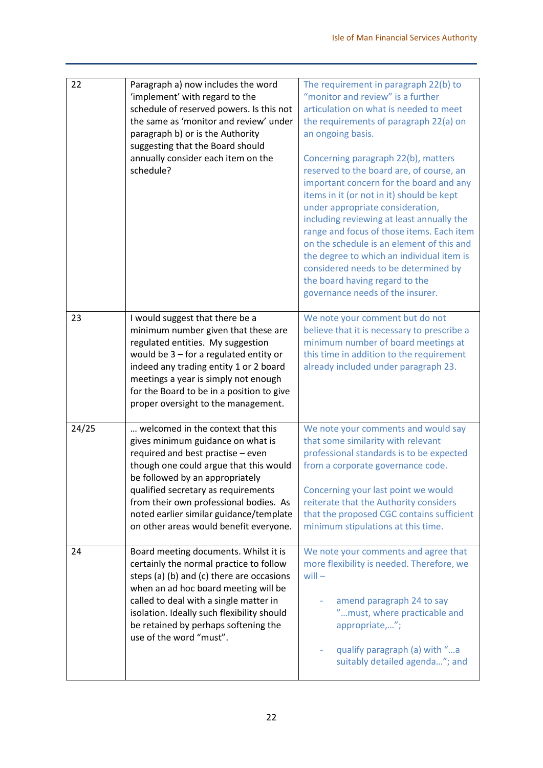| | | |
|---|---|---|
| 22 | Paragraph a) now includes the word 'implement' with regard to the schedule of reserved powers. Is this not the same as 'monitor and review' under paragraph b) or is the Authority suggesting that the Board should annually consider each item on the schedule? | The requirement in paragraph 22(b) to "monitor and review" is a further articulation on what is needed to meet the requirements of paragraph 22(a) on an ongoing basis.<br><br>Concerning paragraph 22(b), matters reserved to the board are, of course, an important concern for the board and any items in it (or not in it) should be kept under appropriate consideration, including reviewing at least annually the range and focus of those items. Each item on the schedule is an element of this and the degree to which an individual item is considered needs to be determined by the board having regard to the governance needs of the insurer. |
| 23 | I would suggest that there be a minimum number given that these are regulated entities. My suggestion would be 3 – for a regulated entity or indeed any trading entity 1 or 2 board meetings a year is simply not enough for the Board to be in a position to give proper oversight to the management. | We note your comment but do not believe that it is necessary to prescribe a minimum number of board meetings at this time in addition to the requirement already included under paragraph 23. |
| 24/25 | … welcomed in the context that this gives minimum guidance on what is required and best practise – even though one could argue that this would be followed by an appropriately qualified secretary as requirements from their own professional bodies. As noted earlier similar guidance/template on other areas would benefit everyone. | We note your comments and would say that some similarity with relevant professional standards is to be expected from a corporate governance code.<br><br>Concerning your last point we would reiterate that the Authority considers that the proposed CGC contains sufficient minimum stipulations at this time. |
| 24 | Board meeting documents. Whilst it is certainly the normal practice to follow steps (a) (b) and (c) there are occasions when an ad hoc board meeting will be called to deal with a single matter in isolation. Ideally such flexibility should be retained by perhaps softening the use of the word "must". | We note your comments and agree that more flexibility is needed. Therefore, we will –<br><br>- amend paragraph 24 to say "…must, where practicable and appropriate,…";<br><br>- qualify paragraph (a) with "…a suitably detailed agenda…"; and |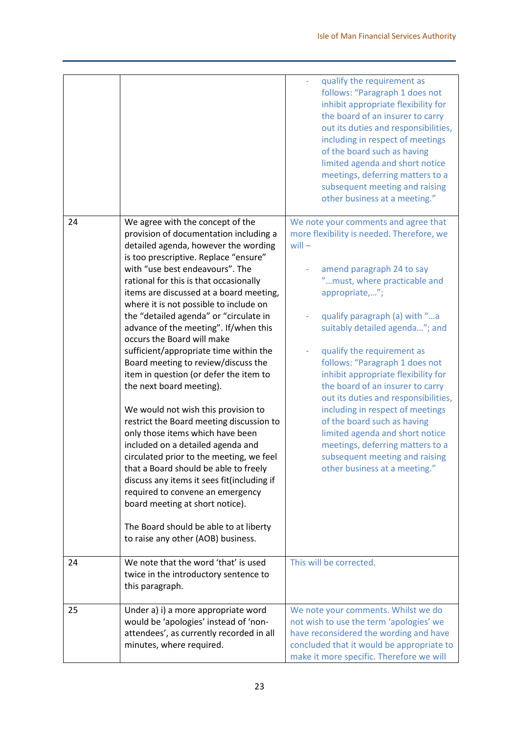| | | |
|---|---|---|
| | | - qualify the requirement as follows: "Paragraph 1 does not inhibit appropriate flexibility for the board of an insurer to carry out its duties and responsibilities, including in respect of meetings of the board such as having limited agenda and short notice meetings, deferring matters to a subsequent meeting and raising other business at a meeting." |
| 24 | We agree with the concept of the provision of documentation including a detailed agenda, however the wording is too prescriptive. Replace "ensure" with "use best endeavours". The rational for this is that occasionally items are discussed at a board meeting, where it is not possible to include on the "detailed agenda" or "circulate in advance of the meeting". If/when this occurs the Board will make sufficient/appropriate time within the Board meeting to review/discuss the item in question (or defer the item to the next board meeting).<br><br>We would not wish this provision to restrict the Board meeting discussion to only those items which have been included on a detailed agenda and circulated prior to the meeting, we feel that a Board should be able to freely discuss any items it sees fit(including if required to convene an emergency board meeting at short notice).<br><br>The Board should be able to at liberty to raise any other (AOB) business. | We note your comments and agree that more flexibility is needed. Therefore, we will –<br><br>- amend paragraph 24 to say "…must, where practicable and appropriate,…";<br><br>- qualify paragraph (a) with "…a suitably detailed agenda…"; and<br><br>- qualify the requirement as follows: "Paragraph 1 does not inhibit appropriate flexibility for the board of an insurer to carry out its duties and responsibilities, including in respect of meetings of the board such as having limited agenda and short notice meetings, deferring matters to a subsequent meeting and raising other business at a meeting." |
| 24 | We note that the word 'that' is used twice in the introductory sentence to this paragraph. | This will be corrected. |
| 25 | Under a) i) a more appropriate word would be 'apologies' instead of 'non-attendees', as currently recorded in all minutes, where required. | We note your comments. Whilst we do not wish to use the term 'apologies' we have reconsidered the wording and have concluded that it would be appropriate to make it more specific. Therefore we will |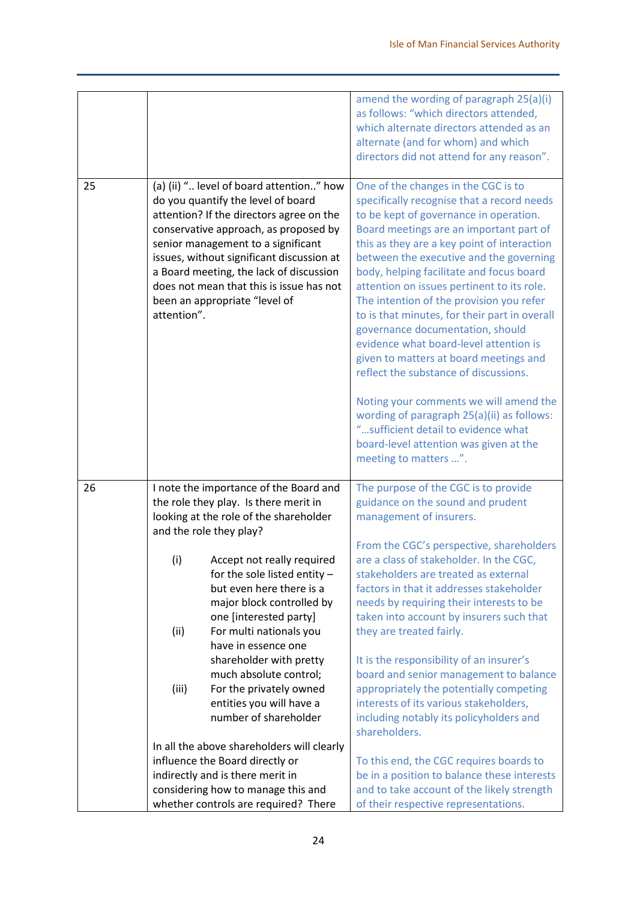| | | |
|---|---|---|
| | | amend the wording of paragraph 25(a)(i) as follows: "which directors attended, which alternate directors attended as an alternate (and for whom) and which directors did not attend for any reason". |
| 25 | (a) (ii) ".. level of board attention.." how do you quantify the level of board attention? If the directors agree on the conservative approach, as proposed by senior management to a significant issues, without significant discussion at a Board meeting, the lack of discussion does not mean that this is issue has not been an appropriate "level of attention". | One of the changes in the CGC is to specifically recognise that a record needs to be kept of governance in operation. Board meetings are an important part of this as they are a key point of interaction between the executive and the governing body, helping facilitate and focus board attention on issues pertinent to its role. The intention of the provision you refer to is that minutes, for their part in overall governance documentation, should evidence what board-level attention is given to matters at board meetings and reflect the substance of discussions.<br><br>Noting your comments we will amend the wording of paragraph 25(a)(ii) as follows: "…sufficient detail to evidence what board-level attention was given at the meeting to matters …". |
| 26 | I note the importance of the Board and the role they play. Is there merit in looking at the role of the shareholder and the role they play?<br><br>(i) Accept not really required for the sole listed entity – but even here there is a major block controlled by one [interested party]<br>(ii) For multi nationals you have in essence one shareholder with pretty much absolute control;<br>(iii) For the privately owned entities you will have a number of shareholder<br><br>In all the above shareholders will clearly influence the Board directly or indirectly and is there merit in considering how to manage this and whether controls are required? There | The purpose of the CGC is to provide guidance on the sound and prudent management of insurers.<br><br>From the CGC's perspective, shareholders are a class of stakeholder. In the CGC, stakeholders are treated as external factors in that it addresses stakeholder needs by requiring their interests to be taken into account by insurers such that they are treated fairly.<br><br>It is the responsibility of an insurer's board and senior management to balance appropriately the potentially competing interests of its various stakeholders, including notably its policyholders and shareholders.<br><br>To this end, the CGC requires boards to be in a position to balance these interests and to take account of the likely strength of their respective representations. |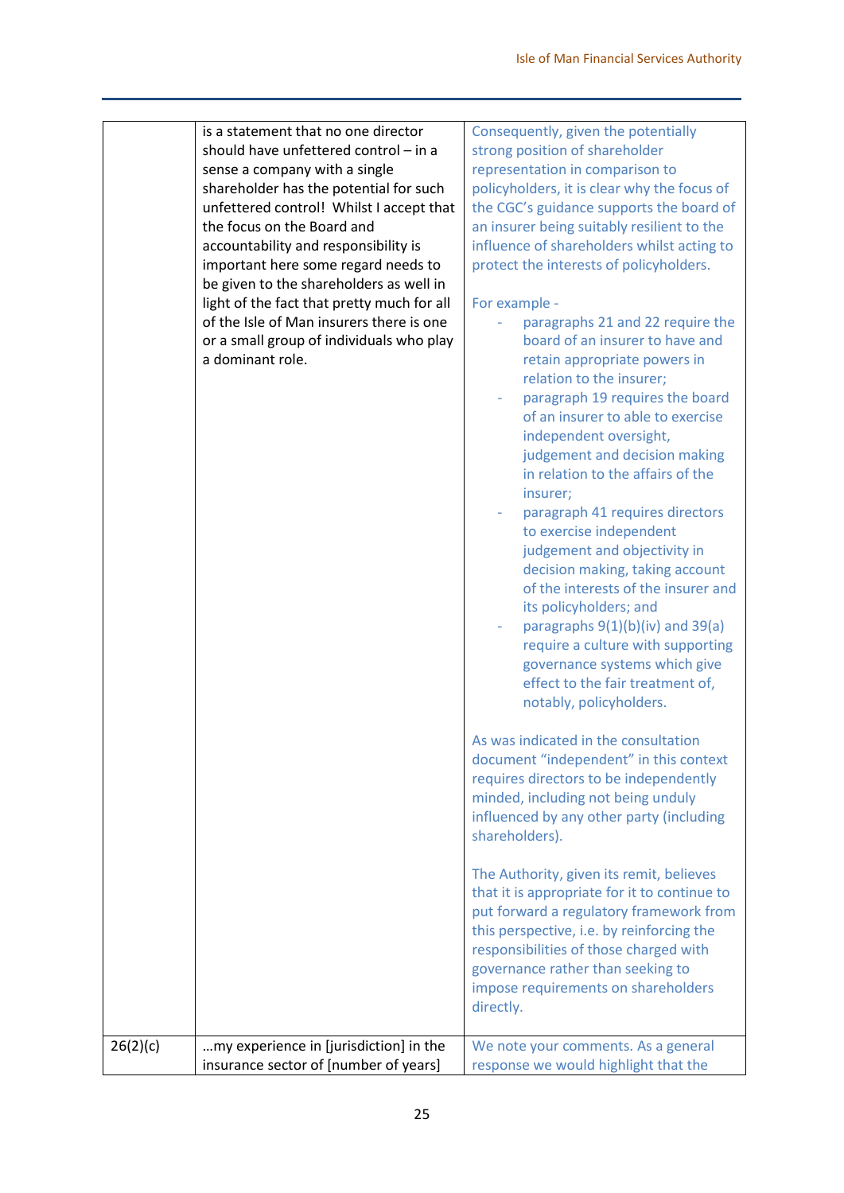| | | |
|---|---|---|
| | is a statement that no one director should have unfettered control – in a sense a company with a single shareholder has the potential for such unfettered control! Whilst I accept that the focus on the Board and accountability and responsibility is important here some regard needs to be given to the shareholders as well in light of the fact that pretty much for all of the Isle of Man insurers there is one or a small group of individuals who play a dominant role. | Consequently, given the potentially strong position of shareholder representation in comparison to policyholders, it is clear why the focus of the CGC's guidance supports the board of an insurer being suitably resilient to the influence of shareholders whilst acting to protect the interests of policyholders.<br><br>For example -<br>- paragraphs 21 and 22 require the board of an insurer to have and retain appropriate powers in relation to the insurer;<br>- paragraph 19 requires the board of an insurer to able to exercise independent oversight, judgement and decision making in relation to the affairs of the insurer;<br>- paragraph 41 requires directors to exercise independent judgement and objectivity in decision making, taking account of the interests of the insurer and its policyholders; and<br>- paragraphs 9(1)(b)(iv) and 39(a) require a culture with supporting governance systems which give effect to the fair treatment of, notably, policyholders.<br><br>As was indicated in the consultation document "independent" in this context requires directors to be independently minded, including not being unduly influenced by any other party (including shareholders).<br><br>The Authority, given its remit, believes that it is appropriate for it to continue to put forward a regulatory framework from this perspective, i.e. by reinforcing the responsibilities of those charged with governance rather than seeking to impose requirements on shareholders directly. |
| 26(2)(c) | …my experience in [jurisdiction] in the insurance sector of [number of years] | We note your comments. As a general response we would highlight that the |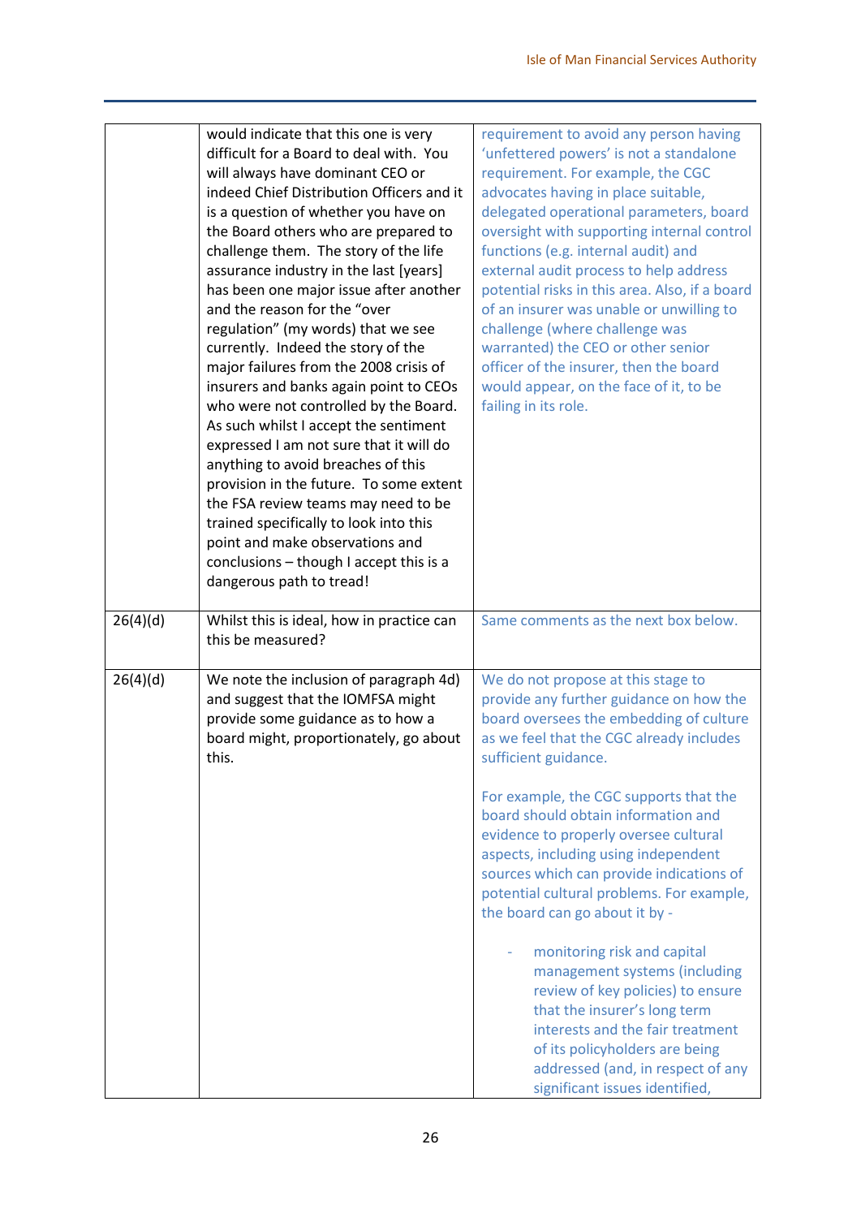| | | |
|---|---|---|
| | would indicate that this one is very difficult for a Board to deal with. You will always have dominant CEO or indeed Chief Distribution Officers and it is a question of whether you have on the Board others who are prepared to challenge them. The story of the life assurance industry in the last [years] has been one major issue after another and the reason for the "over regulation" (my words) that we see currently. Indeed the story of the major failures from the 2008 crisis of insurers and banks again point to CEOs who were not controlled by the Board. As such whilst I accept the sentiment expressed I am not sure that it will do anything to avoid breaches of this provision in the future. To some extent the FSA review teams may need to be trained specifically to look into this point and make observations and conclusions – though I accept this is a dangerous path to tread! | requirement to avoid any person having 'unfettered powers' is not a standalone requirement. For example, the CGC advocates having in place suitable, delegated operational parameters, board oversight with supporting internal control functions (e.g. internal audit) and external audit process to help address potential risks in this area. Also, if a board of an insurer was unable or unwilling to challenge (where challenge was warranted) the CEO or other senior officer of the insurer, then the board would appear, on the face of it, to be failing in its role. |
| 26(4)(d) | Whilst this is ideal, how in practice can this be measured? | Same comments as the next box below. |
| 26(4)(d) | We note the inclusion of paragraph 4d) and suggest that the IOMFSA might provide some guidance as to how a board might, proportionately, go about this. | We do not propose at this stage to provide any further guidance on how the board oversees the embedding of culture as we feel that the CGC already includes sufficient guidance.<br><br>For example, the CGC supports that the board should obtain information and evidence to properly oversee cultural aspects, including using independent sources which can provide indications of potential cultural problems. For example, the board can go about it by -<br><br>- monitoring risk and capital management systems (including review of key policies) to ensure that the insurer's long term interests and the fair treatment of its policyholders are being addressed (and, in respect of any significant issues identified, |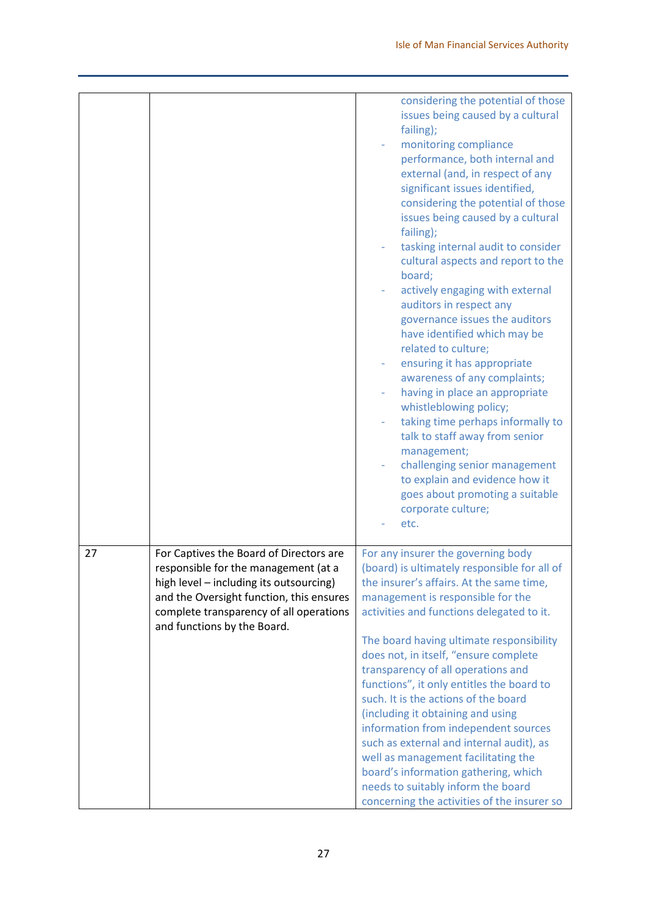| | | |
|---|---|---|
| | | considering the potential of those issues being caused by a cultural failing);<br>- monitoring compliance performance, both internal and external (and, in respect of any significant issues identified, considering the potential of those issues being caused by a cultural failing);<br>- tasking internal audit to consider cultural aspects and report to the board;<br>- actively engaging with external auditors in respect any governance issues the auditors have identified which may be related to culture;<br>- ensuring it has appropriate awareness of any complaints;<br>- having in place an appropriate whistleblowing policy;<br>- taking time perhaps informally to talk to staff away from senior management;<br>- challenging senior management to explain and evidence how it goes about promoting a suitable corporate culture;<br>- etc. |
| 27 | For Captives the Board of Directors are responsible for the management (at a high level – including its outsourcing) and the Oversight function, this ensures complete transparency of all operations and functions by the Board. | For any insurer the governing body (board) is ultimately responsible for all of the insurer's affairs. At the same time, management is responsible for the activities and functions delegated to it.<br><br>The board having ultimate responsibility does not, in itself, "ensure complete transparency of all operations and functions", it only entitles the board to such. It is the actions of the board (including it obtaining and using information from independent sources such as external and internal audit), as well as management facilitating the board's information gathering, which needs to suitably inform the board concerning the activities of the insurer so |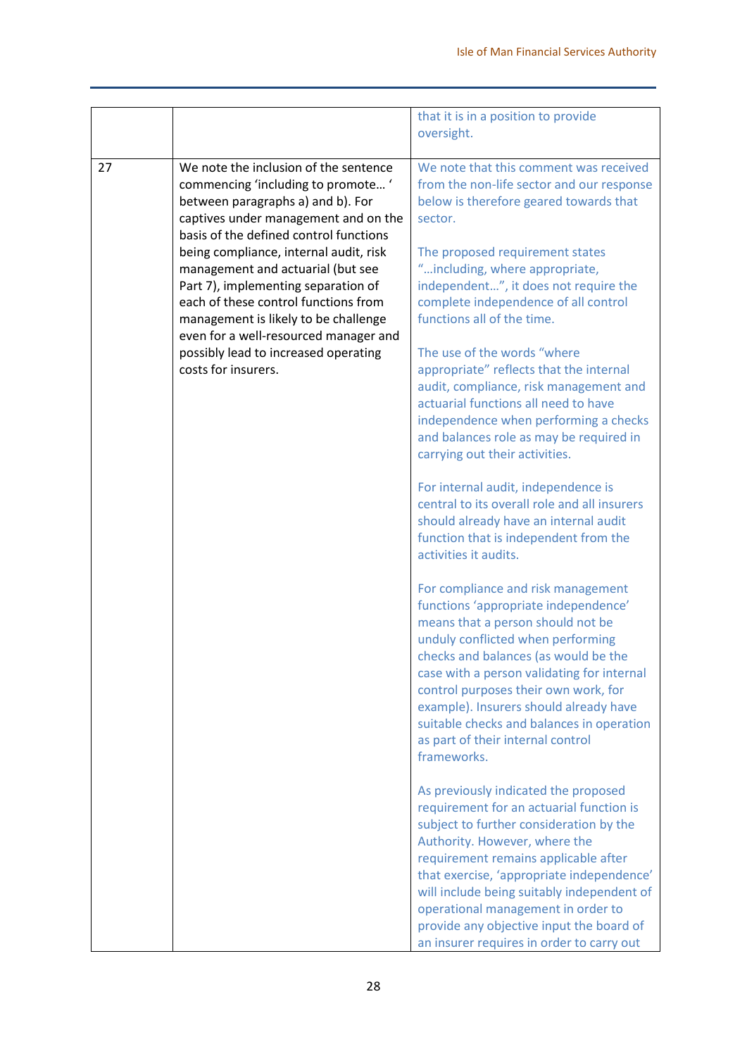| | | |
|---|---|---|
| | | that it is in a position to provide oversight. |
| 27 | We note the inclusion of the sentence commencing 'including to promote… ' between paragraphs a) and b). For captives under management and on the basis of the defined control functions being compliance, internal audit, risk management and actuarial (but see Part 7), implementing separation of each of these control functions from management is likely to be challenge even for a well-resourced manager and possibly lead to increased operating costs for insurers. | We note that this comment was received from the non-life sector and our response below is therefore geared towards that sector.<br><br>The proposed requirement states "…including, where appropriate, independent…", it does not require the complete independence of all control functions all of the time.<br><br>The use of the words "where appropriate" reflects that the internal audit, compliance, risk management and actuarial functions all need to have independence when performing a checks and balances role as may be required in carrying out their activities.<br><br>For internal audit, independence is central to its overall role and all insurers should already have an internal audit function that is independent from the activities it audits.<br><br>For compliance and risk management functions 'appropriate independence' means that a person should not be unduly conflicted when performing checks and balances (as would be the case with a person validating for internal control purposes their own work, for example). Insurers should already have suitable checks and balances in operation as part of their internal control frameworks.<br><br>As previously indicated the proposed requirement for an actuarial function is subject to further consideration by the Authority. However, where the requirement remains applicable after that exercise, 'appropriate independence' will include being suitably independent of operational management in order to provide any objective input the board of an insurer requires in order to carry out |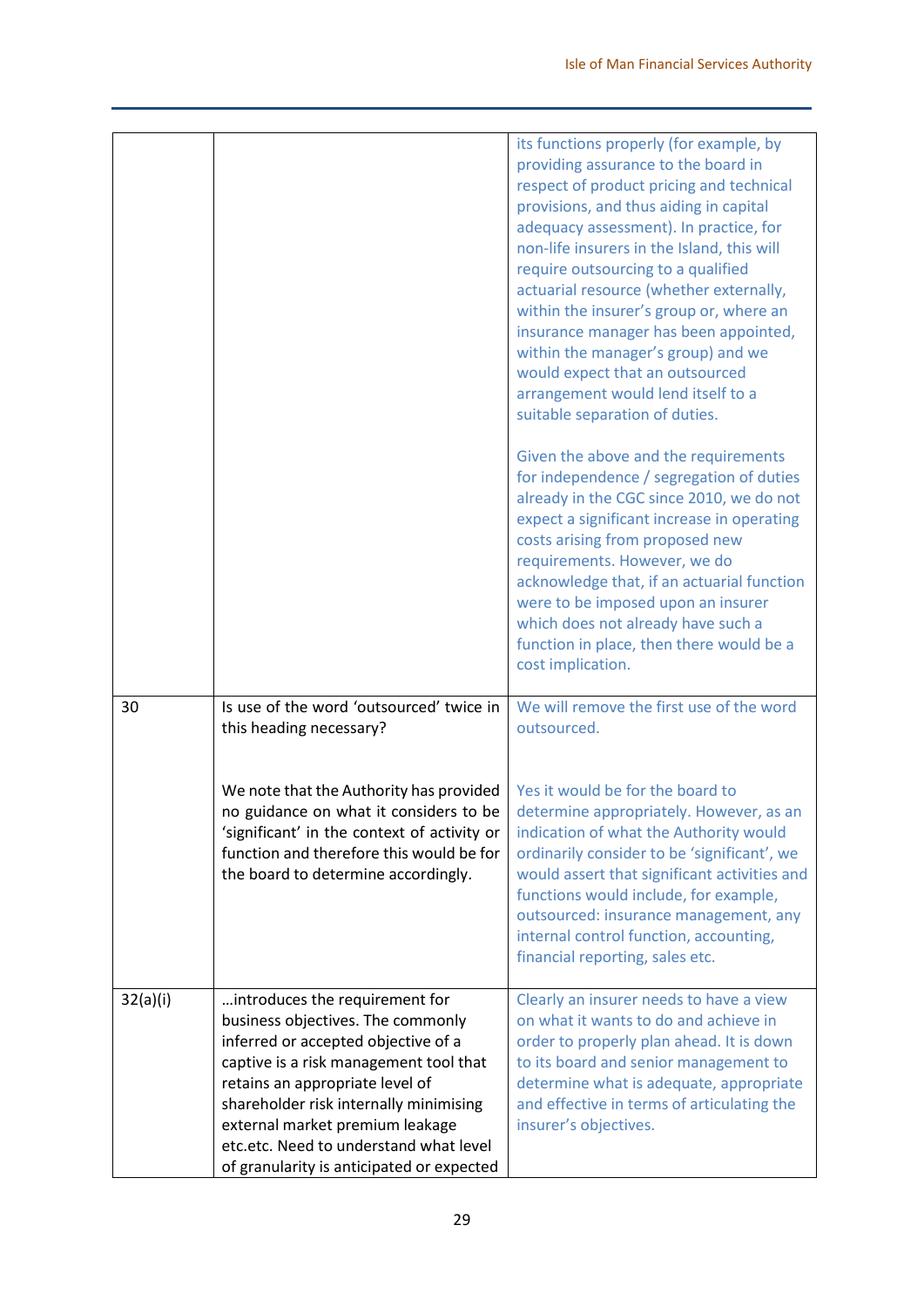| | | |
|---|---|---|
| | | its functions properly (for example, by providing assurance to the board in respect of product pricing and technical provisions, and thus aiding in capital adequacy assessment). In practice, for non-life insurers in the Island, this will require outsourcing to a qualified actuarial resource (whether externally, within the insurer's group or, where an insurance manager has been appointed, within the manager's group) and we would expect that an outsourced arrangement would lend itself to a suitable separation of duties.<br><br>Given the above and the requirements for independence / segregation of duties already in the CGC since 2010, we do not expect a significant increase in operating costs arising from proposed new requirements. However, we do acknowledge that, if an actuarial function were to be imposed upon an insurer which does not already have such a function in place, then there would be a cost implication. |
| 30 | Is use of the word 'outsourced' twice in this heading necessary?<br><br>We note that the Authority has provided no guidance on what it considers to be 'significant' in the context of activity or function and therefore this would be for the board to determine accordingly. | We will remove the first use of the word outsourced.<br><br>Yes it would be for the board to determine appropriately. However, as an indication of what the Authority would ordinarily consider to be 'significant', we would assert that significant activities and functions would include, for example, outsourced: insurance management, any internal control function, accounting, financial reporting, sales etc. |
| 32(a)(i) | …introduces the requirement for business objectives. The commonly inferred or accepted objective of a captive is a risk management tool that retains an appropriate level of shareholder risk internally minimising external market premium leakage etc.etc. Need to understand what level of granularity is anticipated or expected | Clearly an insurer needs to have a view on what it wants to do and achieve in order to properly plan ahead. It is down to its board and senior management to determine what is adequate, appropriate and effective in terms of articulating the insurer's objectives. |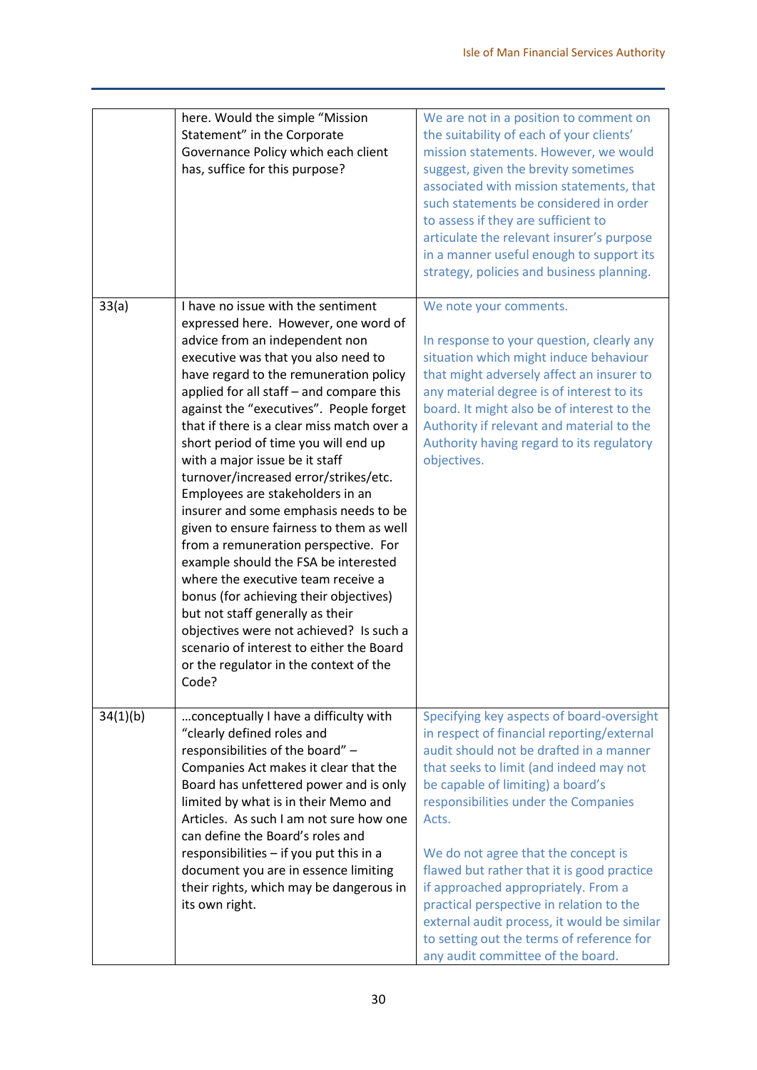| | | |
|---|---|---|
| | here. Would the simple "Mission Statement" in the Corporate Governance Policy which each client has, suffice for this purpose? | We are not in a position to comment on the suitability of each of your clients' mission statements. However, we would suggest, given the brevity sometimes associated with mission statements, that such statements be considered in order to assess if they are sufficient to articulate the relevant insurer's purpose in a manner useful enough to support its strategy, policies and business planning. |
| 33(a) | I have no issue with the sentiment expressed here. However, one word of advice from an independent non executive was that you also need to have regard to the remuneration policy applied for all staff – and compare this against the "executives". People forget that if there is a clear miss match over a short period of time you will end up with a major issue be it staff turnover/increased error/strikes/etc. Employees are stakeholders in an insurer and some emphasis needs to be given to ensure fairness to them as well from a remuneration perspective. For example should the FSA be interested where the executive team receive a bonus (for achieving their objectives) but not staff generally as their objectives were not achieved? Is such a scenario of interest to either the Board or the regulator in the context of the Code? | We note your comments.<br><br>In response to your question, clearly any situation which might induce behaviour that might adversely affect an insurer to any material degree is of interest to its board. It might also be of interest to the Authority if relevant and material to the Authority having regard to its regulatory objectives. |
| 34(1)(b) | …conceptually I have a difficulty with "clearly defined roles and responsibilities of the board" – Companies Act makes it clear that the Board has unfettered power and is only limited by what is in their Memo and Articles. As such I am not sure how one can define the Board's roles and responsibilities – if you put this in a document you are in essence limiting their rights, which may be dangerous in its own right. | Specifying key aspects of board-oversight in respect of financial reporting/external audit should not be drafted in a manner that seeks to limit (and indeed may not be capable of limiting) a board's responsibilities under the Companies Acts.<br><br>We do not agree that the concept is flawed but rather that it is good practice if approached appropriately. From a practical perspective in relation to the external audit process, it would be similar to setting out the terms of reference for any audit committee of the board. |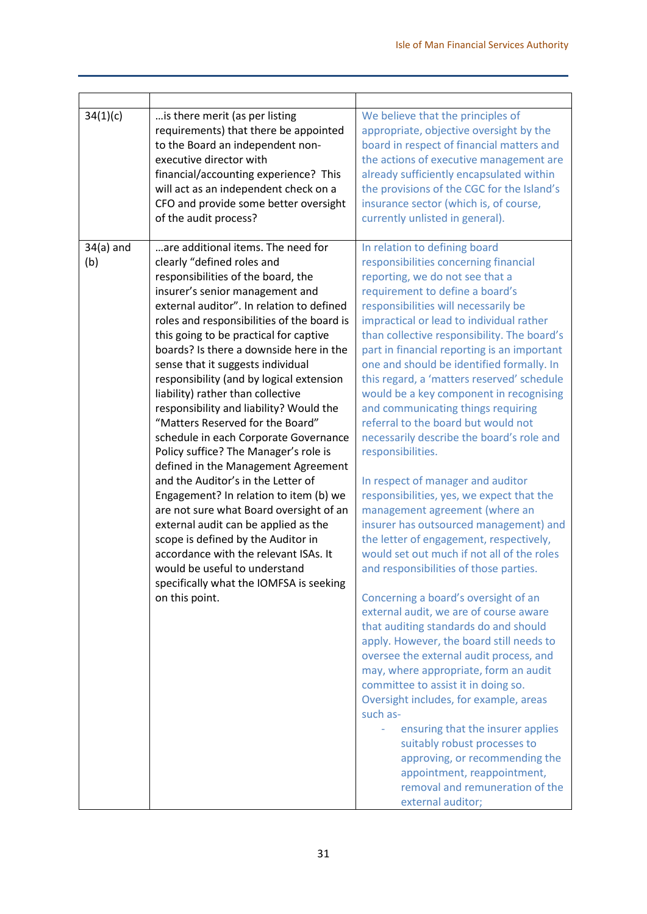| | | |
|---|---|---|
| 34(1)(c) | …is there merit (as per listing requirements) that there be appointed to the Board an independent non-executive director with financial/accounting experience? This will act as an independent check on a CFO and provide some better oversight of the audit process? | We believe that the principles of appropriate, objective oversight by the board in respect of financial matters and the actions of executive management are already sufficiently encapsulated within the provisions of the CGC for the Island's insurance sector (which is, of course, currently unlisted in general). |
| 34(a) and (b) | …are additional items. The need for clearly "defined roles and responsibilities of the board, the insurer's senior management and external auditor". In relation to defined roles and responsibilities of the board is this going to be practical for captive boards? Is there a downside here in the sense that it suggests individual responsibility (and by logical extension liability) rather than collective responsibility and liability? Would the "Matters Reserved for the Board" schedule in each Corporate Governance Policy suffice? The Manager's role is defined in the Management Agreement and the Auditor's in the Letter of Engagement? In relation to item (b) we are not sure what Board oversight of an external audit can be applied as the scope is defined by the Auditor in accordance with the relevant ISAs. It would be useful to understand specifically what the IOMFSA is seeking on this point. | In relation to defining board responsibilities concerning financial reporting, we do not see that a requirement to define a board's responsibilities will necessarily be impractical or lead to individual rather than collective responsibility. The board's part in financial reporting is an important one and should be identified formally. In this regard, a 'matters reserved' schedule would be a key component in recognising and communicating things requiring referral to the board but would not necessarily describe the board's role and responsibilities.<br><br>In respect of manager and auditor responsibilities, yes, we expect that the management agreement (where an insurer has outsourced management) and the letter of engagement, respectively, would set out much if not all of the roles and responsibilities of those parties.<br><br>Concerning a board's oversight of an external audit, we are of course aware that auditing standards do and should apply. However, the board still needs to oversee the external audit process, and may, where appropriate, form an audit committee to assist in doing so. Oversight includes, for example, areas such as-<br>- ensuring that the insurer applies suitably robust processes to approving, or recommending the appointment, reappointment, removal and remuneration of the external auditor; |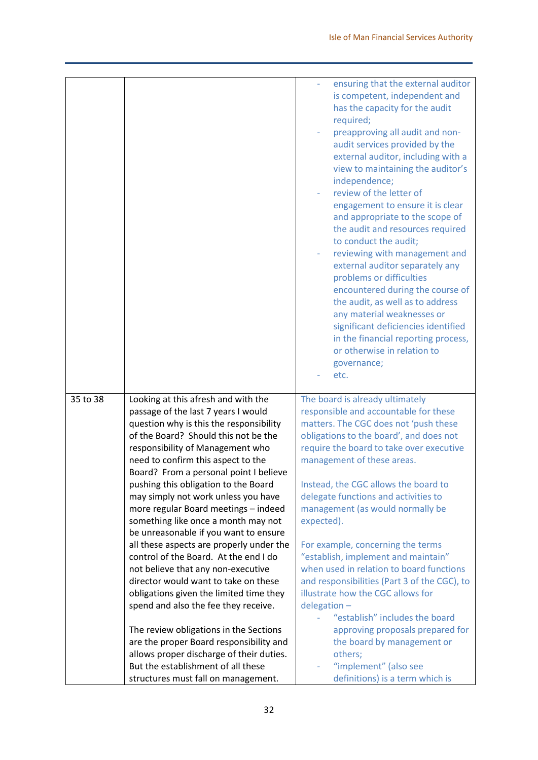| | | |
|---|---|---|
| | | - ensuring that the external auditor is competent, independent and has the capacity for the audit required;<br>- preapproving all audit and non-audit services provided by the external auditor, including with a view to maintaining the auditor's independence;<br>- review of the letter of engagement to ensure it is clear and appropriate to the scope of the audit and resources required to conduct the audit;<br>- reviewing with management and external auditor separately any problems or difficulties encountered during the course of the audit, as well as to address any material weaknesses or significant deficiencies identified in the financial reporting process, or otherwise in relation to governance;<br>- etc. |
| 35 to 38 | Looking at this afresh and with the passage of the last 7 years I would question why is this the responsibility of the Board? Should this not be the responsibility of Management who need to confirm this aspect to the Board? From a personal point I believe pushing this obligation to the Board may simply not work unless you have more regular Board meetings – indeed something like once a month may not be unreasonable if you want to ensure all these aspects are properly under the control of the Board. At the end I do not believe that any non-executive director would want to take on these obligations given the limited time they spend and also the fee they receive.<br><br>The review obligations in the Sections are the proper Board responsibility and allows proper discharge of their duties. But the establishment of all these structures must fall on management. | The board is already ultimately responsible and accountable for these matters. The CGC does not 'push these obligations to the board', and does not require the board to take over executive management of these areas.<br><br>Instead, the CGC allows the board to delegate functions and activities to management (as would normally be expected).<br><br>For example, concerning the terms "establish, implement and maintain" when used in relation to board functions and responsibilities (Part 3 of the CGC), to illustrate how the CGC allows for delegation –<br>- "establish" includes the board approving proposals prepared for the board by management or others;<br>- "implement" (also see definitions) is a term which is |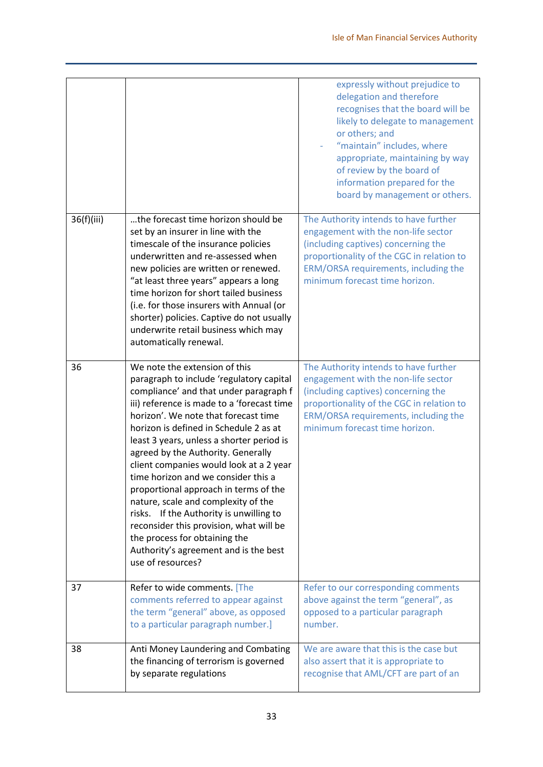| | | |
|---|---|---|
| | | expressly without prejudice to delegation and therefore recognises that the board will be likely to delegate to management or others; and<br>- "maintain" includes, where appropriate, maintaining by way of review by the board of information prepared for the board by management or others. |
| 36(f)(iii) | …the forecast time horizon should be set by an insurer in line with the timescale of the insurance policies underwritten and re-assessed when new policies are written or renewed. "at least three years" appears a long time horizon for short tailed business (i.e. for those insurers with Annual (or shorter) policies. Captive do not usually underwrite retail business which may automatically renewal. | The Authority intends to have further engagement with the non-life sector (including captives) concerning the proportionality of the CGC in relation to ERM/ORSA requirements, including the minimum forecast time horizon. |
| 36 | We note the extension of this paragraph to include 'regulatory capital compliance' and that under paragraph f iii) reference is made to a 'forecast time horizon'. We note that forecast time horizon is defined in Schedule 2 as at least 3 years, unless a shorter period is agreed by the Authority. Generally client companies would look at a 2 year time horizon and we consider this a proportional approach in terms of the nature, scale and complexity of the risks. If the Authority is unwilling to reconsider this provision, what will be the process for obtaining the Authority's agreement and is the best use of resources? | The Authority intends to have further engagement with the non-life sector (including captives) concerning the proportionality of the CGC in relation to ERM/ORSA requirements, including the minimum forecast time horizon. |
| 37 | Refer to wide comments. [The comments referred to appear against the term "general" above, as opposed to a particular paragraph number.] | Refer to our corresponding comments above against the term "general", as opposed to a particular paragraph number. |
| 38 | Anti Money Laundering and Combating the financing of terrorism is governed by separate regulations | We are aware that this is the case but also assert that it is appropriate to recognise that AML/CFT are part of an |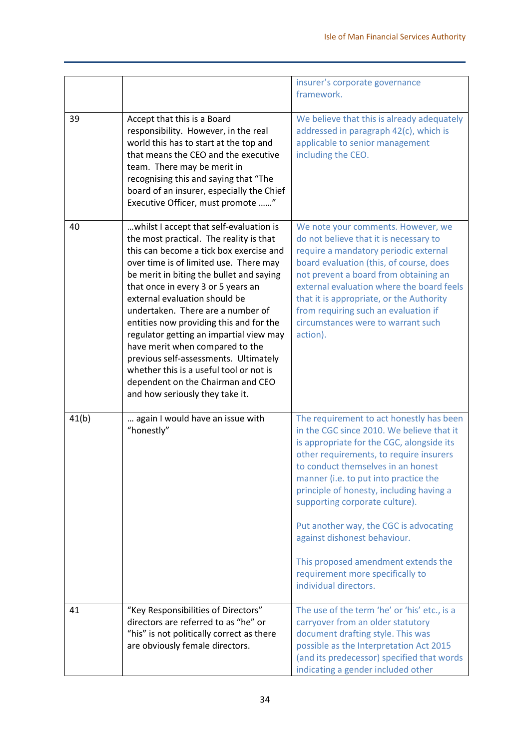| | | |
|---|---|---|
| | | insurer's corporate governance framework. |
| 39 | Accept that this is a Board responsibility. However, in the real world this has to start at the top and that means the CEO and the executive team. There may be merit in recognising this and saying that "The board of an insurer, especially the Chief Executive Officer, must promote ……" | We believe that this is already adequately addressed in paragraph 42(c), which is applicable to senior management including the CEO. |
| 40 | …whilst I accept that self-evaluation is the most practical. The reality is that this can become a tick box exercise and over time is of limited use. There may be merit in biting the bullet and saying that once in every 3 or 5 years an external evaluation should be undertaken. There are a number of entities now providing this and for the regulator getting an impartial view may have merit when compared to the previous self-assessments. Ultimately whether this is a useful tool or not is dependent on the Chairman and CEO and how seriously they take it. | We note your comments. However, we do not believe that it is necessary to require a mandatory periodic external board evaluation (this, of course, does not prevent a board from obtaining an external evaluation where the board feels that it is appropriate, or the Authority from requiring such an evaluation if circumstances were to warrant such action). |
| 41(b) | … again I would have an issue with "honestly" | The requirement to act honestly has been in the CGC since 2010. We believe that it is appropriate for the CGC, alongside its other requirements, to require insurers to conduct themselves in an honest manner (i.e. to put into practice the principle of honesty, including having a supporting corporate culture).<br><br>Put another way, the CGC is advocating against dishonest behaviour.<br><br>This proposed amendment extends the requirement more specifically to individual directors. |
| 41 | "Key Responsibilities of Directors" directors are referred to as "he" or "his" is not politically correct as there are obviously female directors. | The use of the term 'he' or 'his' etc., is a carryover from an older statutory document drafting style. This was possible as the Interpretation Act 2015 (and its predecessor) specified that words indicating a gender included other |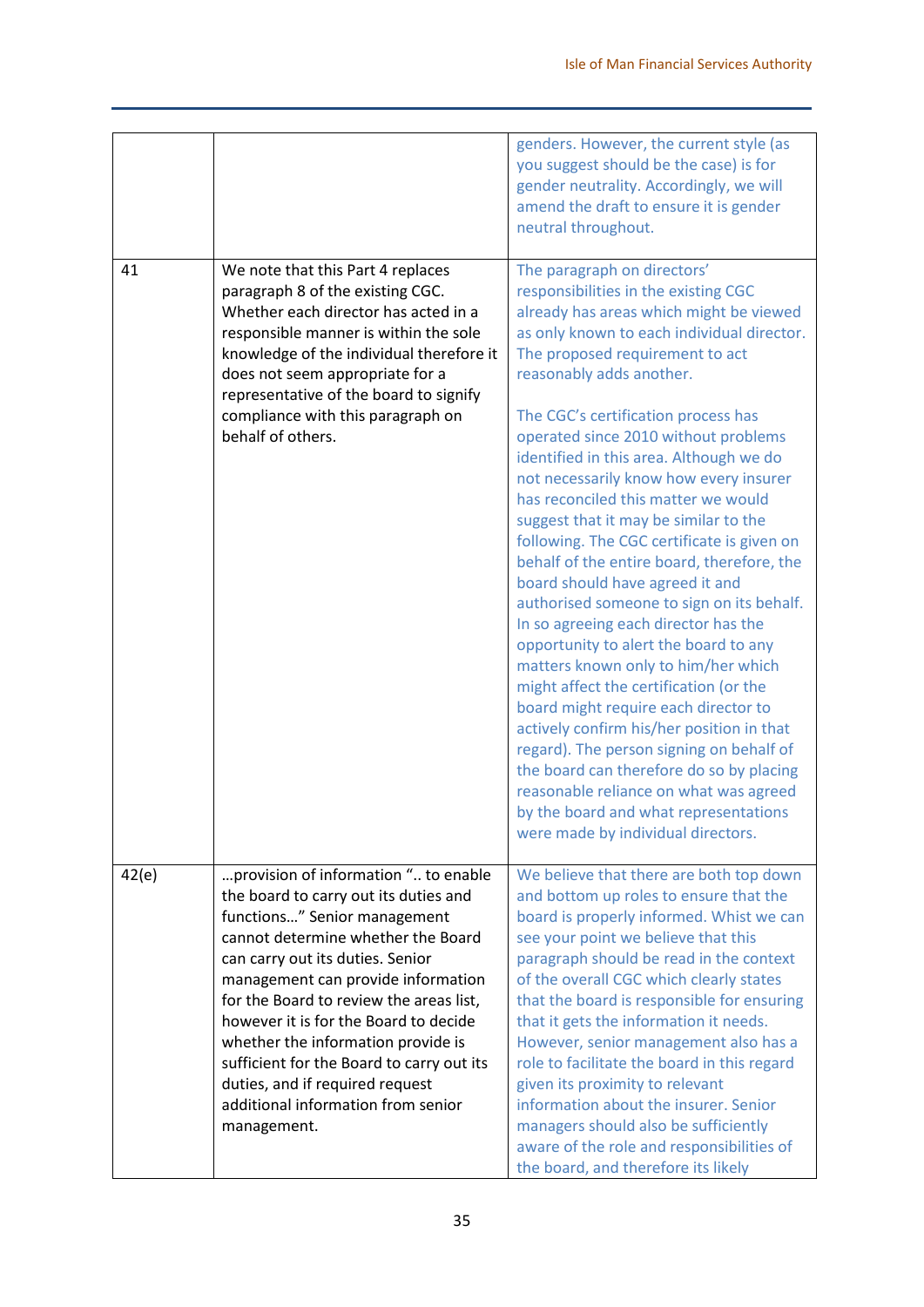| | | |
|---|---|---|
| | | genders. However, the current style (as you suggest should be the case) is for gender neutrality. Accordingly, we will amend the draft to ensure it is gender neutral throughout. |
| 41 | We note that this Part 4 replaces paragraph 8 of the existing CGC. Whether each director has acted in a responsible manner is within the sole knowledge of the individual therefore it does not seem appropriate for a representative of the board to signify compliance with this paragraph on behalf of others. | The paragraph on directors' responsibilities in the existing CGC already has areas which might be viewed as only known to each individual director. The proposed requirement to act reasonably adds another.<br><br>The CGC's certification process has operated since 2010 without problems identified in this area. Although we do not necessarily know how every insurer has reconciled this matter we would suggest that it may be similar to the following. The CGC certificate is given on behalf of the entire board, therefore, the board should have agreed it and authorised someone to sign on its behalf. In so agreeing each director has the opportunity to alert the board to any matters known only to him/her which might affect the certification (or the board might require each director to actively confirm his/her position in that regard). The person signing on behalf of the board can therefore do so by placing reasonable reliance on what was agreed by the board and what representations were made by individual directors. |
| 42(e) | …provision of information ".. to enable the board to carry out its duties and functions…" Senior management cannot determine whether the Board can carry out its duties. Senior management can provide information for the Board to review the areas list, however it is for the Board to decide whether the information provide is sufficient for the Board to carry out its duties, and if required request additional information from senior management. | We believe that there are both top down and bottom up roles to ensure that the board is properly informed. Whist we can see your point we believe that this paragraph should be read in the context of the overall CGC which clearly states that the board is responsible for ensuring that it gets the information it needs. However, senior management also has a role to facilitate the board in this regard given its proximity to relevant information about the insurer. Senior managers should also be sufficiently aware of the role and responsibilities of the board, and therefore its likely |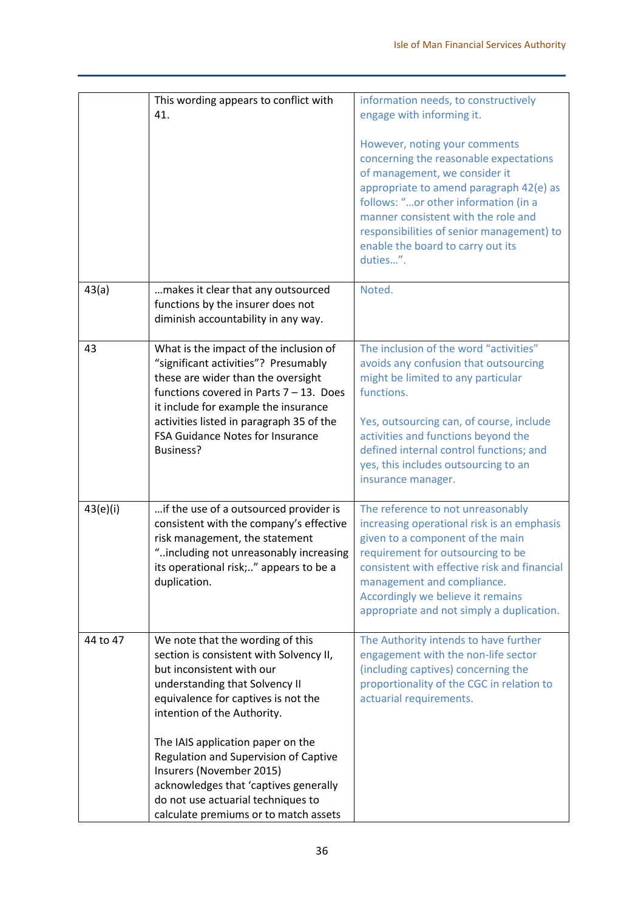| | | |
|---|---|---|
| | This wording appears to conflict with 41. | information needs, to constructively engage with informing it.<br><br>However, noting your comments concerning the reasonable expectations of management, we consider it appropriate to amend paragraph 42(e) as follows: "…or other information (in a manner consistent with the role and responsibilities of senior management) to enable the board to carry out its duties…". |
| 43(a) | …makes it clear that any outsourced functions by the insurer does not diminish accountability in any way. | Noted. |
| 43 | What is the impact of the inclusion of "significant activities"? Presumably these are wider than the oversight functions covered in Parts 7 – 13. Does it include for example the insurance activities listed in paragraph 35 of the FSA Guidance Notes for Insurance Business? | The inclusion of the word "activities" avoids any confusion that outsourcing might be limited to any particular functions.<br><br>Yes, outsourcing can, of course, include activities and functions beyond the defined internal control functions; and yes, this includes outsourcing to an insurance manager. |
| 43(e)(i) | …if the use of a outsourced provider is consistent with the company's effective risk management, the statement "..including not unreasonably increasing its operational risk;.." appears to be a duplication. | The reference to not unreasonably increasing operational risk is an emphasis given to a component of the main requirement for outsourcing to be consistent with effective risk and financial management and compliance. Accordingly we believe it remains appropriate and not simply a duplication. |
| 44 to 47 | We note that the wording of this section is consistent with Solvency II, but inconsistent with our understanding that Solvency II equivalence for captives is not the intention of the Authority.<br><br>The IAIS application paper on the Regulation and Supervision of Captive Insurers (November 2015) acknowledges that 'captives generally do not use actuarial techniques to calculate premiums or to match assets | The Authority intends to have further engagement with the non-life sector (including captives) concerning the proportionality of the CGC in relation to actuarial requirements. |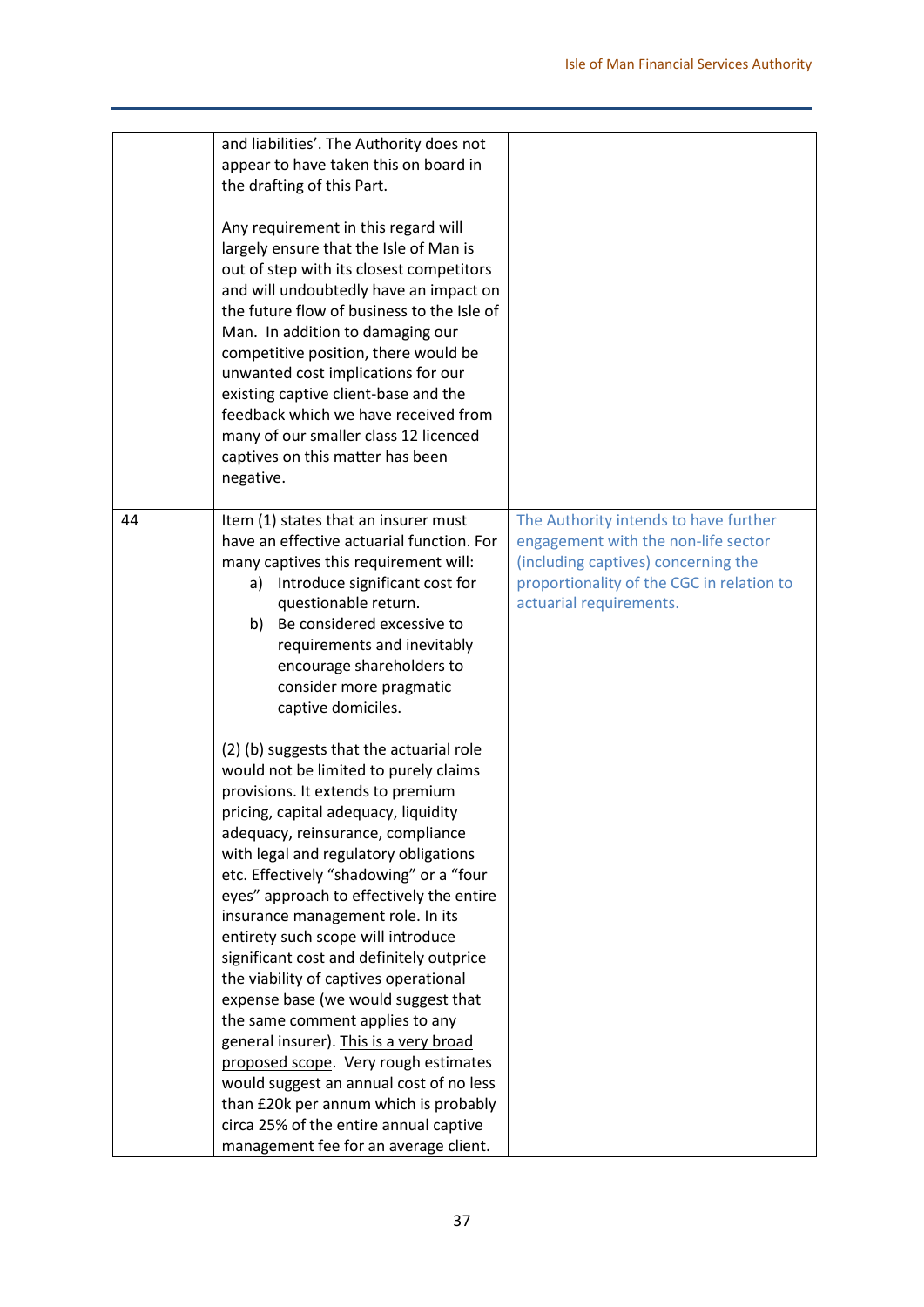| | | |
|---|---|---|
| | and liabilities'. The Authority does not appear to have taken this on board in the drafting of this Part.<br><br>Any requirement in this regard will largely ensure that the Isle of Man is out of step with its closest competitors and will undoubtedly have an impact on the future flow of business to the Isle of Man. In addition to damaging our competitive position, there would be unwanted cost implications for our existing captive client-base and the feedback which we have received from many of our smaller class 12 licenced captives on this matter has been negative. | |
| 44 | Item (1) states that an insurer must have an effective actuarial function. For many captives this requirement will:<br>a) Introduce significant cost for questionable return.<br>b) Be considered excessive to requirements and inevitably encourage shareholders to consider more pragmatic captive domiciles.<br><br>(2) (b) suggests that the actuarial role would not be limited to purely claims provisions. It extends to premium pricing, capital adequacy, liquidity adequacy, reinsurance, compliance with legal and regulatory obligations etc. Effectively "shadowing" or a "four eyes" approach to effectively the entire insurance management role. In its entirety such scope will introduce significant cost and definitely outprice the viability of captives operational expense base (we would suggest that the same comment applies to any general insurer). <u>This is a very broad proposed scope</u>. Very rough estimates would suggest an annual cost of no less than £20k per annum which is probably circa 25% of the entire annual captive management fee for an average client. | The Authority intends to have further engagement with the non-life sector (including captives) concerning the proportionality of the CGC in relation to actuarial requirements. |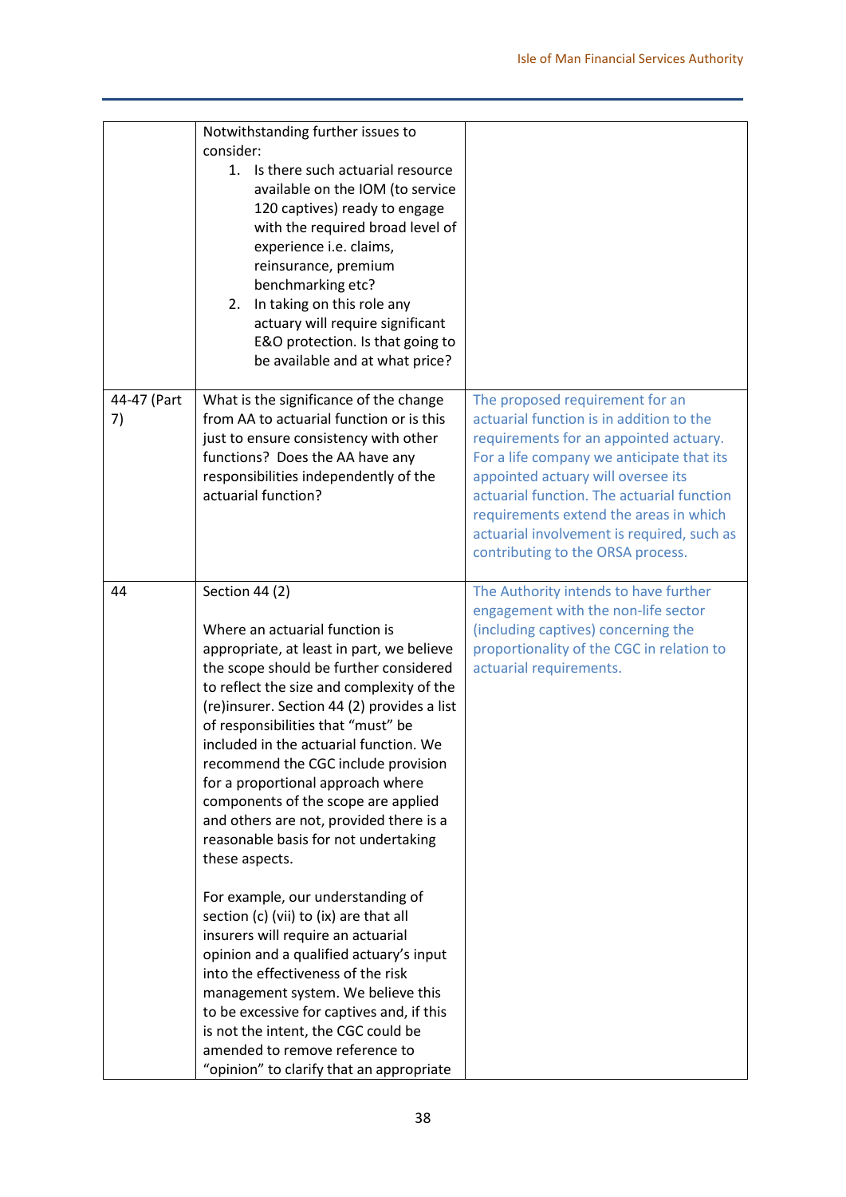| | | |
|---|---|---|
| | Notwithstanding further issues to consider:<br>1. Is there such actuarial resource available on the IOM (to service 120 captives) ready to engage with the required broad level of experience i.e. claims, reinsurance, premium benchmarking etc?<br>2. In taking on this role any actuary will require significant E&O protection. Is that going to be available and at what price? | |
| 44-47 (Part 7) | What is the significance of the change from AA to actuarial function or is this just to ensure consistency with other functions? Does the AA have any responsibilities independently of the actuarial function? | The proposed requirement for an actuarial function is in addition to the requirements for an appointed actuary. For a life company we anticipate that its appointed actuary will oversee its actuarial function. The actuarial function requirements extend the areas in which actuarial involvement is required, such as contributing to the ORSA process. |
| 44 | Section 44 (2)<br><br>Where an actuarial function is appropriate, at least in part, we believe the scope should be further considered to reflect the size and complexity of the (re)insurer. Section 44 (2) provides a list of responsibilities that "must" be included in the actuarial function. We recommend the CGC include provision for a proportional approach where components of the scope are applied and others are not, provided there is a reasonable basis for not undertaking these aspects.<br><br>For example, our understanding of section (c) (vii) to (ix) are that all insurers will require an actuarial opinion and a qualified actuary's input into the effectiveness of the risk management system. We believe this to be excessive for captives and, if this is not the intent, the CGC could be amended to remove reference to "opinion" to clarify that an appropriate | The Authority intends to have further engagement with the non-life sector (including captives) concerning the proportionality of the CGC in relation to actuarial requirements. |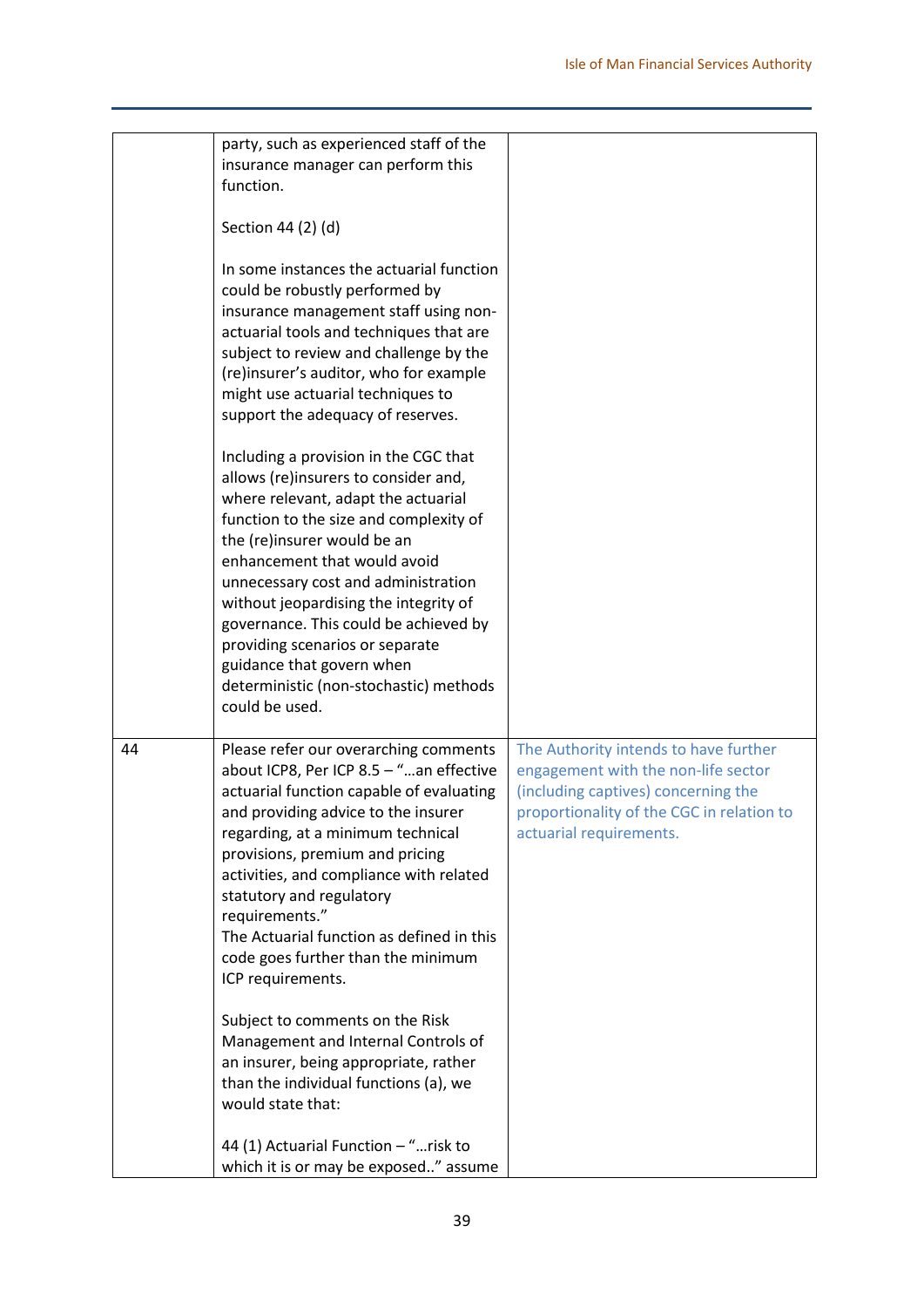| | | |
|---|---|---|
| | party, such as experienced staff of the insurance manager can perform this function.<br><br>Section 44 (2) (d)<br><br>In some instances the actuarial function could be robustly performed by insurance management staff using non-actuarial tools and techniques that are subject to review and challenge by the (re)insurer's auditor, who for example might use actuarial techniques to support the adequacy of reserves.<br><br>Including a provision in the CGC that allows (re)insurers to consider and, where relevant, adapt the actuarial function to the size and complexity of the (re)insurer would be an enhancement that would avoid unnecessary cost and administration without jeopardising the integrity of governance. This could be achieved by providing scenarios or separate guidance that govern when deterministic (non-stochastic) methods could be used. | |
| 44 | Please refer our overarching comments about ICP8, Per ICP 8.5 – "…an effective actuarial function capable of evaluating and providing advice to the insurer regarding, at a minimum technical provisions, premium and pricing activities, and compliance with related statutory and regulatory requirements."<br>The Actuarial function as defined in this code goes further than the minimum ICP requirements.<br><br>Subject to comments on the Risk Management and Internal Controls of an insurer, being appropriate, rather than the individual functions (a), we would state that:<br><br>44 (1) Actuarial Function – "…risk to which it is or may be exposed.." assume | The Authority intends to have further engagement with the non-life sector (including captives) concerning the proportionality of the CGC in relation to actuarial requirements. |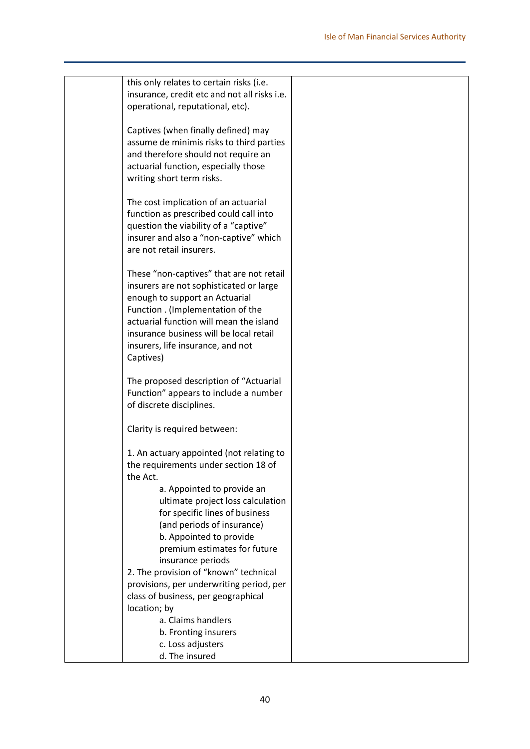| | | |
|---|---|---|
| | this only relates to certain risks (i.e. insurance, credit etc and not all risks i.e. operational, reputational, etc).<br><br>Captives (when finally defined) may assume de minimis risks to third parties and therefore should not require an actuarial function, especially those writing short term risks.<br><br>The cost implication of an actuarial function as prescribed could call into question the viability of a "captive" insurer and also a "non-captive" which are not retail insurers.<br><br>These "non-captives" that are not retail insurers are not sophisticated or large enough to support an Actuarial Function . (Implementation of the actuarial function will mean the island insurance business will be local retail insurers, life insurance, and not Captives)<br><br>The proposed description of "Actuarial Function" appears to include a number of discrete disciplines.<br><br>Clarity is required between:<br><br>1. An actuary appointed (not relating to the requirements under section 18 of the Act.<br>a. Appointed to provide an ultimate project loss calculation for specific lines of business (and periods of insurance)<br>b. Appointed to provide premium estimates for future insurance periods<br>2. The provision of "known" technical provisions, per underwriting period, per class of business, per geographical location; by<br>a. Claims handlers<br>b. Fronting insurers<br>c. Loss adjusters<br>d. The insured | |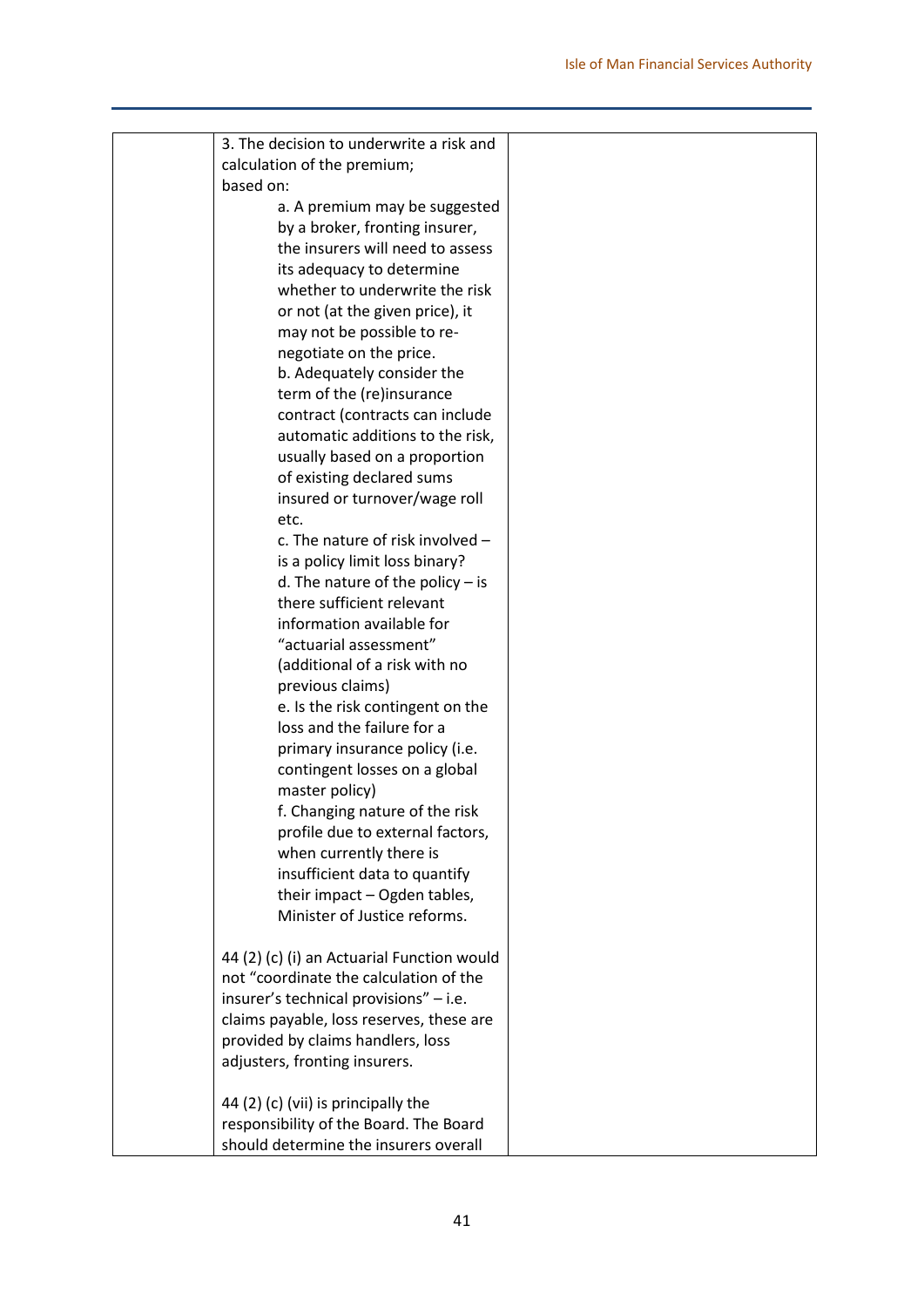| | | |
|---|---|---|
| | 3. The decision to underwrite a risk and calculation of the premium;<br>based on:<br>a. A premium may be suggested by a broker, fronting insurer, the insurers will need to assess its adequacy to determine whether to underwrite the risk or not (at the given price), it may not be possible to re-negotiate on the price.<br>b. Adequately consider the term of the (re)insurance contract (contracts can include automatic additions to the risk, usually based on a proportion of existing declared sums insured or turnover/wage roll etc.<br>c. The nature of risk involved – is a policy limit loss binary?<br>d. The nature of the policy – is there sufficient relevant information available for "actuarial assessment" (additional of a risk with no previous claims)<br>e. Is the risk contingent on the loss and the failure for a primary insurance policy (i.e. contingent losses on a global master policy)<br>f. Changing nature of the risk profile due to external factors, when currently there is insufficient data to quantify their impact – Ogden tables, Minister of Justice reforms.<br><br>44 (2) (c) (i) an Actuarial Function would not "coordinate the calculation of the insurer's technical provisions" – i.e. claims payable, loss reserves, these are provided by claims handlers, loss adjusters, fronting insurers.<br><br>44 (2) (c) (vii) is principally the responsibility of the Board. The Board should determine the insurers overall | |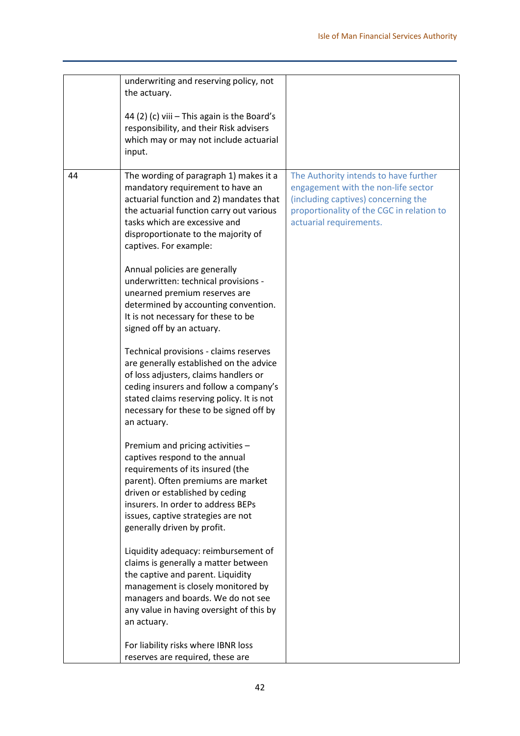| | | |
|---|---|---|
| | underwriting and reserving policy, not the actuary.<br><br>44 (2) (c) viii – This again is the Board's responsibility, and their Risk advisers which may or may not include actuarial input. | |
| 44 | The wording of paragraph 1) makes it a mandatory requirement to have an actuarial function and 2) mandates that the actuarial function carry out various tasks which are excessive and disproportionate to the majority of captives. For example:<br><br>Annual policies are generally underwritten: technical provisions - unearned premium reserves are determined by accounting convention. It is not necessary for these to be signed off by an actuary.<br><br>Technical provisions - claims reserves are generally established on the advice of loss adjusters, claims handlers or ceding insurers and follow a company's stated claims reserving policy. It is not necessary for these to be signed off by an actuary.<br><br>Premium and pricing activities – captives respond to the annual requirements of its insured (the parent). Often premiums are market driven or established by ceding insurers. In order to address BEPs issues, captive strategies are not generally driven by profit.<br><br>Liquidity adequacy: reimbursement of claims is generally a matter between the captive and parent. Liquidity management is closely monitored by managers and boards. We do not see any value in having oversight of this by an actuary.<br><br>For liability risks where IBNR loss reserves are required, these are | The Authority intends to have further engagement with the non-life sector (including captives) concerning the proportionality of the CGC in relation to actuarial requirements. |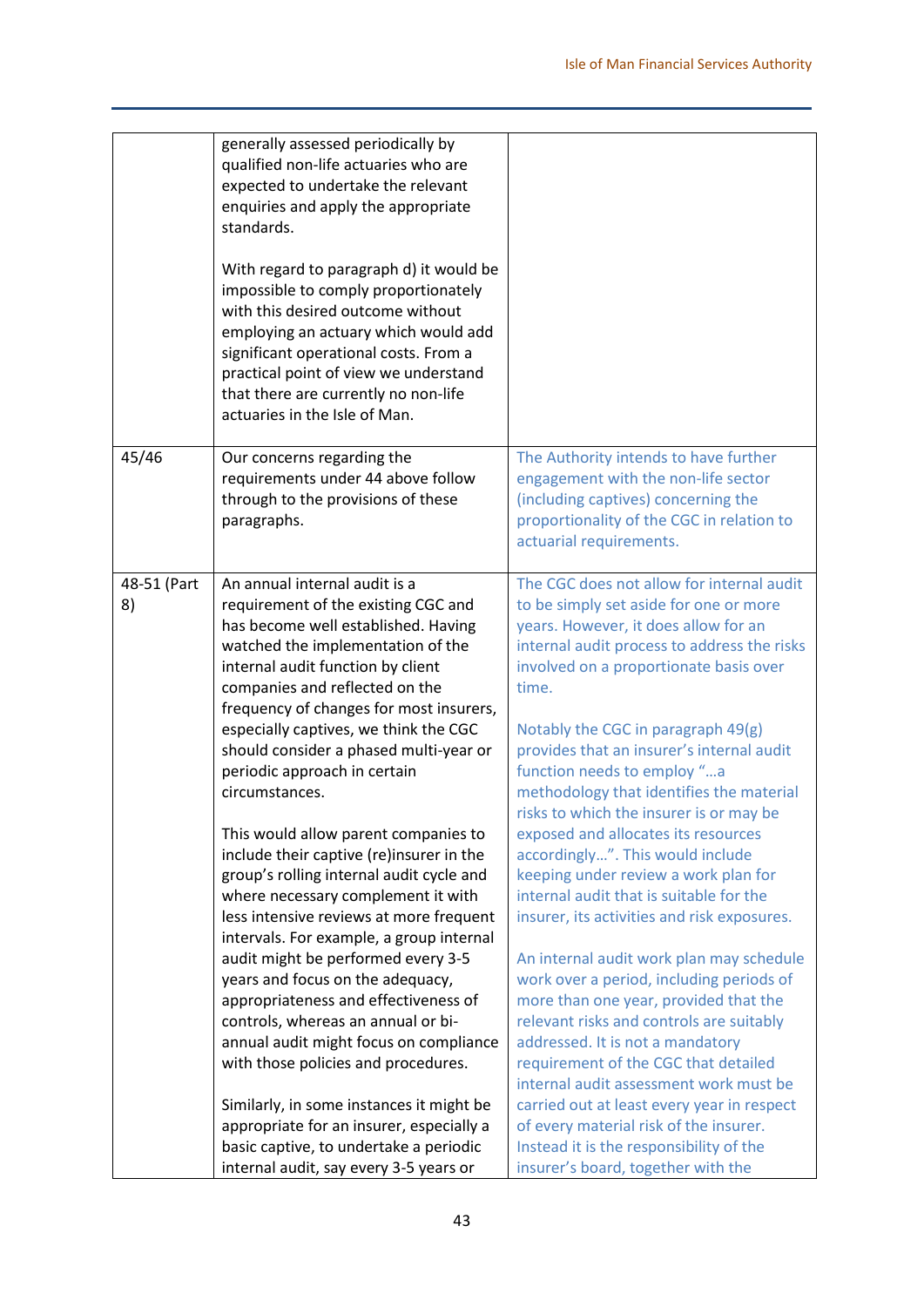| | | |
|---|---|---|
| | generally assessed periodically by qualified non-life actuaries who are expected to undertake the relevant enquiries and apply the appropriate standards.<br><br>With regard to paragraph d) it would be impossible to comply proportionately with this desired outcome without employing an actuary which would add significant operational costs. From a practical point of view we understand that there are currently no non-life actuaries in the Isle of Man. | |
| 45/46 | Our concerns regarding the requirements under 44 above follow through to the provisions of these paragraphs. | The Authority intends to have further engagement with the non-life sector (including captives) concerning the proportionality of the CGC in relation to actuarial requirements. |
| 48-51 (Part 8) | An annual internal audit is a requirement of the existing CGC and has become well established. Having watched the implementation of the internal audit function by client companies and reflected on the frequency of changes for most insurers, especially captives, we think the CGC should consider a phased multi-year or periodic approach in certain circumstances.<br><br>This would allow parent companies to include their captive (re)insurer in the group's rolling internal audit cycle and where necessary complement it with less intensive reviews at more frequent intervals. For example, a group internal audit might be performed every 3-5 years and focus on the adequacy, appropriateness and effectiveness of controls, whereas an annual or bi-annual audit might focus on compliance with those policies and procedures.<br><br>Similarly, in some instances it might be appropriate for an insurer, especially a basic captive, to undertake a periodic internal audit, say every 3-5 years or | The CGC does not allow for internal audit to be simply set aside for one or more years. However, it does allow for an internal audit process to address the risks involved on a proportionate basis over time.<br><br>Notably the CGC in paragraph 49(g) provides that an insurer's internal audit function needs to employ "…a methodology that identifies the material risks to which the insurer is or may be exposed and allocates its resources accordingly…". This would include keeping under review a work plan for internal audit that is suitable for the insurer, its activities and risk exposures.<br><br>An internal audit work plan may schedule work over a period, including periods of more than one year, provided that the relevant risks and controls are suitably addressed. It is not a mandatory requirement of the CGC that detailed internal audit assessment work must be carried out at least every year in respect of every material risk of the insurer. Instead it is the responsibility of the insurer's board, together with the |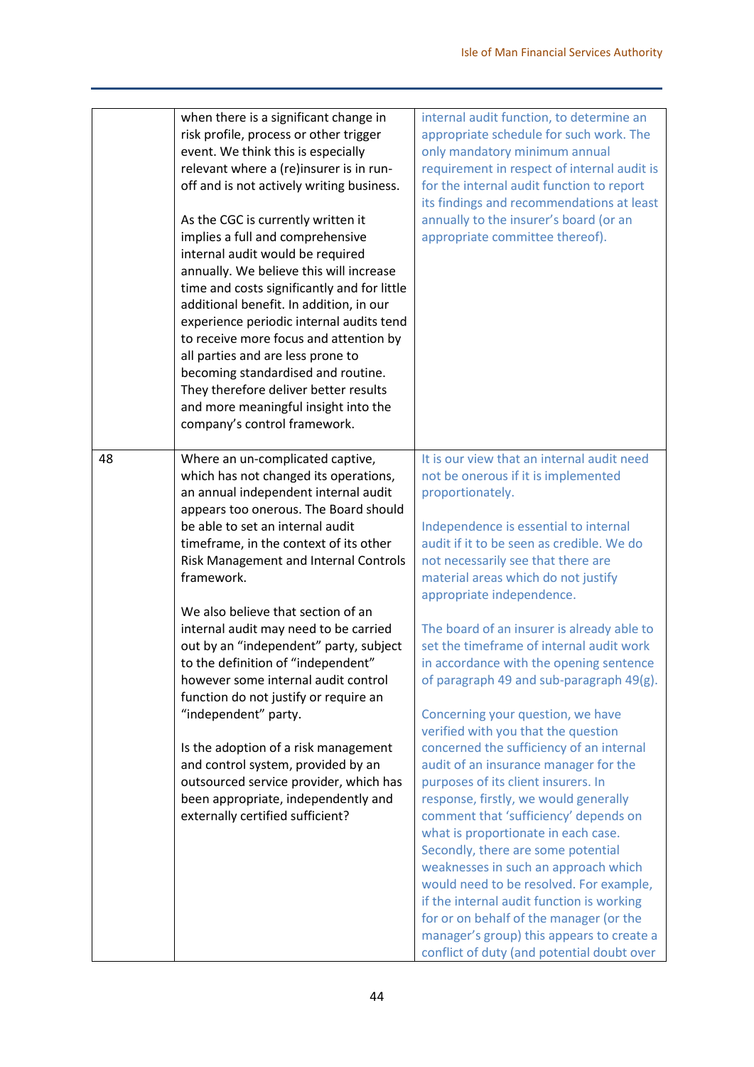| | | |
|---|---|---|
| | when there is a significant change in risk profile, process or other trigger event. We think this is especially relevant where a (re)insurer is in run-off and is not actively writing business.<br><br>As the CGC is currently written it implies a full and comprehensive internal audit would be required annually. We believe this will increase time and costs significantly and for little additional benefit. In addition, in our experience periodic internal audits tend to receive more focus and attention by all parties and are less prone to becoming standardised and routine. They therefore deliver better results and more meaningful insight into the company's control framework. | internal audit function, to determine an appropriate schedule for such work. The only mandatory minimum annual requirement in respect of internal audit is for the internal audit function to report its findings and recommendations at least annually to the insurer's board (or an appropriate committee thereof). |
| 48 | Where an un-complicated captive, which has not changed its operations, an annual independent internal audit appears too onerous. The Board should be able to set an internal audit timeframe, in the context of its other Risk Management and Internal Controls framework.<br><br>We also believe that section of an internal audit may need to be carried out by an "independent" party, subject to the definition of "independent" however some internal audit control function do not justify or require an "independent" party.<br><br>Is the adoption of a risk management and control system, provided by an outsourced service provider, which has been appropriate, independently and externally certified sufficient? | It is our view that an internal audit need not be onerous if it is implemented proportionately.<br><br>Independence is essential to internal audit if it to be seen as credible. We do not necessarily see that there are material areas which do not justify appropriate independence.<br><br>The board of an insurer is already able to set the timeframe of internal audit work in accordance with the opening sentence of paragraph 49 and sub-paragraph 49(g).<br><br>Concerning your question, we have verified with you that the question concerned the sufficiency of an internal audit of an insurance manager for the purposes of its client insurers. In response, firstly, we would generally comment that 'sufficiency' depends on what is proportionate in each case. Secondly, there are some potential weaknesses in such an approach which would need to be resolved. For example, if the internal audit function is working for or on behalf of the manager (or the manager's group) this appears to create a conflict of duty (and potential doubt over |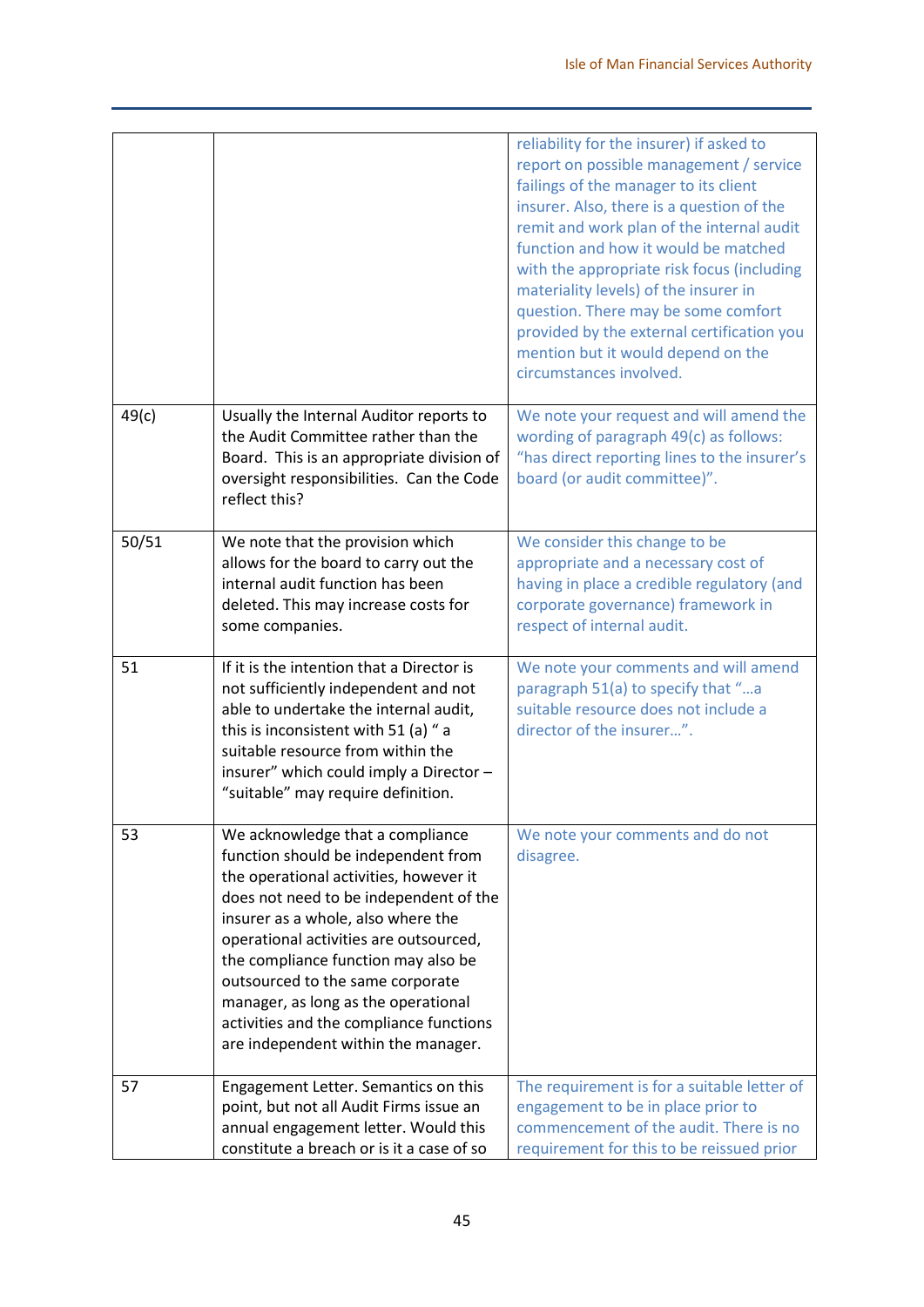| | | |
|---|---|---|
| | | reliability for the insurer) if asked to report on possible management / service failings of the manager to its client insurer. Also, there is a question of the remit and work plan of the internal audit function and how it would be matched with the appropriate risk focus (including materiality levels) of the insurer in question. There may be some comfort provided by the external certification you mention but it would depend on the circumstances involved. |
| 49(c) | Usually the Internal Auditor reports to the Audit Committee rather than the Board. This is an appropriate division of oversight responsibilities. Can the Code reflect this? | We note your request and will amend the wording of paragraph 49(c) as follows: "has direct reporting lines to the insurer's board (or audit committee)". |
| 50/51 | We note that the provision which allows for the board to carry out the internal audit function has been deleted. This may increase costs for some companies. | We consider this change to be appropriate and a necessary cost of having in place a credible regulatory (and corporate governance) framework in respect of internal audit. |
| 51 | If it is the intention that a Director is not sufficiently independent and not able to undertake the internal audit, this is inconsistent with 51 (a) " a suitable resource from within the insurer" which could imply a Director – "suitable" may require definition. | We note your comments and will amend paragraph 51(a) to specify that "…a suitable resource does not include a director of the insurer…". |
| 53 | We acknowledge that a compliance function should be independent from the operational activities, however it does not need to be independent of the insurer as a whole, also where the operational activities are outsourced, the compliance function may also be outsourced to the same corporate manager, as long as the operational activities and the compliance functions are independent within the manager. | We note your comments and do not disagree. |
| 57 | Engagement Letter. Semantics on this point, but not all Audit Firms issue an annual engagement letter. Would this constitute a breach or is it a case of so | The requirement is for a suitable letter of engagement to be in place prior to commencement of the audit. There is no requirement for this to be reissued prior |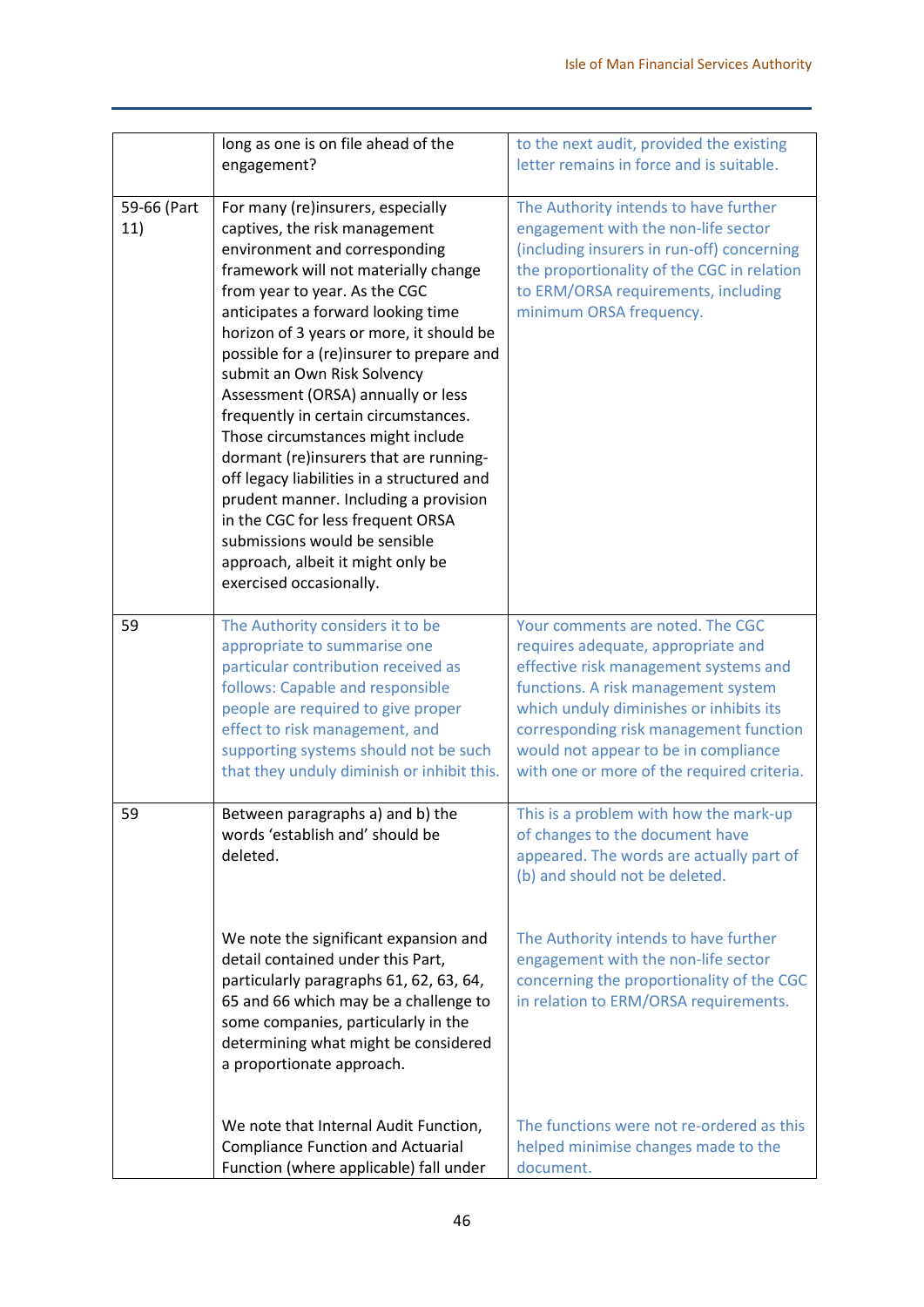| | | |
|---|---|---|
| | long as one is on file ahead of the engagement? | to the next audit, provided the existing letter remains in force and is suitable. |
| 59-66 (Part 11) | For many (re)insurers, especially captives, the risk management environment and corresponding framework will not materially change from year to year. As the CGC anticipates a forward looking time horizon of 3 years or more, it should be possible for a (re)insurer to prepare and submit an Own Risk Solvency Assessment (ORSA) annually or less frequently in certain circumstances. Those circumstances might include dormant (re)insurers that are running-off legacy liabilities in a structured and prudent manner. Including a provision in the CGC for less frequent ORSA submissions would be sensible approach, albeit it might only be exercised occasionally. | The Authority intends to have further engagement with the non-life sector (including insurers in run-off) concerning the proportionality of the CGC in relation to ERM/ORSA requirements, including minimum ORSA frequency. |
| 59 | The Authority considers it to be appropriate to summarise one particular contribution received as follows: Capable and responsible people are required to give proper effect to risk management, and supporting systems should not be such that they unduly diminish or inhibit this. | Your comments are noted. The CGC requires adequate, appropriate and effective risk management systems and functions. A risk management system which unduly diminishes or inhibits its corresponding risk management function would not appear to be in compliance with one or more of the required criteria. |
| 59 | Between paragraphs a) and b) the words 'establish and' should be deleted.<br><br>We note the significant expansion and detail contained under this Part, particularly paragraphs 61, 62, 63, 64, 65 and 66 which may be a challenge to some companies, particularly in the determining what might be considered a proportionate approach.<br><br>We note that Internal Audit Function, Compliance Function and Actuarial Function (where applicable) fall under | This is a problem with how the mark-up of changes to the document have appeared. The words are actually part of (b) and should not be deleted.<br><br>The Authority intends to have further engagement with the non-life sector concerning the proportionality of the CGC in relation to ERM/ORSA requirements.<br><br>The functions were not re-ordered as this helped minimise changes made to the document. |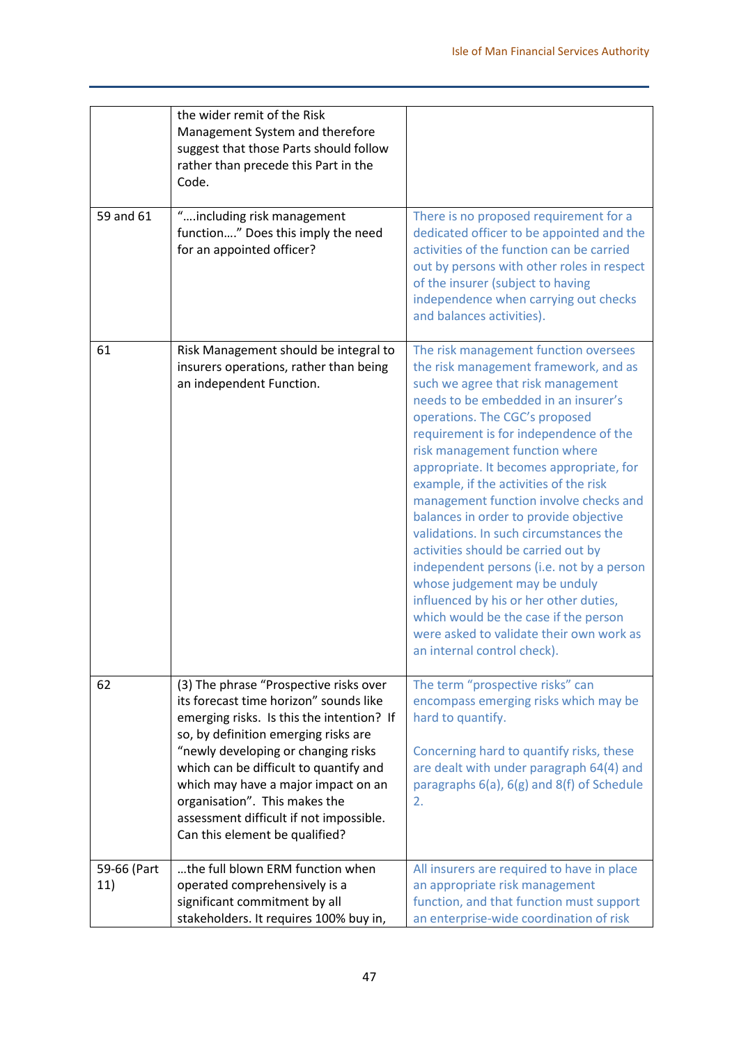| | | |
|---|---|---|
| | the wider remit of the Risk Management System and therefore suggest that those Parts should follow rather than precede this Part in the Code. | |
| 59 and 61 | "….including risk management function…." Does this imply the need for an appointed officer? | There is no proposed requirement for a dedicated officer to be appointed and the activities of the function can be carried out by persons with other roles in respect of the insurer (subject to having independence when carrying out checks and balances activities). |
| 61 | Risk Management should be integral to insurers operations, rather than being an independent Function. | The risk management function oversees the risk management framework, and as such we agree that risk management needs to be embedded in an insurer's operations. The CGC's proposed requirement is for independence of the risk management function where appropriate. It becomes appropriate, for example, if the activities of the risk management function involve checks and balances in order to provide objective validations. In such circumstances the activities should be carried out by independent persons (i.e. not by a person whose judgement may be unduly influenced by his or her other duties, which would be the case if the person were asked to validate their own work as an internal control check). |
| 62 | (3) The phrase "Prospective risks over its forecast time horizon" sounds like emerging risks. Is this the intention? If so, by definition emerging risks are "newly developing or changing risks which can be difficult to quantify and which may have a major impact on an organisation". This makes the assessment difficult if not impossible. Can this element be qualified? | The term "prospective risks" can encompass emerging risks which may be hard to quantify.<br><br>Concerning hard to quantify risks, these are dealt with under paragraph 64(4) and paragraphs 6(a), 6(g) and 8(f) of Schedule 2. |
| 59-66 (Part 11) | …the full blown ERM function when operated comprehensively is a significant commitment by all stakeholders. It requires 100% buy in, | All insurers are required to have in place an appropriate risk management function, and that function must support an enterprise-wide coordination of risk |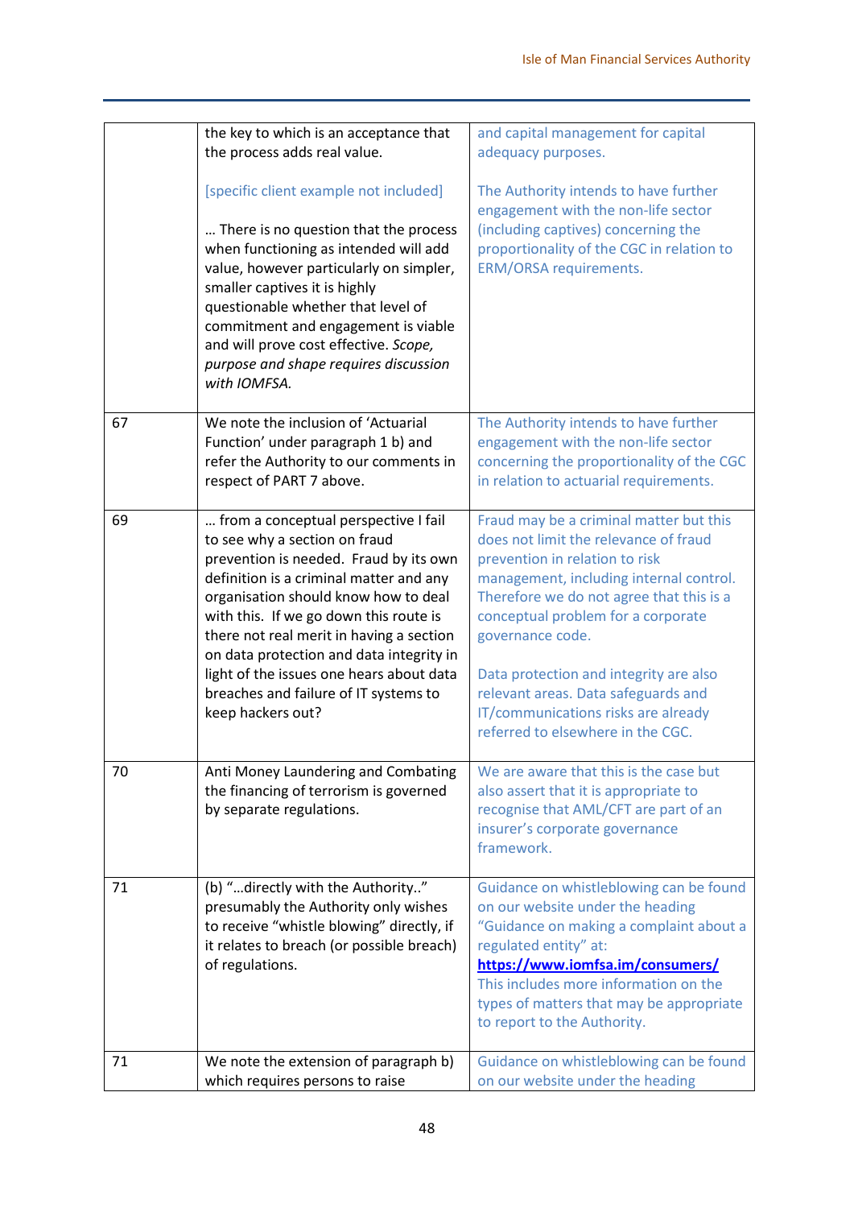|  |  |  |
|---|---|---|
|  | the key to which is an acceptance that the process adds real value.<br><br>[specific client example not included]<br><br>… There is no question that the process when functioning as intended will add value, however particularly on simpler, smaller captives it is highly questionable whether that level of commitment and engagement is viable and will prove cost effective. *Scope, purpose and shape requires discussion with IOMFSA.* | and capital management for capital adequacy purposes.<br><br>The Authority intends to have further engagement with the non-life sector (including captives) concerning the proportionality of the CGC in relation to ERM/ORSA requirements. |
| 67 | We note the inclusion of 'Actuarial Function' under paragraph 1 b) and refer the Authority to our comments in respect of PART 7 above. | The Authority intends to have further engagement with the non-life sector concerning the proportionality of the CGC in relation to actuarial requirements. |
| 69 | … from a conceptual perspective I fail to see why a section on fraud prevention is needed. Fraud by its own definition is a criminal matter and any organisation should know how to deal with this. If we go down this route is there not real merit in having a section on data protection and data integrity in light of the issues one hears about data breaches and failure of IT systems to keep hackers out? | Fraud may be a criminal matter but this does not limit the relevance of fraud prevention in relation to risk management, including internal control. Therefore we do not agree that this is a conceptual problem for a corporate governance code.<br><br>Data protection and integrity are also relevant areas. Data safeguards and IT/communications risks are already referred to elsewhere in the CGC. |
| 70 | Anti Money Laundering and Combating the financing of terrorism is governed by separate regulations. | We are aware that this is the case but also assert that it is appropriate to recognise that AML/CFT are part of an insurer's corporate governance framework. |
| 71 | (b) "…directly with the Authority.." presumably the Authority only wishes to receive "whistle blowing" directly, if it relates to breach (or possible breach) of regulations. | Guidance on whistleblowing can be found on our website under the heading "Guidance on making a complaint about a regulated entity" at: **https://www.iomfsa.im/consumers/** This includes more information on the types of matters that may be appropriate to report to the Authority. |
| 71 | We note the extension of paragraph b) which requires persons to raise | Guidance on whistleblowing can be found on our website under the heading |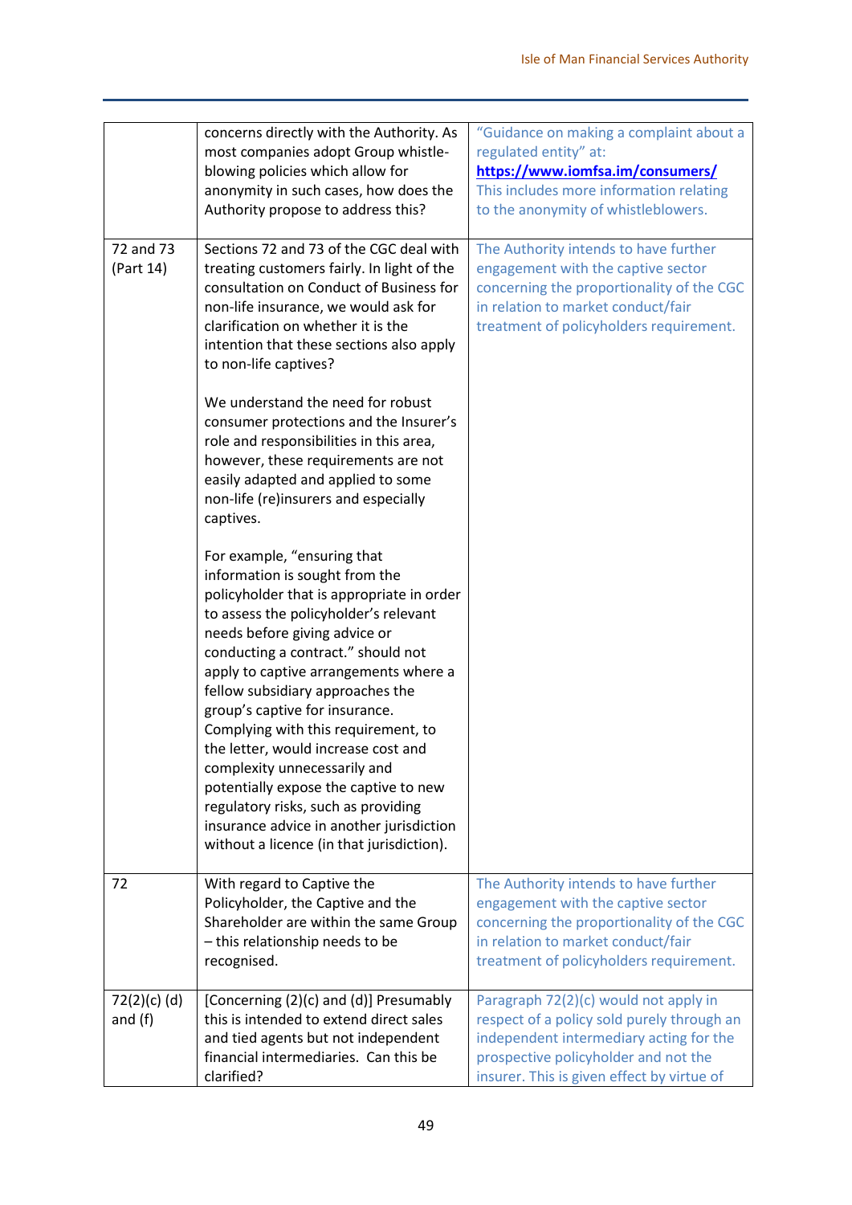| | | |
|---|---|---|
| | concerns directly with the Authority. As most companies adopt Group whistle-blowing policies which allow for anonymity in such cases, how does the Authority propose to address this? | "Guidance on making a complaint about a regulated entity" at: **https://www.iomfsa.im/consumers/** This includes more information relating to the anonymity of whistleblowers. |
| 72 and 73 (Part 14) | Sections 72 and 73 of the CGC deal with treating customers fairly. In light of the consultation on Conduct of Business for non-life insurance, we would ask for clarification on whether it is the intention that these sections also apply to non-life captives?<br><br>We understand the need for robust consumer protections and the Insurer's role and responsibilities in this area, however, these requirements are not easily adapted and applied to some non-life (re)insurers and especially captives.<br><br>For example, "ensuring that information is sought from the policyholder that is appropriate in order to assess the policyholder's relevant needs before giving advice or conducting a contract." should not apply to captive arrangements where a fellow subsidiary approaches the group's captive for insurance. Complying with this requirement, to the letter, would increase cost and complexity unnecessarily and potentially expose the captive to new regulatory risks, such as providing insurance advice in another jurisdiction without a licence (in that jurisdiction). | The Authority intends to have further engagement with the captive sector concerning the proportionality of the CGC in relation to market conduct/fair treatment of policyholders requirement. |
| 72 | With regard to Captive the Policyholder, the Captive and the Shareholder are within the same Group – this relationship needs to be recognised. | The Authority intends to have further engagement with the captive sector concerning the proportionality of the CGC in relation to market conduct/fair treatment of policyholders requirement. |
| 72(2)(c) (d) and (f) | [Concerning (2)(c) and (d)] Presumably this is intended to extend direct sales and tied agents but not independent financial intermediaries. Can this be clarified? | Paragraph 72(2)(c) would not apply in respect of a policy sold purely through an independent intermediary acting for the prospective policyholder and not the insurer. This is given effect by virtue of |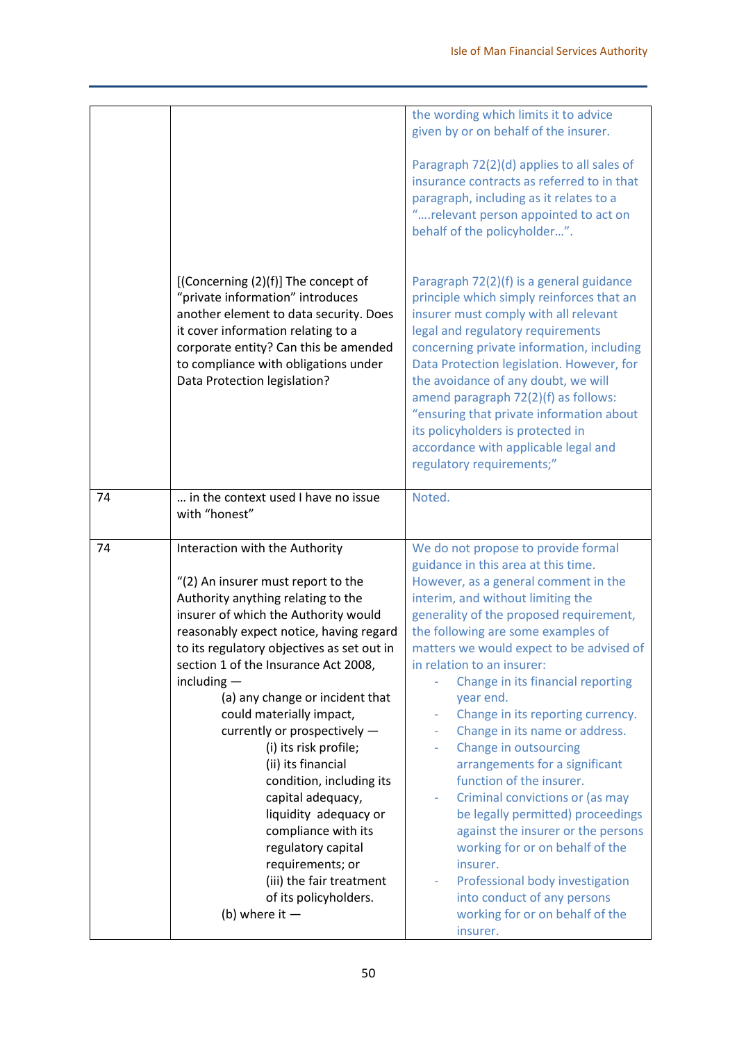| | | |
|---|---|---|
| | | the wording which limits it to advice given by or on behalf of the insurer.<br><br>Paragraph 72(2)(d) applies to all sales of insurance contracts as referred to in that paragraph, including as it relates to a "….relevant person appointed to act on behalf of the policyholder…". |
| | [(Concerning (2)(f)] The concept of "private information" introduces another element to data security. Does it cover information relating to a corporate entity? Can this be amended to compliance with obligations under Data Protection legislation? | Paragraph 72(2)(f) is a general guidance principle which simply reinforces that an insurer must comply with all relevant legal and regulatory requirements concerning private information, including Data Protection legislation. However, for the avoidance of any doubt, we will amend paragraph 72(2)(f) as follows: "ensuring that private information about its policyholders is protected in accordance with applicable legal and regulatory requirements;" |
| 74 | … in the context used I have no issue with "honest" | Noted. |
| 74 | Interaction with the Authority<br><br>"(2) An insurer must report to the Authority anything relating to the insurer of which the Authority would reasonably expect notice, having regard to its regulatory objectives as set out in section 1 of the Insurance Act 2008, including —<br>(a) any change or incident that could materially impact, currently or prospectively —<br>(i) its risk profile;<br>(ii) its financial condition, including its capital adequacy, liquidity adequacy or compliance with its regulatory capital requirements; or<br>(iii) the fair treatment of its policyholders.<br>(b) where it — | We do not propose to provide formal guidance in this area at this time. However, as a general comment in the interim, and without limiting the generality of the proposed requirement, the following are some examples of matters we would expect to be advised of in relation to an insurer:<br>- Change in its financial reporting year end.<br>- Change in its reporting currency.<br>- Change in its name or address.<br>- Change in outsourcing arrangements for a significant function of the insurer.<br>- Criminal convictions or (as may be legally permitted) proceedings against the insurer or the persons working for or on behalf of the insurer.<br>- Professional body investigation into conduct of any persons working for or on behalf of the insurer. |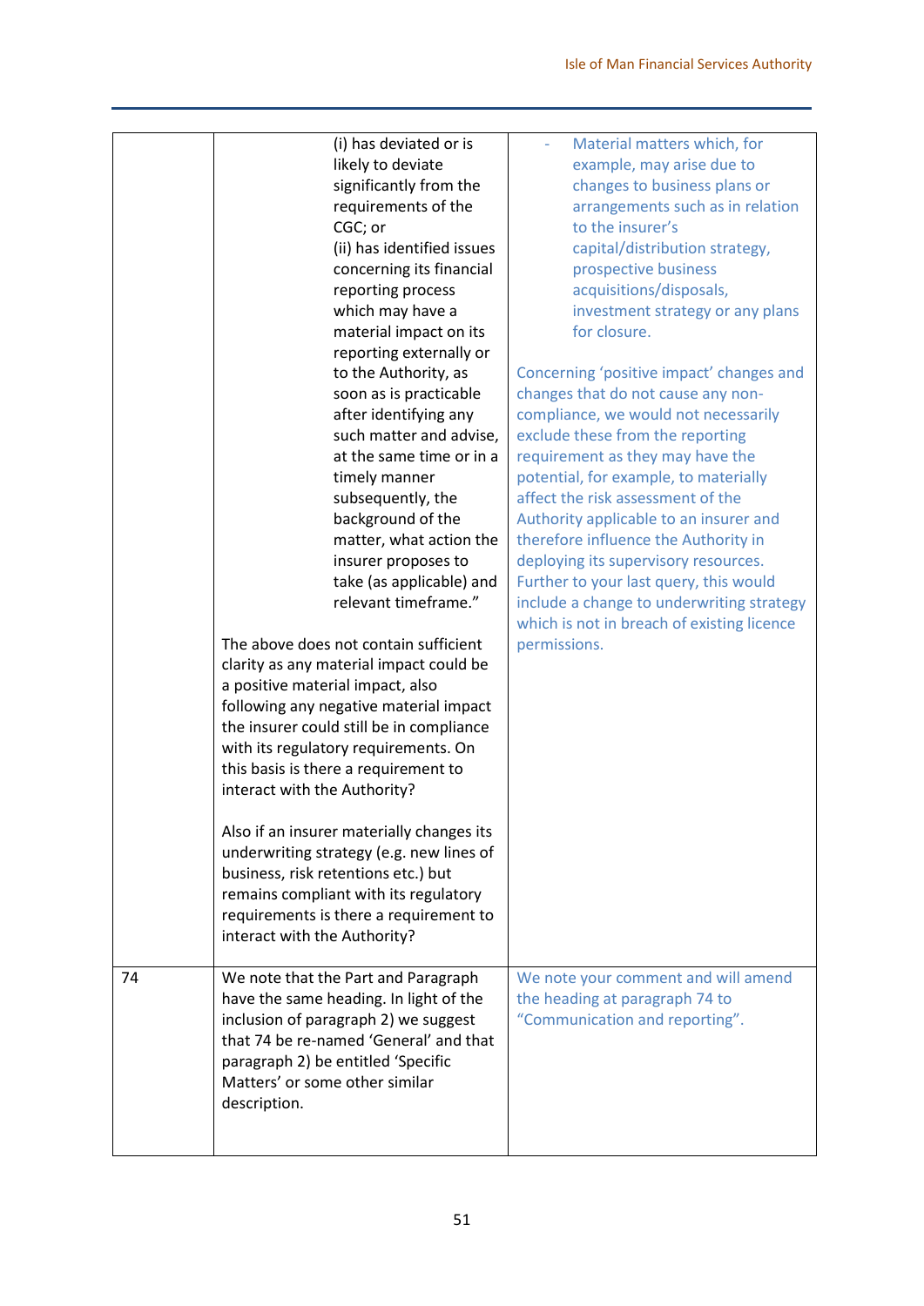| | | |
|---|---|---|
| | (i) has deviated or is likely to deviate significantly from the requirements of the CGC; or<br>(ii) has identified issues concerning its financial reporting process which may have a material impact on its reporting externally or to the Authority, as soon as is practicable after identifying any such matter and advise, at the same time or in a timely manner subsequently, the background of the matter, what action the insurer proposes to take (as applicable) and relevant timeframe."<br><br>The above does not contain sufficient clarity as any material impact could be a positive material impact, also following any negative material impact the insurer could still be in compliance with its regulatory requirements. On this basis is there a requirement to interact with the Authority?<br><br>Also if an insurer materially changes its underwriting strategy (e.g. new lines of business, risk retentions etc.) but remains compliant with its regulatory requirements is there a requirement to interact with the Authority? | - Material matters which, for example, may arise due to changes to business plans or arrangements such as in relation to the insurer's capital/distribution strategy, prospective business acquisitions/disposals, investment strategy or any plans for closure.<br><br>Concerning 'positive impact' changes and changes that do not cause any non-compliance, we would not necessarily exclude these from the reporting requirement as they may have the potential, for example, to materially affect the risk assessment of the Authority applicable to an insurer and therefore influence the Authority in deploying its supervisory resources. Further to your last query, this would include a change to underwriting strategy which is not in breach of existing licence permissions. |
| 74 | We note that the Part and Paragraph have the same heading. In light of the inclusion of paragraph 2) we suggest that 74 be re-named 'General' and that paragraph 2) be entitled 'Specific Matters' or some other similar description. | We note your comment and will amend the heading at paragraph 74 to "Communication and reporting". |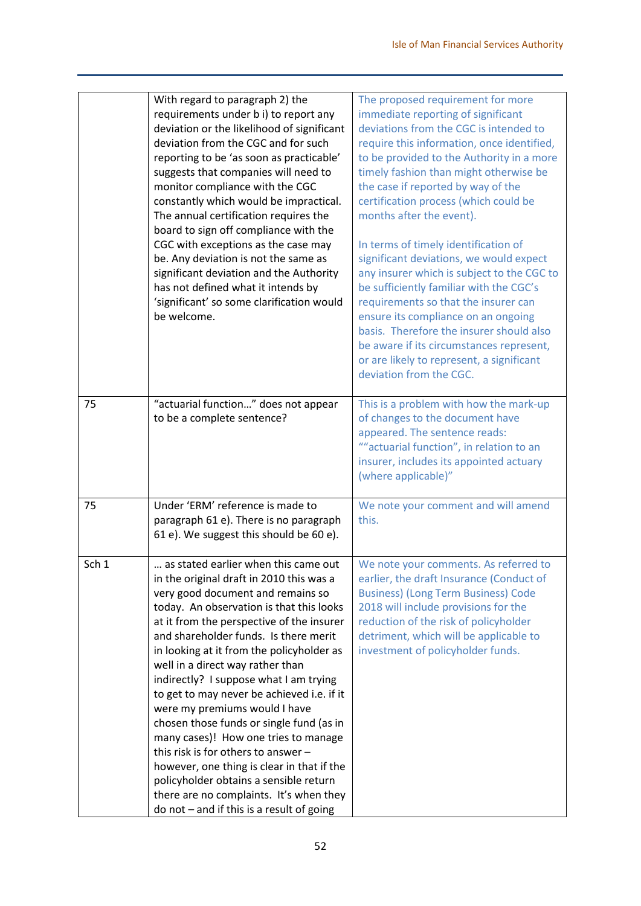| | | |
|---|---|---|
| | With regard to paragraph 2) the requirements under b i) to report any deviation or the likelihood of significant deviation from the CGC and for such reporting to be 'as soon as practicable' suggests that companies will need to monitor compliance with the CGC constantly which would be impractical. The annual certification requires the board to sign off compliance with the CGC with exceptions as the case may be. Any deviation is not the same as significant deviation and the Authority has not defined what it intends by 'significant' so some clarification would be welcome. | The proposed requirement for more immediate reporting of significant deviations from the CGC is intended to require this information, once identified, to be provided to the Authority in a more timely fashion than might otherwise be the case if reported by way of the certification process (which could be months after the event).<br><br>In terms of timely identification of significant deviations, we would expect any insurer which is subject to the CGC to be sufficiently familiar with the CGC's requirements so that the insurer can ensure its compliance on an ongoing basis. Therefore the insurer should also be aware if its circumstances represent, or are likely to represent, a significant deviation from the CGC. |
| 75 | "actuarial function…" does not appear to be a complete sentence? | This is a problem with how the mark-up of changes to the document have appeared. The sentence reads: ""actuarial function", in relation to an insurer, includes its appointed actuary (where applicable)" |
| 75 | Under 'ERM' reference is made to paragraph 61 e). There is no paragraph 61 e). We suggest this should be 60 e). | We note your comment and will amend this. |
| Sch 1 | … as stated earlier when this came out in the original draft in 2010 this was a very good document and remains so today. An observation is that this looks at it from the perspective of the insurer and shareholder funds. Is there merit in looking at it from the policyholder as well in a direct way rather than indirectly? I suppose what I am trying to get to may never be achieved i.e. if it were my premiums would I have chosen those funds or single fund (as in many cases)! How one tries to manage this risk is for others to answer – however, one thing is clear in that if the policyholder obtains a sensible return there are no complaints. It's when they do not – and if this is a result of going | We note your comments. As referred to earlier, the draft Insurance (Conduct of Business) (Long Term Business) Code 2018 will include provisions for the reduction of the risk of policyholder detriment, which will be applicable to investment of policyholder funds. |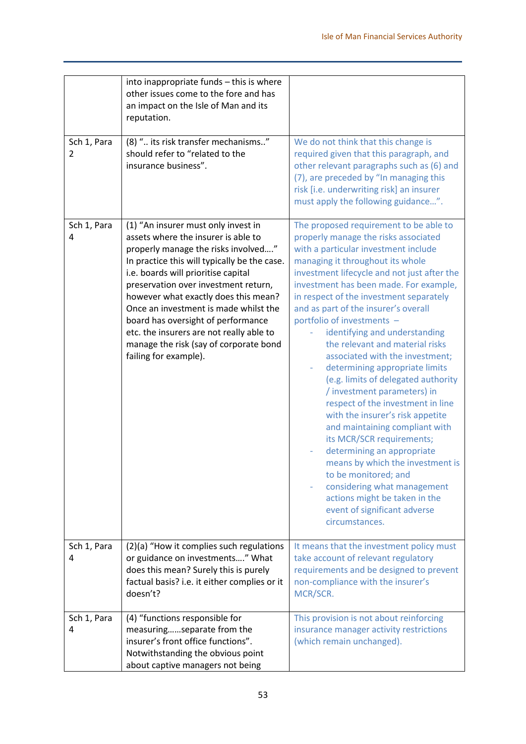| | | |
|---|---|---|
| | into inappropriate funds – this is where other issues come to the fore and has an impact on the Isle of Man and its reputation. | |
| Sch 1, Para 2 | (8) ".. its risk transfer mechanisms.." should refer to "related to the insurance business". | We do not think that this change is required given that this paragraph, and other relevant paragraphs such as (6) and (7), are preceded by "In managing this risk [i.e. underwriting risk] an insurer must apply the following guidance…". |
| Sch 1, Para 4 | (1) "An insurer must only invest in assets where the insurer is able to properly manage the risks involved…." In practice this will typically be the case. i.e. boards will prioritise capital preservation over investment return, however what exactly does this mean? Once an investment is made whilst the board has oversight of performance etc. the insurers are not really able to manage the risk (say of corporate bond failing for example). | The proposed requirement to be able to properly manage the risks associated with a particular investment include managing it throughout its whole investment lifecycle and not just after the investment has been made. For example, in respect of the investment separately and as part of the insurer's overall portfolio of investments –<br>- identifying and understanding the relevant and material risks associated with the investment;<br>- determining appropriate limits (e.g. limits of delegated authority / investment parameters) in respect of the investment in line with the insurer's risk appetite and maintaining compliant with its MCR/SCR requirements;<br>- determining an appropriate means by which the investment is to be monitored; and<br>- considering what management actions might be taken in the event of significant adverse circumstances. |
| Sch 1, Para 4 | (2)(a) "How it complies such regulations or guidance on investments…." What does this mean? Surely this is purely factual basis? i.e. it either complies or it doesn't? | It means that the investment policy must take account of relevant regulatory requirements and be designed to prevent non-compliance with the insurer's MCR/SCR. |
| Sch 1, Para 4 | (4) "functions responsible for measuring……separate from the insurer's front office functions". Notwithstanding the obvious point about captive managers not being | This provision is not about reinforcing insurance manager activity restrictions (which remain unchanged). |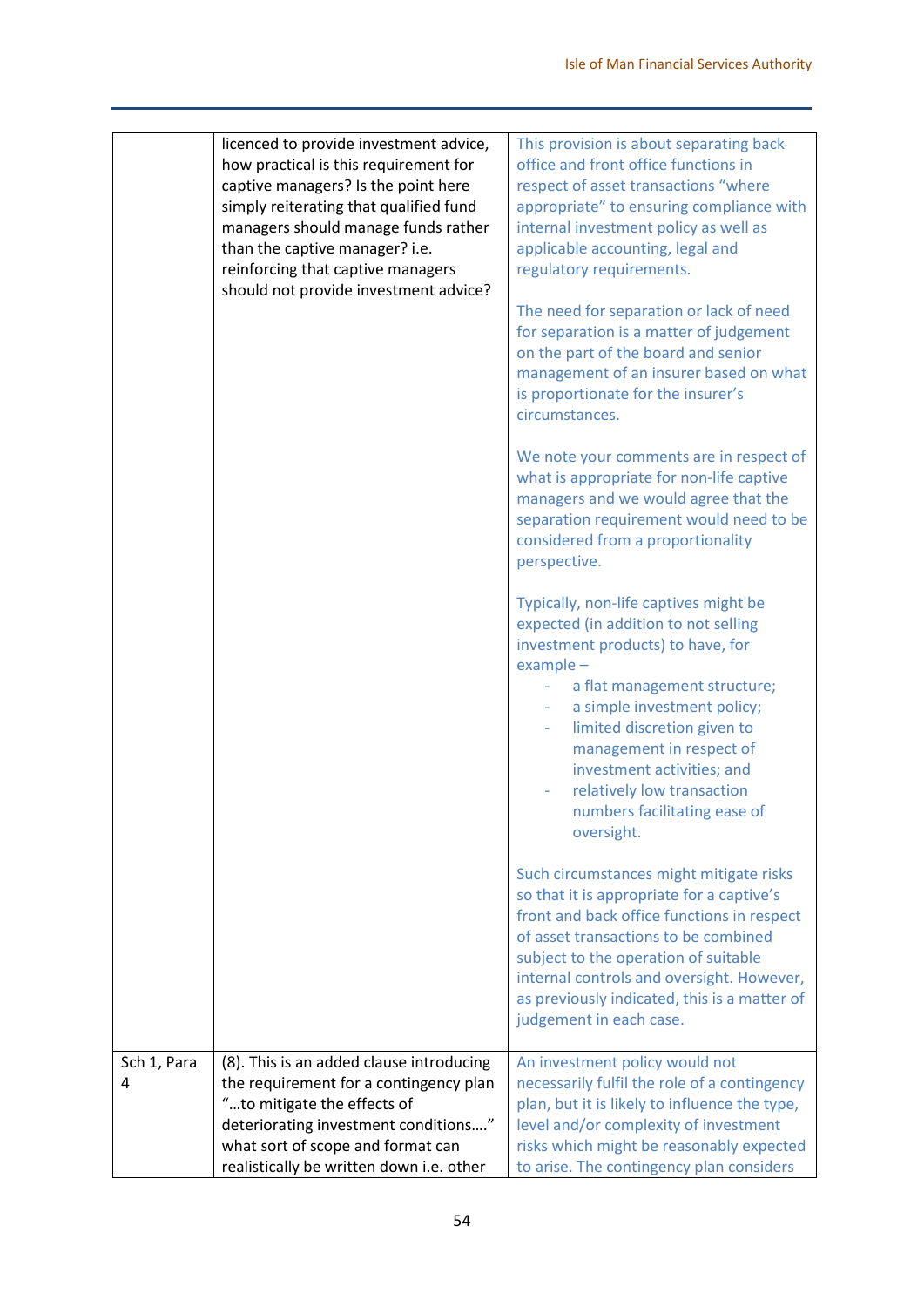| | | |
|---|---|---|
| | licenced to provide investment advice, how practical is this requirement for captive managers? Is the point here simply reiterating that qualified fund managers should manage funds rather than the captive manager? i.e. reinforcing that captive managers should not provide investment advice? | This provision is about separating back office and front office functions in respect of asset transactions "where appropriate" to ensuring compliance with internal investment policy as well as applicable accounting, legal and regulatory requirements.<br><br>The need for separation or lack of need for separation is a matter of judgement on the part of the board and senior management of an insurer based on what is proportionate for the insurer's circumstances.<br><br>We note your comments are in respect of what is appropriate for non-life captive managers and we would agree that the separation requirement would need to be considered from a proportionality perspective.<br><br>Typically, non-life captives might be expected (in addition to not selling investment products) to have, for example –<br>- a flat management structure;<br>- a simple investment policy;<br>- limited discretion given to management in respect of investment activities; and<br>- relatively low transaction numbers facilitating ease of oversight.<br><br>Such circumstances might mitigate risks so that it is appropriate for a captive's front and back office functions in respect of asset transactions to be combined subject to the operation of suitable internal controls and oversight. However, as previously indicated, this is a matter of judgement in each case. |
| Sch 1, Para 4 | (8). This is an added clause introducing the requirement for a contingency plan "…to mitigate the effects of deteriorating investment conditions…." what sort of scope and format can realistically be written down i.e. other | An investment policy would not necessarily fulfil the role of a contingency plan, but it is likely to influence the type, level and/or complexity of investment risks which might be reasonably expected to arise. The contingency plan considers |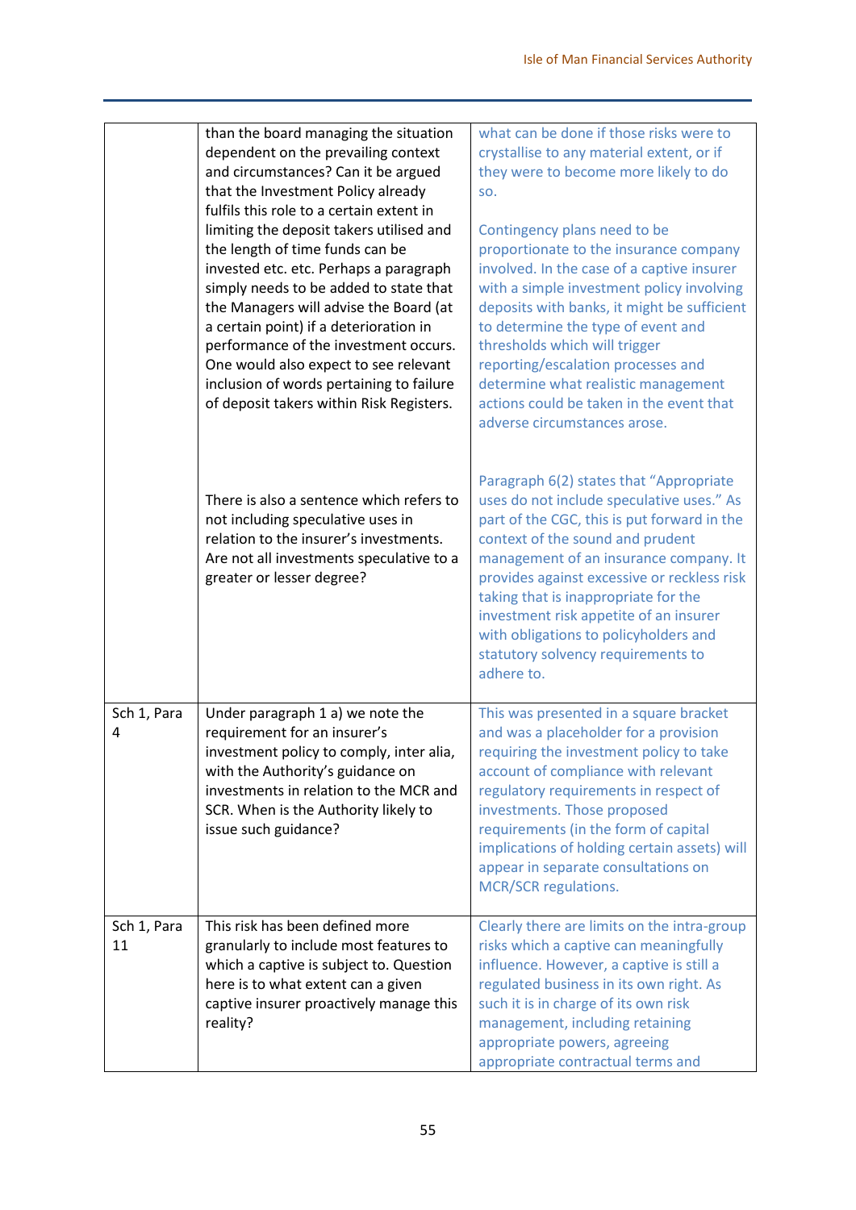| | | |
|---|---|---|
| | than the board managing the situation dependent on the prevailing context and circumstances? Can it be argued that the Investment Policy already fulfils this role to a certain extent in limiting the deposit takers utilised and the length of time funds can be invested etc. etc. Perhaps a paragraph simply needs to be added to state that the Managers will advise the Board (at a certain point) if a deterioration in performance of the investment occurs. One would also expect to see relevant inclusion of words pertaining to failure of deposit takers within Risk Registers.<br><br>There is also a sentence which refers to not including speculative uses in relation to the insurer's investments. Are not all investments speculative to a greater or lesser degree? | what can be done if those risks were to crystallise to any material extent, or if they were to become more likely to do so.<br><br>Contingency plans need to be proportionate to the insurance company involved. In the case of a captive insurer with a simple investment policy involving deposits with banks, it might be sufficient to determine the type of event and thresholds which will trigger reporting/escalation processes and determine what realistic management actions could be taken in the event that adverse circumstances arose.<br><br>Paragraph 6(2) states that "Appropriate uses do not include speculative uses." As part of the CGC, this is put forward in the context of the sound and prudent management of an insurance company. It provides against excessive or reckless risk taking that is inappropriate for the investment risk appetite of an insurer with obligations to policyholders and statutory solvency requirements to adhere to. |
| Sch 1, Para 4 | Under paragraph 1 a) we note the requirement for an insurer's investment policy to comply, inter alia, with the Authority's guidance on investments in relation to the MCR and SCR. When is the Authority likely to issue such guidance? | This was presented in a square bracket and was a placeholder for a provision requiring the investment policy to take account of compliance with relevant regulatory requirements in respect of investments. Those proposed requirements (in the form of capital implications of holding certain assets) will appear in separate consultations on MCR/SCR regulations. |
| Sch 1, Para 11 | This risk has been defined more granularly to include most features to which a captive is subject to. Question here is to what extent can a given captive insurer proactively manage this reality? | Clearly there are limits on the intra-group risks which a captive can meaningfully influence. However, a captive is still a regulated business in its own right. As such it is in charge of its own risk management, including retaining appropriate powers, agreeing appropriate contractual terms and |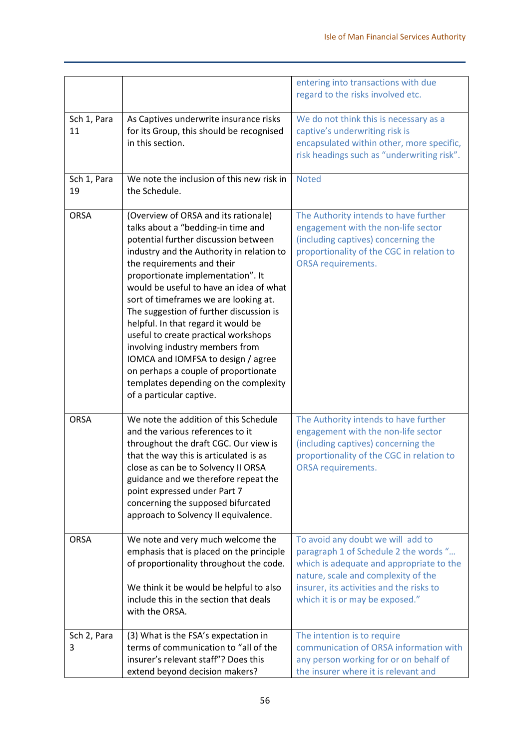| | | |
|---|---|---|
| | | entering into transactions with due regard to the risks involved etc. |
| Sch 1, Para 11 | As Captives underwrite insurance risks for its Group, this should be recognised in this section. | We do not think this is necessary as a captive's underwriting risk is encapsulated within other, more specific, risk headings such as "underwriting risk". |
| Sch 1, Para 19 | We note the inclusion of this new risk in the Schedule. | Noted |
| ORSA | (Overview of ORSA and its rationale) talks about a "bedding-in time and potential further discussion between industry and the Authority in relation to the requirements and their proportionate implementation". It would be useful to have an idea of what sort of timeframes we are looking at. The suggestion of further discussion is helpful. In that regard it would be useful to create practical workshops involving industry members from IOMCA and IOMFSA to design / agree on perhaps a couple of proportionate templates depending on the complexity of a particular captive. | The Authority intends to have further engagement with the non-life sector (including captives) concerning the proportionality of the CGC in relation to ORSA requirements. |
| ORSA | We note the addition of this Schedule and the various references to it throughout the draft CGC. Our view is that the way this is articulated is as close as can be to Solvency II ORSA guidance and we therefore repeat the point expressed under Part 7 concerning the supposed bifurcated approach to Solvency II equivalence. | The Authority intends to have further engagement with the non-life sector (including captives) concerning the proportionality of the CGC in relation to ORSA requirements. |
| ORSA | We note and very much welcome the emphasis that is placed on the principle of proportionality throughout the code.<br><br>We think it be would be helpful to also include this in the section that deals with the ORSA. | To avoid any doubt we will add to paragraph 1 of Schedule 2 the words "… which is adequate and appropriate to the nature, scale and complexity of the insurer, its activities and the risks to which it is or may be exposed." |
| Sch 2, Para 3 | (3) What is the FSA's expectation in terms of communication to "all of the insurer's relevant staff"? Does this extend beyond decision makers? | The intention is to require communication of ORSA information with any person working for or on behalf of the insurer where it is relevant and |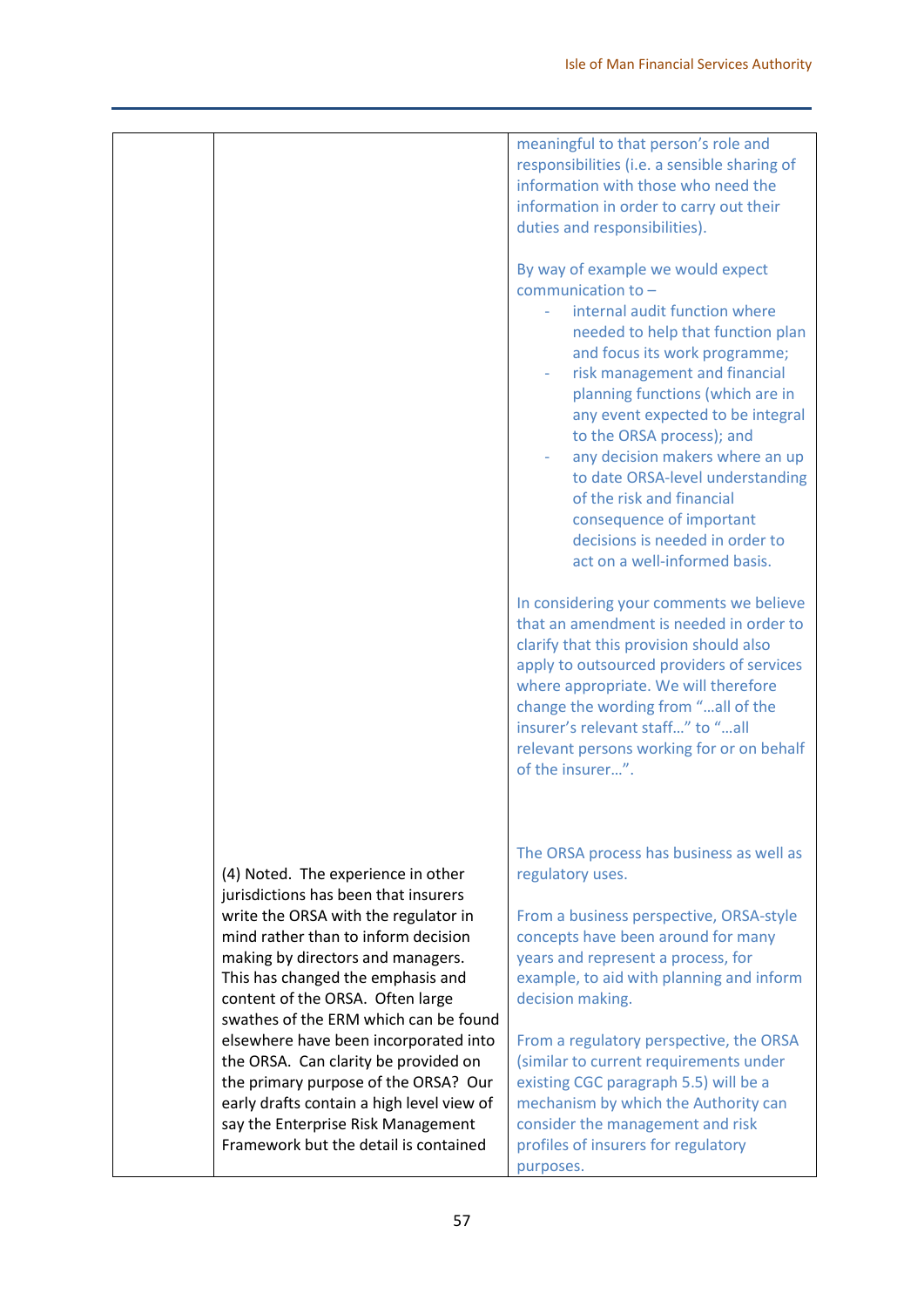| | | |
|---|---|---|
| | | meaningful to that person's role and responsibilities (i.e. a sensible sharing of information with those who need the information in order to carry out their duties and responsibilities).<br><br>By way of example we would expect communication to –<br>- internal audit function where needed to help that function plan and focus its work programme;<br>- risk management and financial planning functions (which are in any event expected to be integral to the ORSA process); and<br>- any decision makers where an up to date ORSA-level understanding of the risk and financial consequence of important decisions is needed in order to act on a well-informed basis.<br><br>In considering your comments we believe that an amendment is needed in order to clarify that this provision should also apply to outsourced providers of services where appropriate. We will therefore change the wording from "…all of the insurer's relevant staff…" to "…all relevant persons working for or on behalf of the insurer…". |
| | (4) Noted. The experience in other jurisdictions has been that insurers write the ORSA with the regulator in mind rather than to inform decision making by directors and managers. This has changed the emphasis and content of the ORSA. Often large swathes of the ERM which can be found elsewhere have been incorporated into the ORSA. Can clarity be provided on the primary purpose of the ORSA? Our early drafts contain a high level view of say the Enterprise Risk Management Framework but the detail is contained | The ORSA process has business as well as regulatory uses.<br><br>From a business perspective, ORSA-style concepts have been around for many years and represent a process, for example, to aid with planning and inform decision making.<br><br>From a regulatory perspective, the ORSA (similar to current requirements under existing CGC paragraph 5.5) will be a mechanism by which the Authority can consider the management and risk profiles of insurers for regulatory purposes. |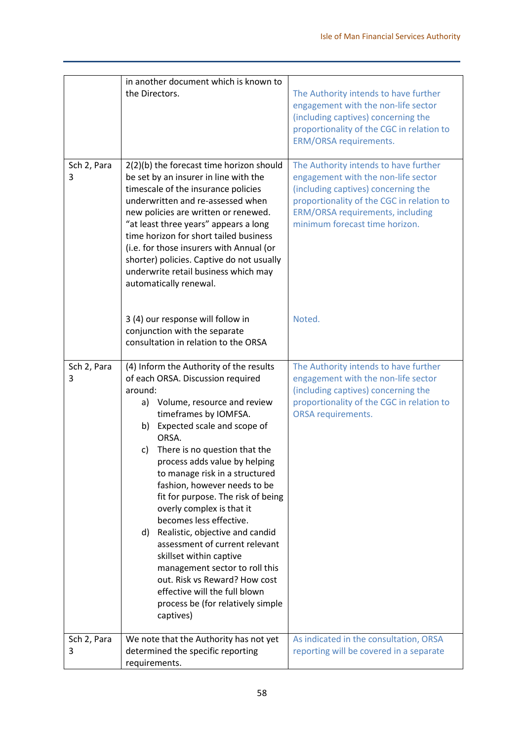| | | |
|---|---|---|
| | in another document which is known to the Directors. | The Authority intends to have further engagement with the non-life sector (including captives) concerning the proportionality of the CGC in relation to ERM/ORSA requirements. |
| Sch 2, Para 3 | 2(2)(b) the forecast time horizon should be set by an insurer in line with the timescale of the insurance policies underwritten and re-assessed when new policies are written or renewed. "at least three years" appears a long time horizon for short tailed business (i.e. for those insurers with Annual (or shorter) policies. Captive do not usually underwrite retail business which may automatically renewal.<br><br>3 (4) our response will follow in conjunction with the separate consultation in relation to the ORSA | The Authority intends to have further engagement with the non-life sector (including captives) concerning the proportionality of the CGC in relation to ERM/ORSA requirements, including minimum forecast time horizon.<br><br>Noted. |
| Sch 2, Para 3 | (4) Inform the Authority of the results of each ORSA. Discussion required around:<br>a) Volume, resource and review timeframes by IOMFSA.<br>b) Expected scale and scope of ORSA.<br>c) There is no question that the process adds value by helping to manage risk in a structured fashion, however needs to be fit for purpose. The risk of being overly complex is that it becomes less effective.<br>d) Realistic, objective and candid assessment of current relevant skillset within captive management sector to roll this out. Risk vs Reward? How cost effective will the full blown process be (for relatively simple captives) | The Authority intends to have further engagement with the non-life sector (including captives) concerning the proportionality of the CGC in relation to ORSA requirements. |
| Sch 2, Para 3 | We note that the Authority has not yet determined the specific reporting requirements. | As indicated in the consultation, ORSA reporting will be covered in a separate |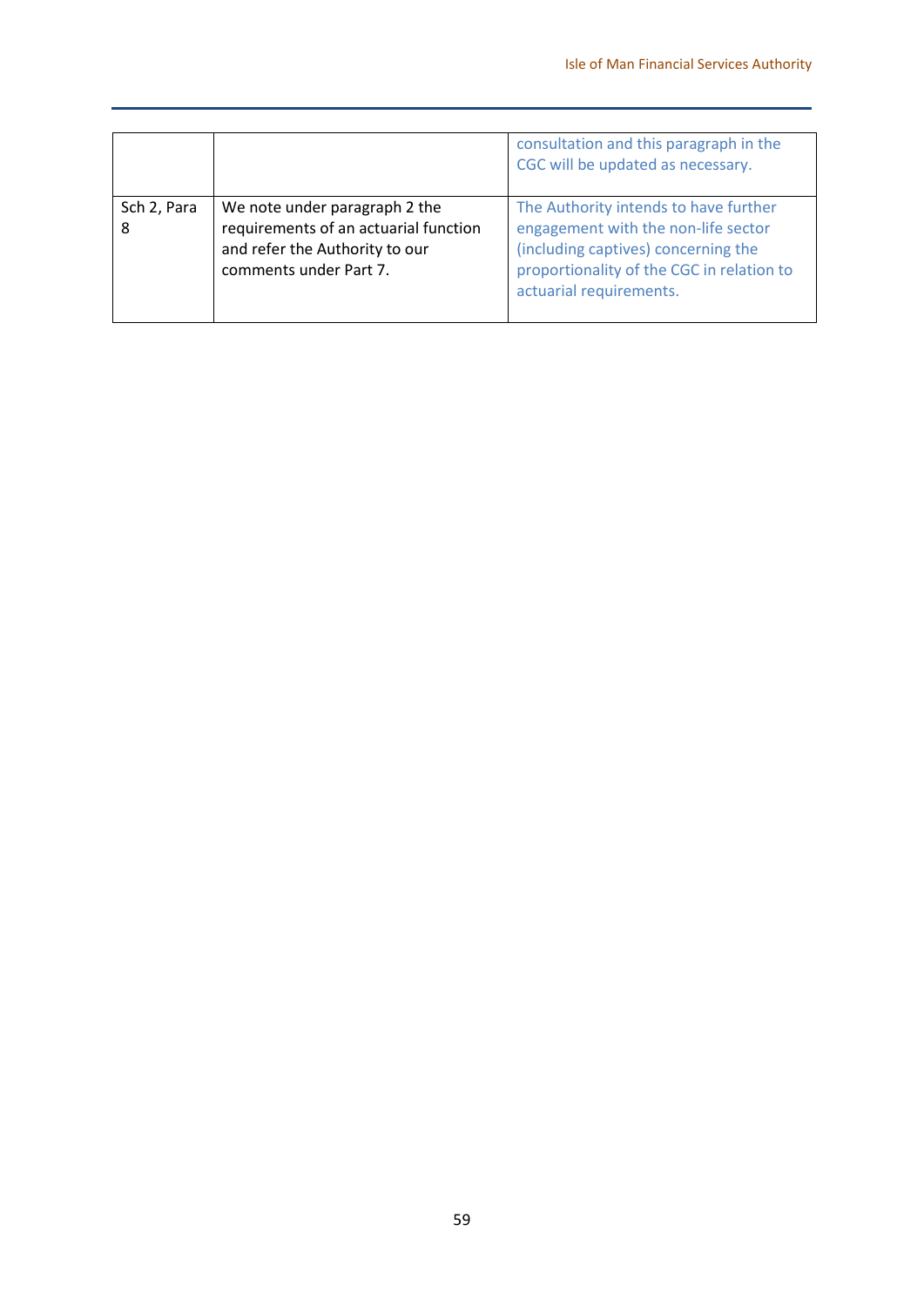| | | |
|---|---|---|
| | | consultation and this paragraph in the CGC will be updated as necessary. |
| Sch 2, Para 8 | We note under paragraph 2 the requirements of an actuarial function and refer the Authority to our comments under Part 7. | The Authority intends to have further engagement with the non-life sector (including captives) concerning the proportionality of the CGC in relation to actuarial requirements. |